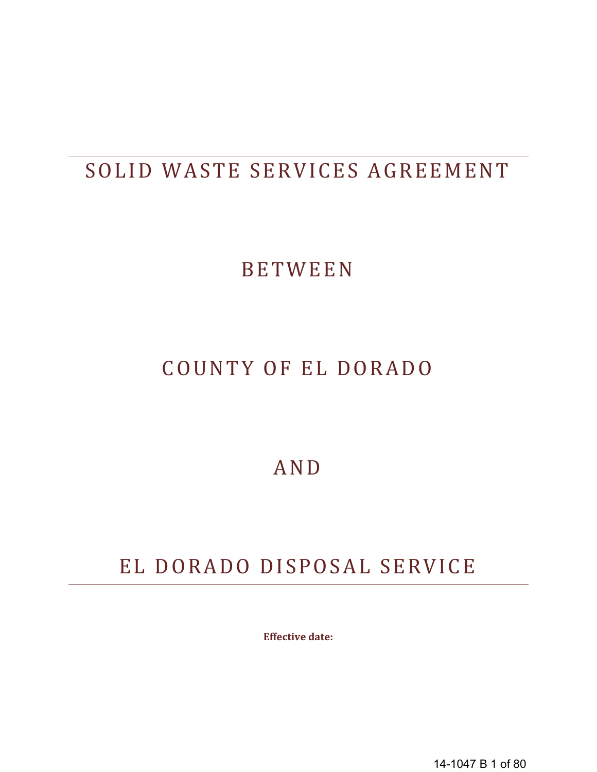# SOLID WASTE SERVICES AGREEMENT

# BETWEEN

# COUNTY OF EL DORADO

# AND

# EL DORADO DISPOSAL SERVICE

**Effective date:**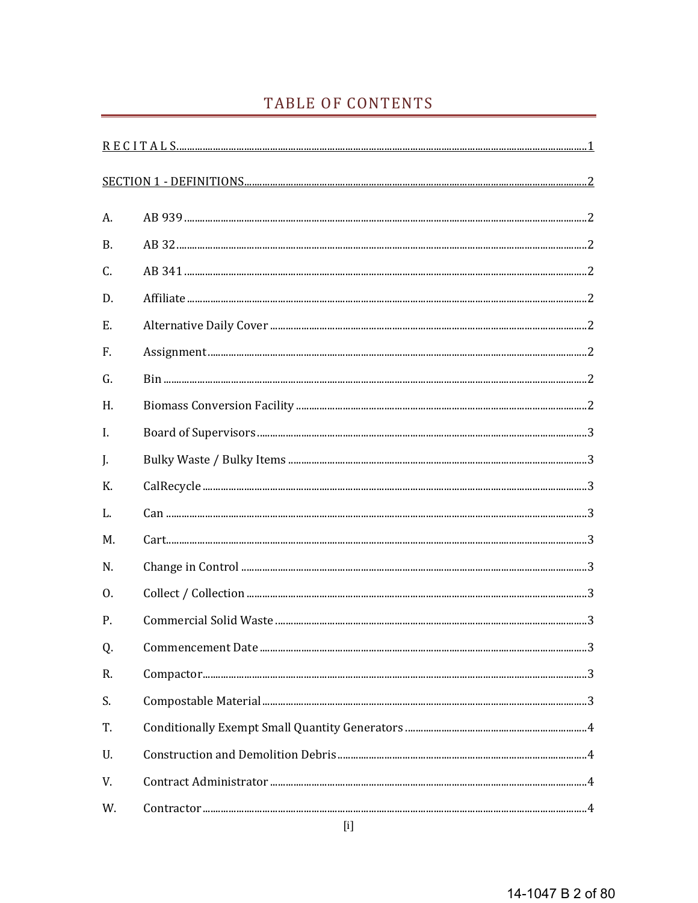# TABLE OF CONTENTS

RECITALS ..... 1

SECTION 1 - DEFINITIONS ..... 2

A. AB 939 ..... 2

B. AB 32 ..... 2

C. AB 341 ..... 2

D. Affiliate ..... 2

E. Alternative Daily Cover ..... 2

F. Assignment ..... 2

G. Bin ..... 2

H. Biomass Conversion Facility ..... 2

I. Board of Supervisors ..... 3

J. Bulky Waste / Bulky Items ..... 3

K. CalRecycle ..... 3

L. Can ..... 3

M. Cart ..... 3

N. Change in Control ..... 3

O. Collect / Collection ..... 3

P. Commercial Solid Waste ..... 3

Q. Commencement Date ..... 3

R. Compactor ..... 3

S. Compostable Material ..... 3

T. Conditionally Exempt Small Quantity Generators ..... 4

U. Construction and Demolition Debris ..... 4

V. Contract Administrator ..... 4

W. Contractor ..... 4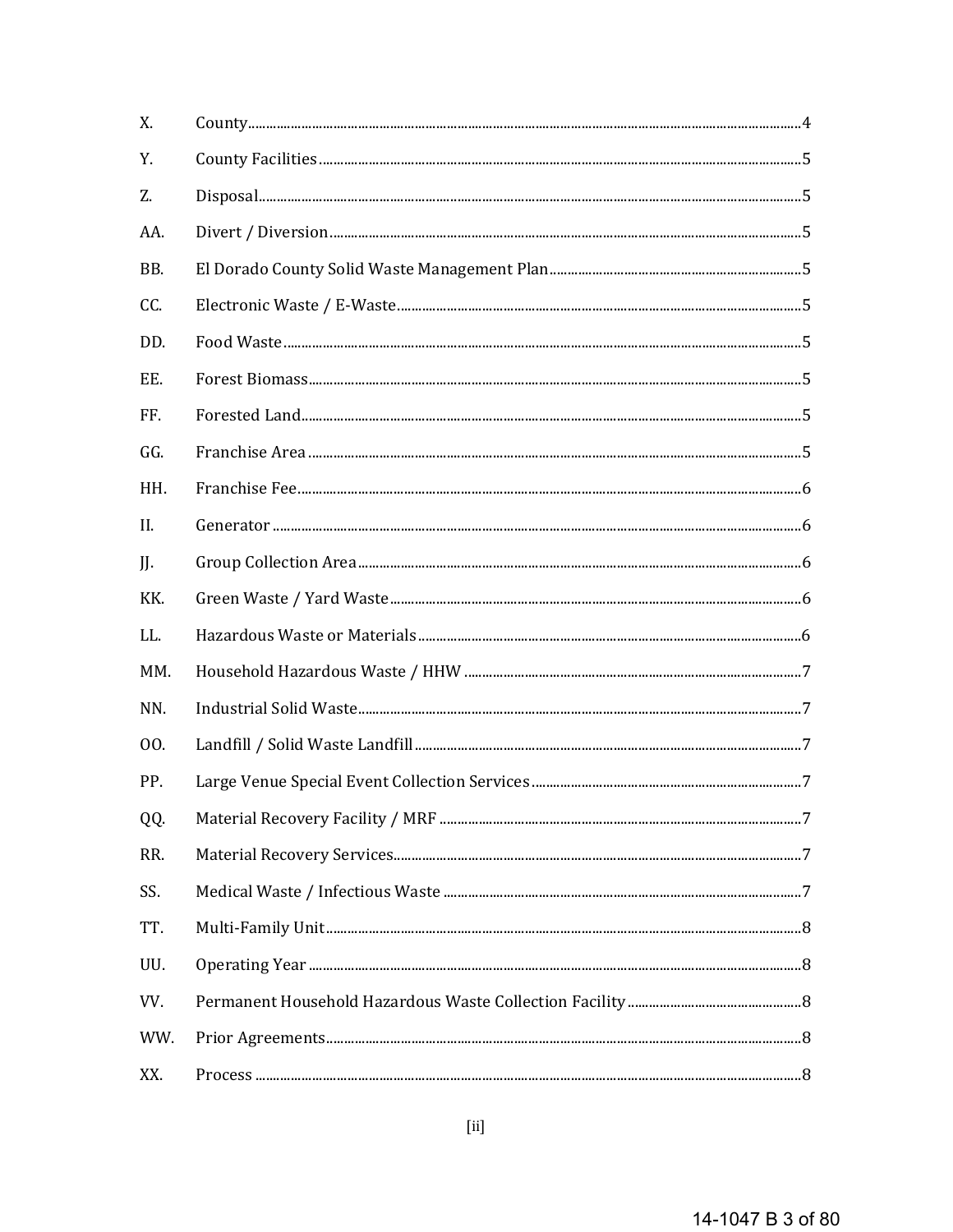| | | |
|---|---|---|
| X. | County | 4 |
| Y. | County Facilities | 5 |
| Z. | Disposal | 5 |
| AA. | Divert / Diversion | 5 |
| BB. | El Dorado County Solid Waste Management Plan | 5 |
| CC. | Electronic Waste / E-Waste | 5 |
| DD. | Food Waste | 5 |
| EE. | Forest Biomass | 5 |
| FF. | Forested Land | 5 |
| GG. | Franchise Area | 5 |
| HH. | Franchise Fee | 6 |
| II. | Generator | 6 |
| JJ. | Group Collection Area | 6 |
| KK. | Green Waste / Yard Waste | 6 |
| LL. | Hazardous Waste or Materials | 6 |
| MM. | Household Hazardous Waste / HHW | 7 |
| NN. | Industrial Solid Waste | 7 |
| OO. | Landfill / Solid Waste Landfill | 7 |
| PP. | Large Venue Special Event Collection Services | 7 |
| QQ. | Material Recovery Facility / MRF | 7 |
| RR. | Material Recovery Services | 7 |
| SS. | Medical Waste / Infectious Waste | 7 |
| TT. | Multi-Family Unit | 8 |
| UU. | Operating Year | 8 |
| VV. | Permanent Household Hazardous Waste Collection Facility | 8 |
| WW. | Prior Agreements | 8 |
| XX. | Process | 8 |

[ii]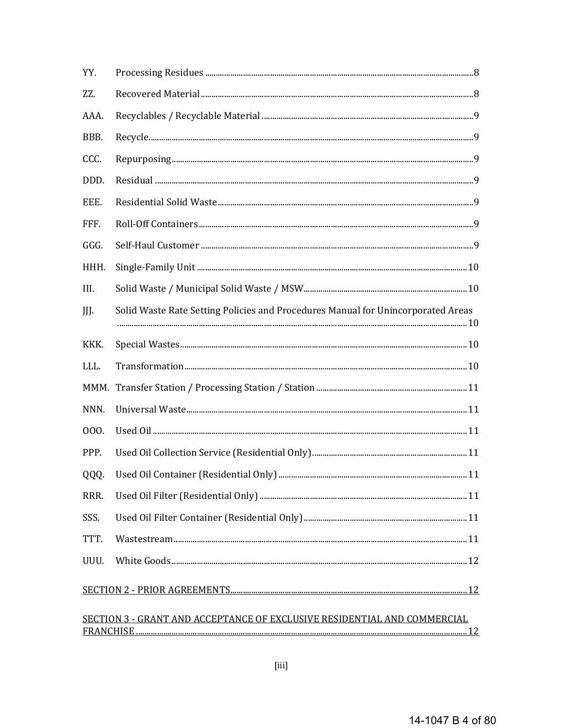YY. Processing Residues ........ 8

ZZ. Recovered Material ........ 8

AAA. Recyclables / Recyclable Material ........ 9

BBB. Recycle ........ 9

CCC. Repurposing ........ 9

DDD. Residual ........ 9

EEE. Residential Solid Waste ........ 9

FFF. Roll-Off Containers ........ 9

GGG. Self-Haul Customer ........ 9

HHH. Single-Family Unit ........ 10

III. Solid Waste / Municipal Solid Waste / MSW ........ 10

JJJ. Solid Waste Rate Setting Policies and Procedures Manual for Unincorporated Areas ........ 10

KKK. Special Wastes ........ 10

LLL. Transformation ........ 10

MMM. Transfer Station / Processing Station / Station ........ 11

NNN. Universal Waste ........ 11

OOO. Used Oil ........ 11

PPP. Used Oil Collection Service (Residential Only) ........ 11

QQQ. Used Oil Container (Residential Only) ........ 11

RRR. Used Oil Filter (Residential Only) ........ 11

SSS. Used Oil Filter Container (Residential Only) ........ 11

TTT. Wastestream ........ 11

UUU. White Goods ........ 12

SECTION 2 - PRIOR AGREEMENTS ........ 12

SECTION 3 - GRANT AND ACCEPTANCE OF EXCLUSIVE RESIDENTIAL AND COMMERCIAL FRANCHISE ........ 12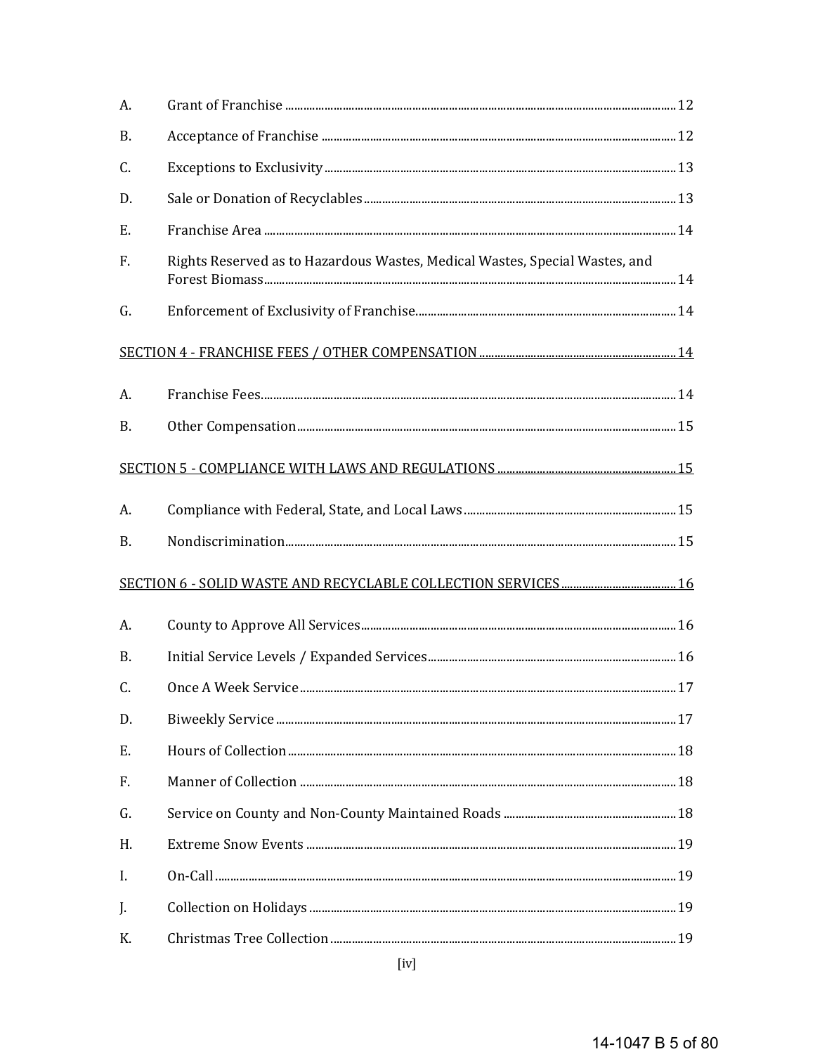A. Grant of Franchise ..... 12

B. Acceptance of Franchise ..... 12

C. Exceptions to Exclusivity ..... 13

D. Sale or Donation of Recyclables ..... 13

E. Franchise Area ..... 14

F. Rights Reserved as to Hazardous Wastes, Medical Wastes, Special Wastes, and Forest Biomass ..... 14

G. Enforcement of Exclusivity of Franchise ..... 14

<u>SECTION 4 - FRANCHISE FEES / OTHER COMPENSATION ..... 14</u>

A. Franchise Fees ..... 14

B. Other Compensation ..... 15

<u>SECTION 5 - COMPLIANCE WITH LAWS AND REGULATIONS ..... 15</u>

A. Compliance with Federal, State, and Local Laws ..... 15

B. Nondiscrimination ..... 15

<u>SECTION 6 - SOLID WASTE AND RECYCLABLE COLLECTION SERVICES ..... 16</u>

A. County to Approve All Services ..... 16

B. Initial Service Levels / Expanded Services ..... 16

C. Once A Week Service ..... 17

D. Biweekly Service ..... 17

E. Hours of Collection ..... 18

F. Manner of Collection ..... 18

G. Service on County and Non-County Maintained Roads ..... 18

H. Extreme Snow Events ..... 19

I. On-Call ..... 19

J. Collection on Holidays ..... 19

K. Christmas Tree Collection ..... 19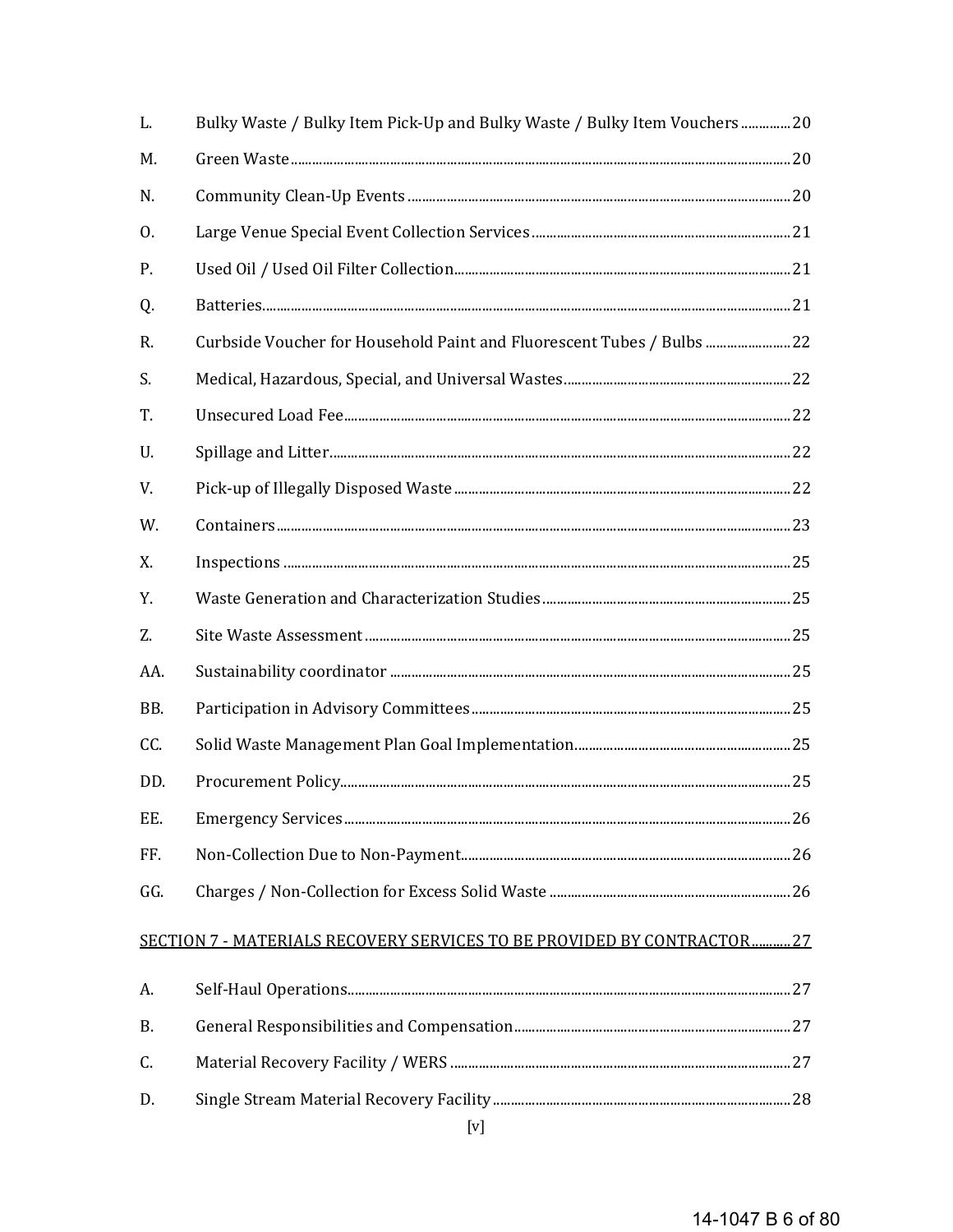| | | |
|---|---|---|
| L. | Bulky Waste / Bulky Item Pick-Up and Bulky Waste / Bulky Item Vouchers | 20 |
| M. | Green Waste | 20 |
| N. | Community Clean-Up Events | 20 |
| O. | Large Venue Special Event Collection Services | 21 |
| P. | Used Oil / Used Oil Filter Collection | 21 |
| Q. | Batteries | 21 |
| R. | Curbside Voucher for Household Paint and Fluorescent Tubes / Bulbs | 22 |
| S. | Medical, Hazardous, Special, and Universal Wastes | 22 |
| T. | Unsecured Load Fee | 22 |
| U. | Spillage and Litter | 22 |
| V. | Pick-up of Illegally Disposed Waste | 22 |
| W. | Containers | 23 |
| X. | Inspections | 25 |
| Y. | Waste Generation and Characterization Studies | 25 |
| Z. | Site Waste Assessment | 25 |
| AA. | Sustainability coordinator | 25 |
| BB. | Participation in Advisory Committees | 25 |
| CC. | Solid Waste Management Plan Goal Implementation | 25 |
| DD. | Procurement Policy | 25 |
| EE. | Emergency Services | 26 |
| FF. | Non-Collection Due to Non-Payment | 26 |
| GG. | Charges / Non-Collection for Excess Solid Waste | 26 |

SECTION 7 - MATERIALS RECOVERY SERVICES TO BE PROVIDED BY CONTRACTOR ........... 27

| | | |
|---|---|---|
| A. | Self-Haul Operations | 27 |
| B. | General Responsibilities and Compensation | 27 |
| C. | Material Recovery Facility / WERS | 27 |
| D. | Single Stream Material Recovery Facility | 28 |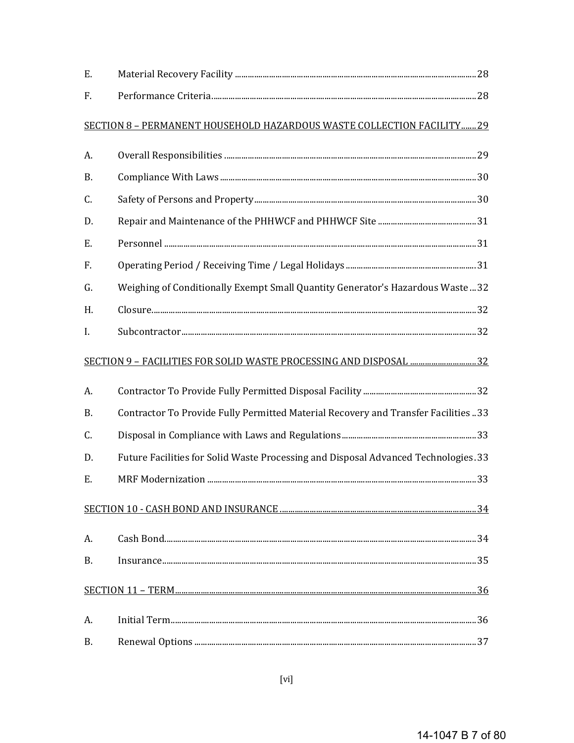E. Material Recovery Facility ............ 28

F. Performance Criteria ............ 28

SECTION 8 – PERMANENT HOUSEHOLD HAZARDOUS WASTE COLLECTION FACILITY ....... 29

A. Overall Responsibilities ............ 29

B. Compliance With Laws ............ 30

C. Safety of Persons and Property ............ 30

D. Repair and Maintenance of the PHHWCF and PHHWCF Site ............ 31

E. Personnel ............ 31

F. Operating Period / Receiving Time / Legal Holidays ............ 31

G. Weighing of Conditionally Exempt Small Quantity Generator's Hazardous Waste ... 32

H. Closure ............ 32

I. Subcontractor ............ 32

SECTION 9 – FACILITIES FOR SOLID WASTE PROCESSING AND DISPOSAL ............ 32

A. Contractor To Provide Fully Permitted Disposal Facility ............ 32

B. Contractor To Provide Fully Permitted Material Recovery and Transfer Facilities .. 33

C. Disposal in Compliance with Laws and Regulations ............ 33

D. Future Facilities for Solid Waste Processing and Disposal Advanced Technologies . 33

E. MRF Modernization ............ 33

SECTION 10 - CASH BOND AND INSURANCE ............ 34

A. Cash Bond ............ 34

B. Insurance ............ 35

SECTION 11 – TERM ............ 36

A. Initial Term ............ 36

B. Renewal Options ............ 37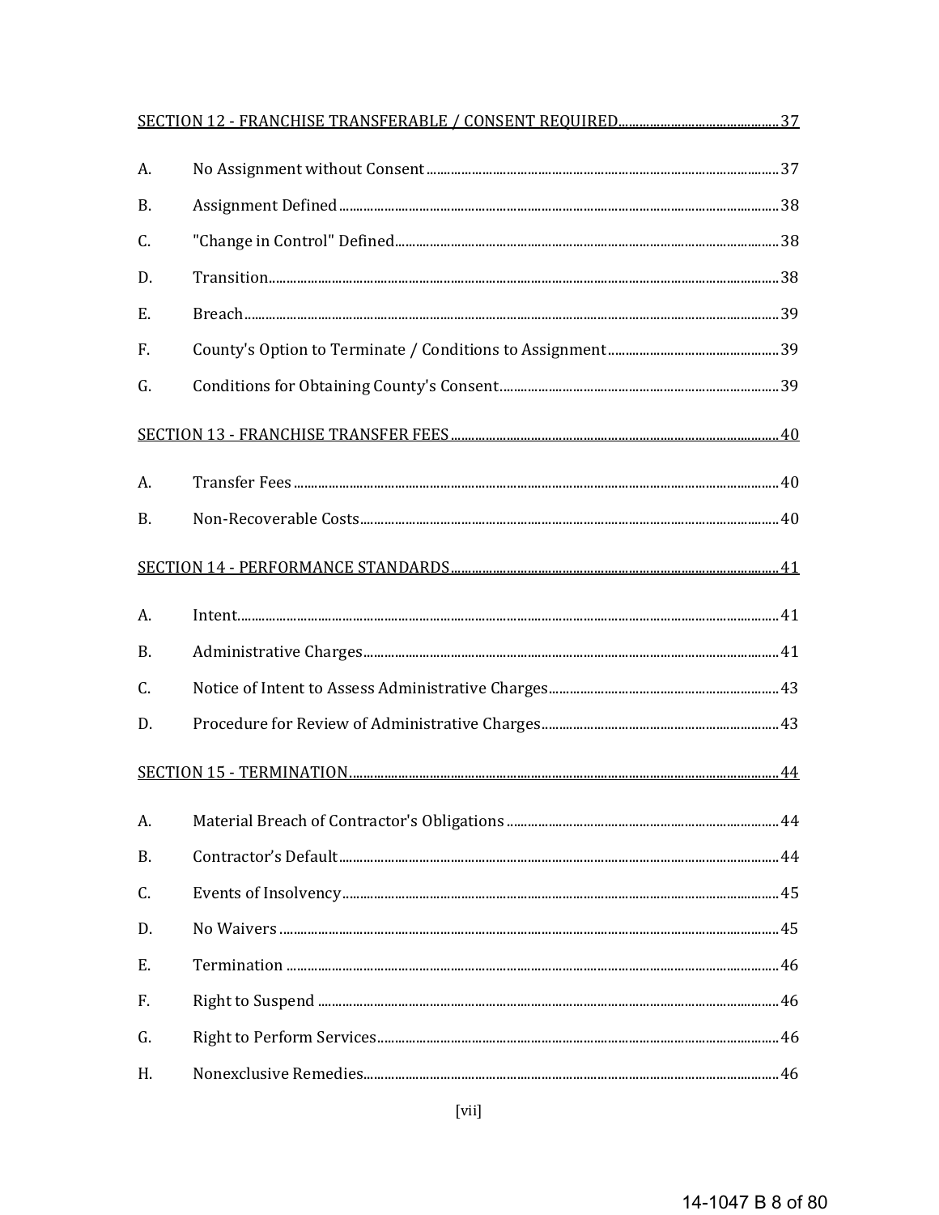SECTION 12 - FRANCHISE TRANSFERABLE / CONSENT REQUIRED.......... 37

A. No Assignment without Consent .......... 37

B. Assignment Defined .......... 38

C. "Change in Control" Defined .......... 38

D. Transition .......... 38

E. Breach .......... 39

F. County's Option to Terminate / Conditions to Assignment .......... 39

G. Conditions for Obtaining County's Consent .......... 39

SECTION 13 - FRANCHISE TRANSFER FEES .......... 40

A. Transfer Fees .......... 40

B. Non-Recoverable Costs .......... 40

SECTION 14 - PERFORMANCE STANDARDS .......... 41

A. Intent .......... 41

B. Administrative Charges .......... 41

C. Notice of Intent to Assess Administrative Charges .......... 43

D. Procedure for Review of Administrative Charges .......... 43

SECTION 15 - TERMINATION .......... 44

A. Material Breach of Contractor's Obligations .......... 44

B. Contractor's Default .......... 44

C. Events of Insolvency .......... 45

D. No Waivers .......... 45

E. Termination .......... 46

F. Right to Suspend .......... 46

G. Right to Perform Services .......... 46

H. Nonexclusive Remedies .......... 46

[vii]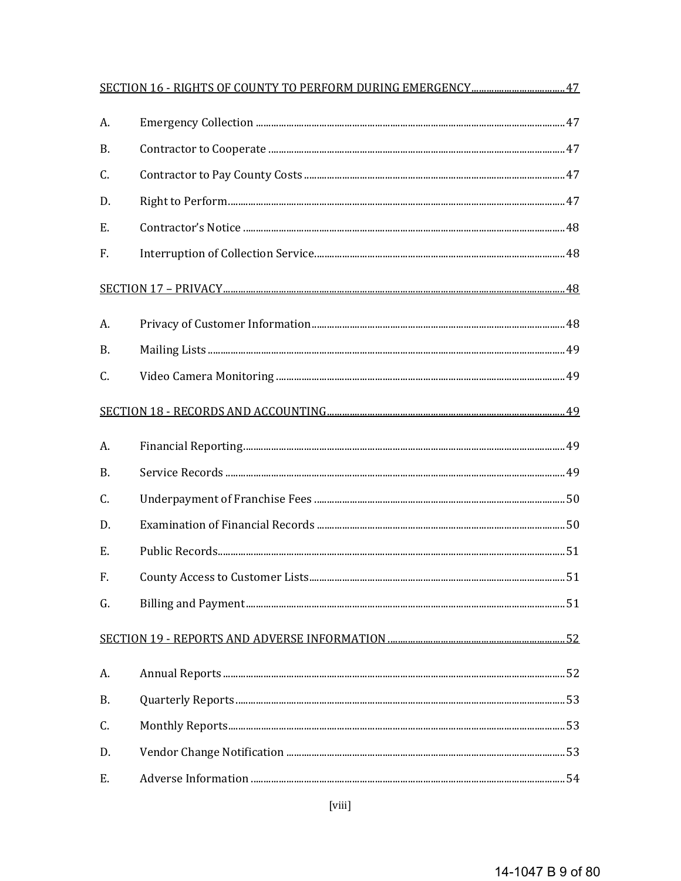SECTION 16 - RIGHTS OF COUNTY TO PERFORM DURING EMERGENCY ..................................... 47

A. Emergency Collection ..................................................................................................................... 47

B. Contractor to Cooperate ................................................................................................................. 47

C. Contractor to Pay County Costs ..................................................................................................... 47

D. Right to Perform ............................................................................................................................... 47

E. Contractor's Notice .......................................................................................................................... 48

F. Interruption of Collection Service ................................................................................................ 48

SECTION 17 – PRIVACY ........................................................................................................................ 48

A. Privacy of Customer Information .................................................................................................. 48

B. Mailing Lists ...................................................................................................................................... 49

C. Video Camera Monitoring .............................................................................................................. 49

SECTION 18 - RECORDS AND ACCOUNTING .................................................................................... 49

A. Financial Reporting .......................................................................................................................... 49

B. Service Records ................................................................................................................................. 49

C. Underpayment of Franchise Fees ................................................................................................. 50

D. Examination of Financial Records ................................................................................................ 50

E. Public Records .................................................................................................................................... 51

F. County Access to Customer Lists .................................................................................................. 51

G. Billing and Payment .......................................................................................................................... 51

SECTION 19 - REPORTS AND ADVERSE INFORMATION .................................................................. 52

A. Annual Reports .................................................................................................................................. 52

B. Quarterly Reports .............................................................................................................................. 53

C. Monthly Reports ................................................................................................................................. 53

D. Vendor Change Notification ............................................................................................................ 53

E. Adverse Information ......................................................................................................................... 54

[viii]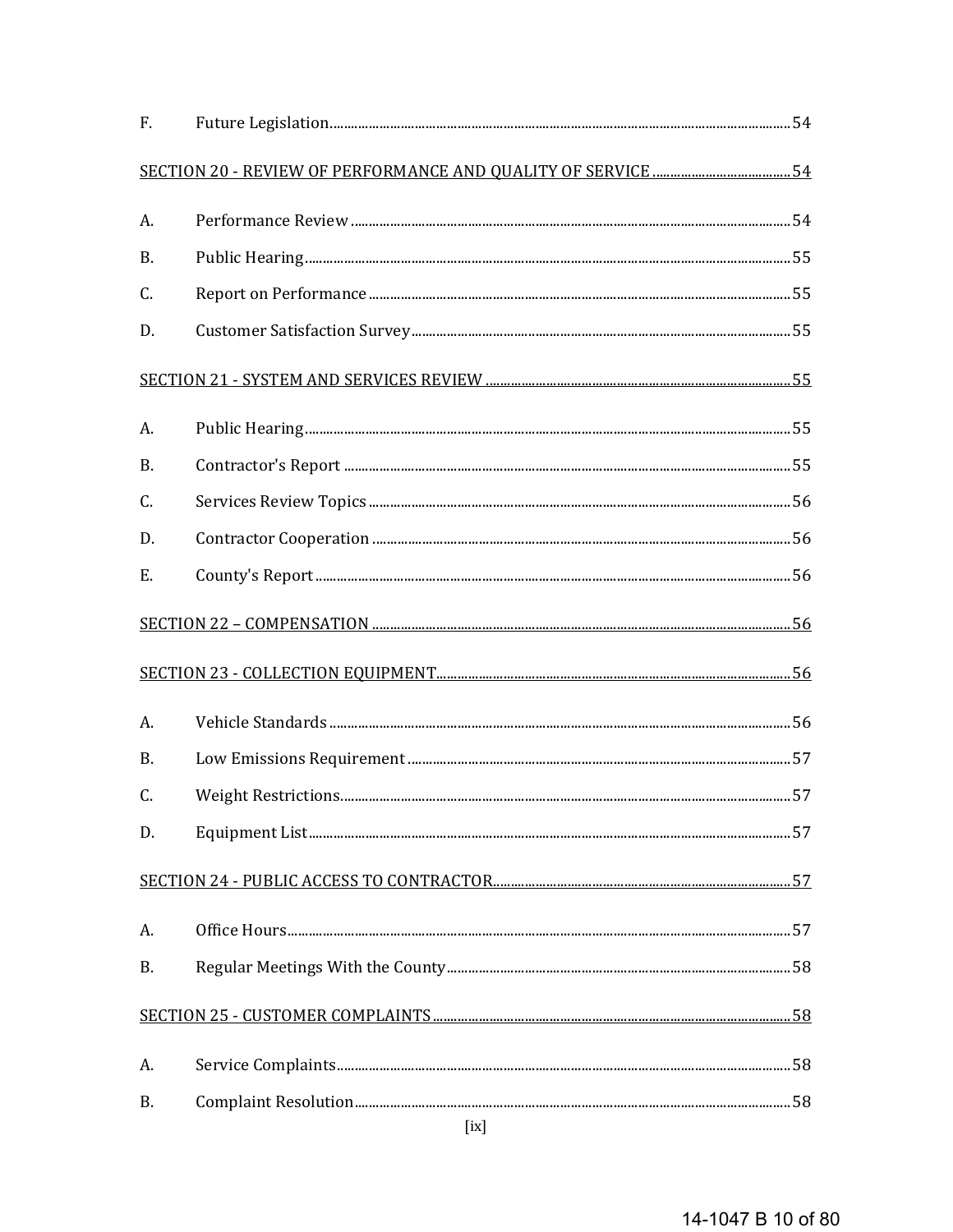F. Future Legislation.......................................................................................................................... 54

SECTION 20 - REVIEW OF PERFORMANCE AND QUALITY OF SERVICE ........................................ 54

A. Performance Review ............................................................................................................ 54

B. Public Hearing......................................................................................................................... 55

C. Report on Performance ........................................................................................................ 55

D. Customer Satisfaction Survey............................................................................................. 55

SECTION 21 - SYSTEM AND SERVICES REVIEW ........................................................................... 55

A. Public Hearing......................................................................................................................... 55

B. Contractor's Report ............................................................................................................... 55

C. Services Review Topics ......................................................................................................... 56

D. Contractor Cooperation ........................................................................................................ 56

E. County's Report....................................................................................................................... 56

SECTION 22 – COMPENSATION ........................................................................................................ 56

SECTION 23 - COLLECTION EQUIPMENT......................................................................................... 56

A. Vehicle Standards ................................................................................................................... 56

B. Low Emissions Requirement ............................................................................................... 57

C. Weight Restrictions................................................................................................................ 57

D. Equipment List......................................................................................................................... 57

SECTION 24 - PUBLIC ACCESS TO CONTRACTOR........................................................................... 57

A. Office Hours.............................................................................................................................. 57

B. Regular Meetings With the County...................................................................................... 58

SECTION 25 - CUSTOMER COMPLAINTS .......................................................................................... 58

A. Service Complaints.................................................................................................................. 58

B. Complaint Resolution............................................................................................................. 58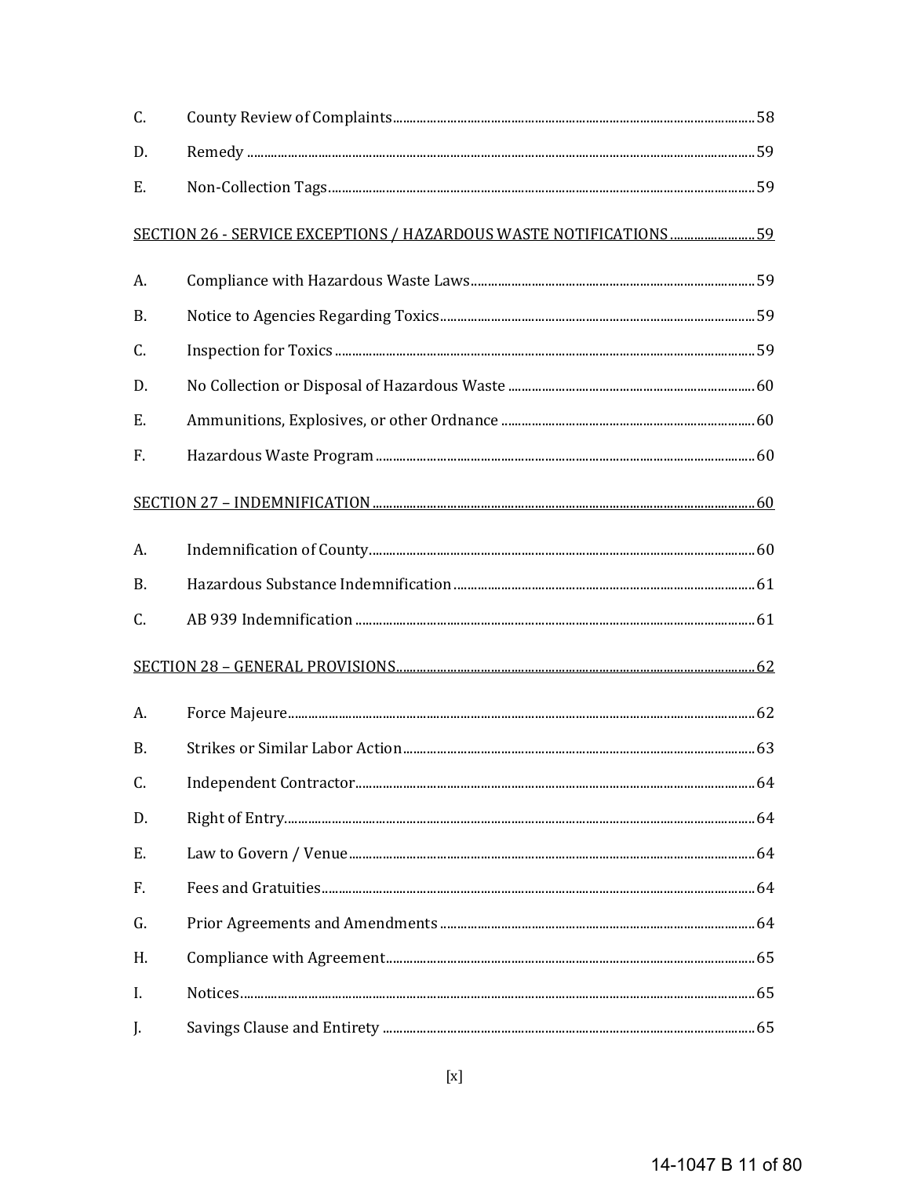C. County Review of Complaints ..... 58

D. Remedy ..... 59

E. Non-Collection Tags ..... 59

SECTION 26 - SERVICE EXCEPTIONS / HAZARDOUS WASTE NOTIFICATIONS ..... 59

A. Compliance with Hazardous Waste Laws ..... 59

B. Notice to Agencies Regarding Toxics ..... 59

C. Inspection for Toxics ..... 59

D. No Collection or Disposal of Hazardous Waste ..... 60

E. Ammunitions, Explosives, or other Ordnance ..... 60

F. Hazardous Waste Program ..... 60

SECTION 27 – INDEMNIFICATION ..... 60

A. Indemnification of County ..... 60

B. Hazardous Substance Indemnification ..... 61

C. AB 939 Indemnification ..... 61

SECTION 28 – GENERAL PROVISIONS ..... 62

A. Force Majeure ..... 62

B. Strikes or Similar Labor Action ..... 63

C. Independent Contractor ..... 64

D. Right of Entry ..... 64

E. Law to Govern / Venue ..... 64

F. Fees and Gratuities ..... 64

G. Prior Agreements and Amendments ..... 64

H. Compliance with Agreement ..... 65

I. Notices ..... 65

J. Savings Clause and Entirety ..... 65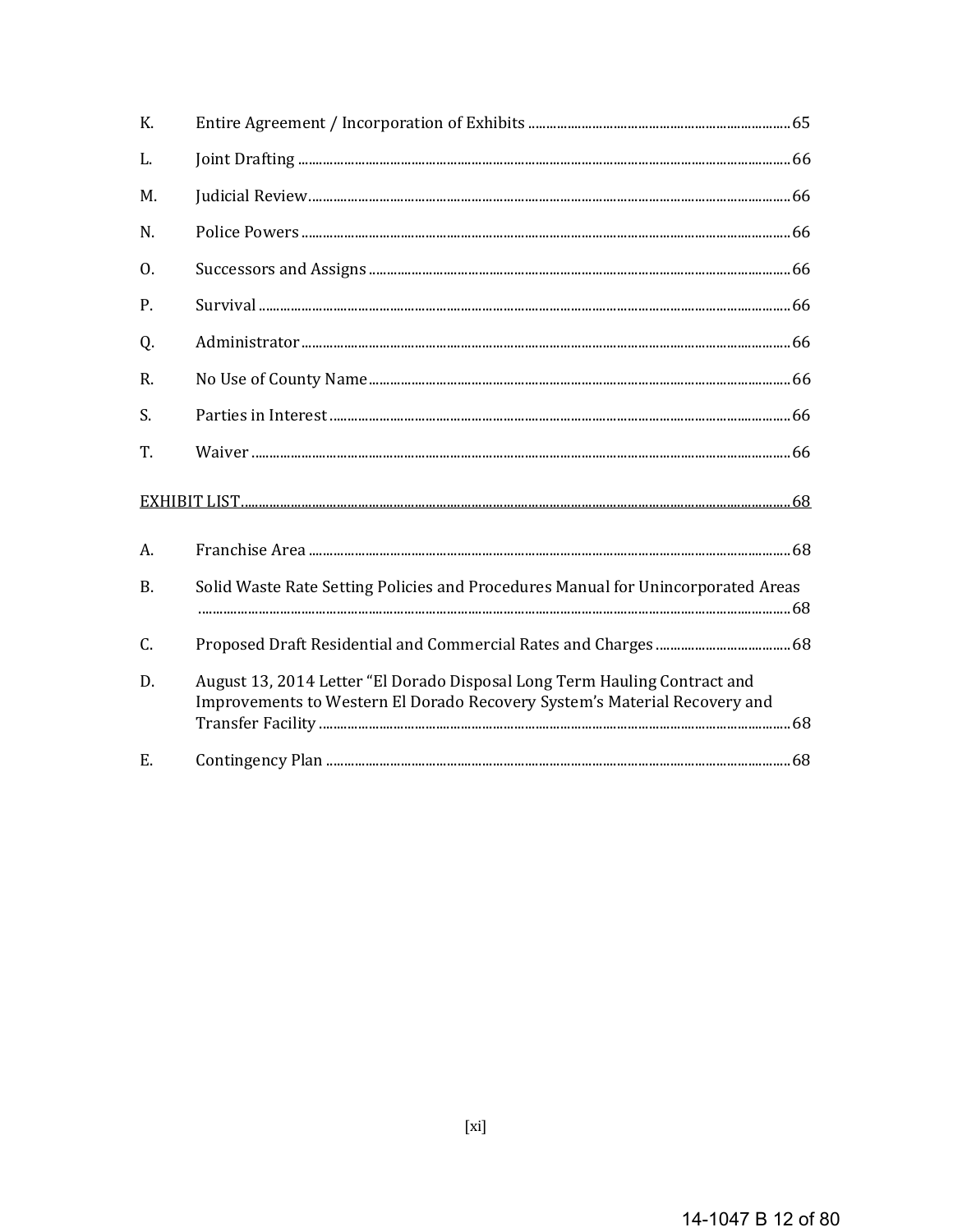| | | |
|---|---|---|
| K. | Entire Agreement / Incorporation of Exhibits | 65 |
| L. | Joint Drafting | 66 |
| M. | Judicial Review | 66 |
| N. | Police Powers | 66 |
| O. | Successors and Assigns | 66 |
| P. | Survival | 66 |
| Q. | Administrator | 66 |
| R. | No Use of County Name | 66 |
| S. | Parties in Interest | 66 |
| T. | Waiver | 66 |

<u>EXHIBIT LIST</u> ........ 68

| | | |
|---|---|---|
| A. | Franchise Area | 68 |
| B. | Solid Waste Rate Setting Policies and Procedures Manual for Unincorporated Areas | 68 |
| C. | Proposed Draft Residential and Commercial Rates and Charges | 68 |
| D. | August 13, 2014 Letter "El Dorado Disposal Long Term Hauling Contract and Improvements to Western El Dorado Recovery System's Material Recovery and Transfer Facility | 68 |
| E. | Contingency Plan | 68 |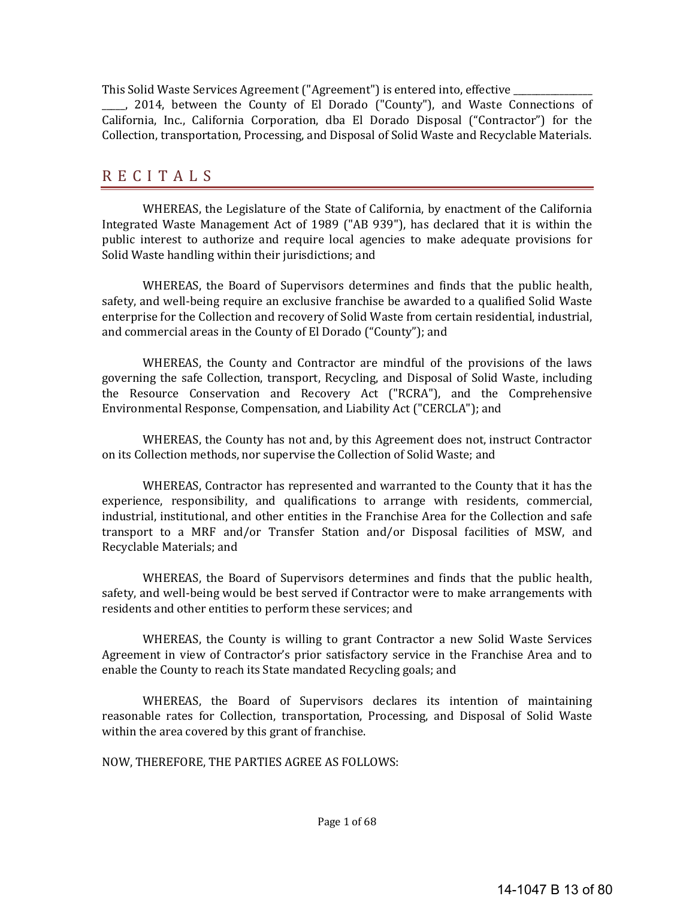This Solid Waste Services Agreement ("Agreement") is entered into, effective ________________ _____, 2014, between the County of El Dorado ("County"), and Waste Connections of California, Inc., California Corporation, dba El Dorado Disposal ("Contractor") for the Collection, transportation, Processing, and Disposal of Solid Waste and Recyclable Materials.

## R E C I T A L S

WHEREAS, the Legislature of the State of California, by enactment of the California Integrated Waste Management Act of 1989 ("AB 939"), has declared that it is within the public interest to authorize and require local agencies to make adequate provisions for Solid Waste handling within their jurisdictions; and

WHEREAS, the Board of Supervisors determines and finds that the public health, safety, and well-being require an exclusive franchise be awarded to a qualified Solid Waste enterprise for the Collection and recovery of Solid Waste from certain residential, industrial, and commercial areas in the County of El Dorado ("County"); and

WHEREAS, the County and Contractor are mindful of the provisions of the laws governing the safe Collection, transport, Recycling, and Disposal of Solid Waste, including the Resource Conservation and Recovery Act ("RCRA"), and the Comprehensive Environmental Response, Compensation, and Liability Act ("CERCLA"); and

WHEREAS, the County has not and, by this Agreement does not, instruct Contractor on its Collection methods, nor supervise the Collection of Solid Waste; and

WHEREAS, Contractor has represented and warranted to the County that it has the experience, responsibility, and qualifications to arrange with residents, commercial, industrial, institutional, and other entities in the Franchise Area for the Collection and safe transport to a MRF and/or Transfer Station and/or Disposal facilities of MSW, and Recyclable Materials; and

WHEREAS, the Board of Supervisors determines and finds that the public health, safety, and well-being would be best served if Contractor were to make arrangements with residents and other entities to perform these services; and

WHEREAS, the County is willing to grant Contractor a new Solid Waste Services Agreement in view of Contractor's prior satisfactory service in the Franchise Area and to enable the County to reach its State mandated Recycling goals; and

WHEREAS, the Board of Supervisors declares its intention of maintaining reasonable rates for Collection, transportation, Processing, and Disposal of Solid Waste within the area covered by this grant of franchise.

NOW, THEREFORE, THE PARTIES AGREE AS FOLLOWS: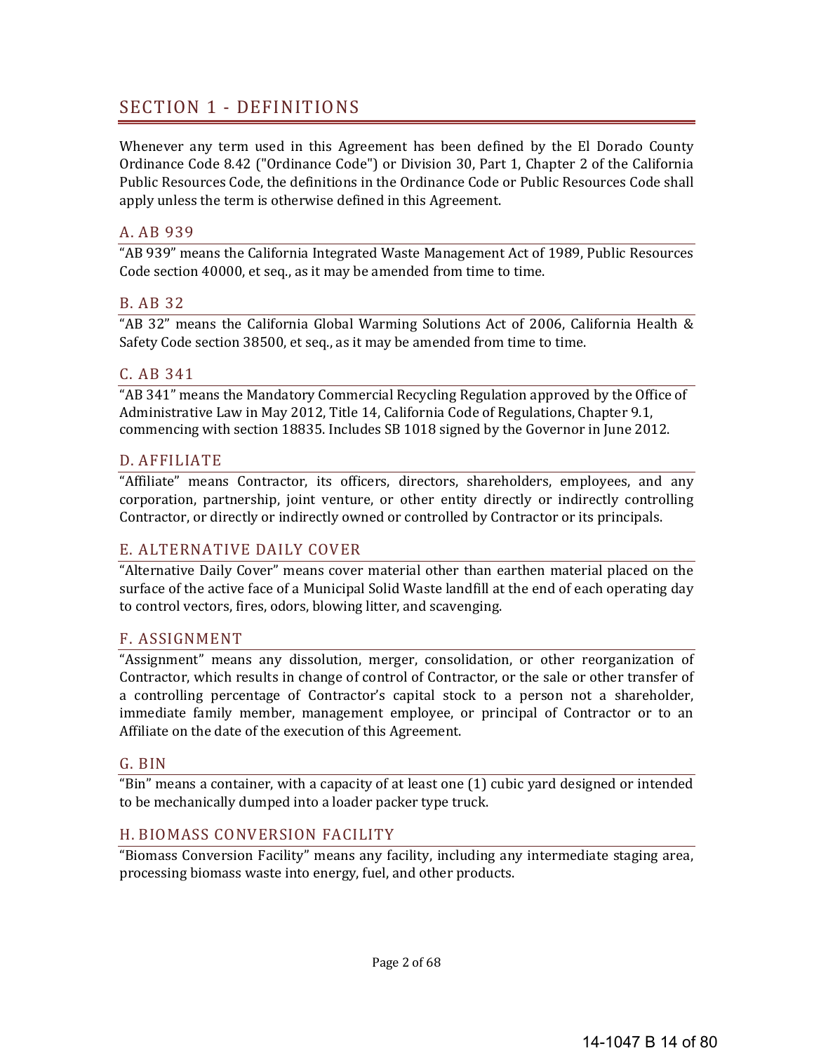# SECTION 1 - DEFINITIONS

Whenever any term used in this Agreement has been defined by the El Dorado County Ordinance Code 8.42 ("Ordinance Code") or Division 30, Part 1, Chapter 2 of the California Public Resources Code, the definitions in the Ordinance Code or Public Resources Code shall apply unless the term is otherwise defined in this Agreement.

## A. AB 939

"AB 939" means the California Integrated Waste Management Act of 1989, Public Resources Code section 40000, et seq., as it may be amended from time to time.

## B. AB 32

"AB 32" means the California Global Warming Solutions Act of 2006, California Health & Safety Code section 38500, et seq., as it may be amended from time to time.

## C. AB 341

"AB 341" means the Mandatory Commercial Recycling Regulation approved by the Office of Administrative Law in May 2012, Title 14, California Code of Regulations, Chapter 9.1, commencing with section 18835. Includes SB 1018 signed by the Governor in June 2012.

## D. AFFILIATE

"Affiliate" means Contractor, its officers, directors, shareholders, employees, and any corporation, partnership, joint venture, or other entity directly or indirectly controlling Contractor, or directly or indirectly owned or controlled by Contractor or its principals.

## E. ALTERNATIVE DAILY COVER

"Alternative Daily Cover" means cover material other than earthen material placed on the surface of the active face of a Municipal Solid Waste landfill at the end of each operating day to control vectors, fires, odors, blowing litter, and scavenging.

## F. ASSIGNMENT

"Assignment" means any dissolution, merger, consolidation, or other reorganization of Contractor, which results in change of control of Contractor, or the sale or other transfer of a controlling percentage of Contractor's capital stock to a person not a shareholder, immediate family member, management employee, or principal of Contractor or to an Affiliate on the date of the execution of this Agreement.

## G. BIN

"Bin" means a container, with a capacity of at least one (1) cubic yard designed or intended to be mechanically dumped into a loader packer type truck.

## H. BIOMASS CONVERSION FACILITY

"Biomass Conversion Facility" means any facility, including any intermediate staging area, processing biomass waste into energy, fuel, and other products.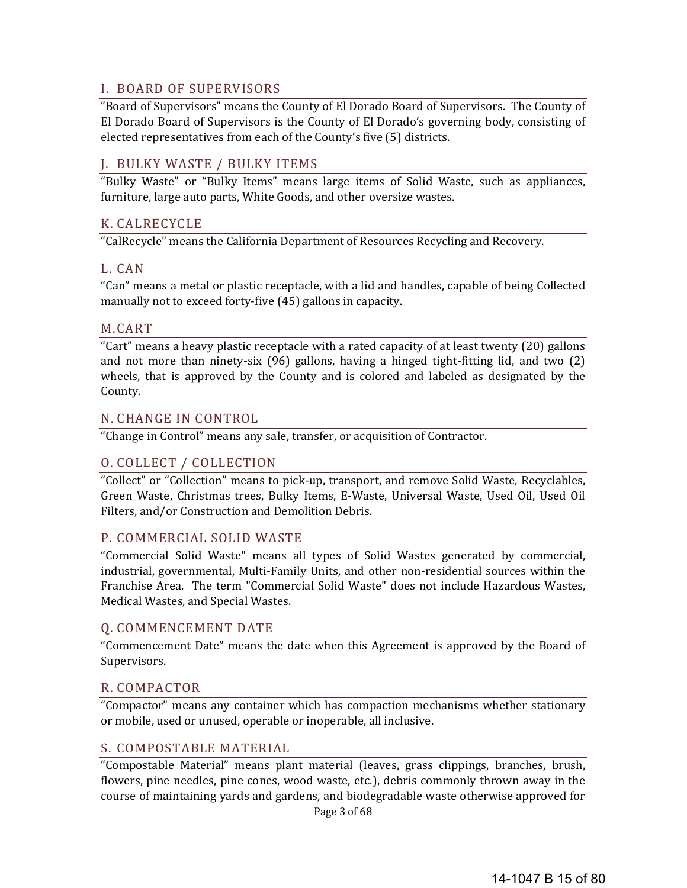## I. BOARD OF SUPERVISORS

"Board of Supervisors" means the County of El Dorado Board of Supervisors. The County of El Dorado Board of Supervisors is the County of El Dorado's governing body, consisting of elected representatives from each of the County's five (5) districts.

## J. BULKY WASTE / BULKY ITEMS

"Bulky Waste" or "Bulky Items" means large items of Solid Waste, such as appliances, furniture, large auto parts, White Goods, and other oversize wastes.

## K. CALRECYCLE

"CalRecycle" means the California Department of Resources Recycling and Recovery.

## L. CAN

"Can" means a metal or plastic receptacle, with a lid and handles, capable of being Collected manually not to exceed forty-five (45) gallons in capacity.

## M. CART

"Cart" means a heavy plastic receptacle with a rated capacity of at least twenty (20) gallons and not more than ninety-six (96) gallons, having a hinged tight-fitting lid, and two (2) wheels, that is approved by the County and is colored and labeled as designated by the County.

## N. CHANGE IN CONTROL

"Change in Control" means any sale, transfer, or acquisition of Contractor.

## O. COLLECT / COLLECTION

"Collect" or "Collection" means to pick-up, transport, and remove Solid Waste, Recyclables, Green Waste, Christmas trees, Bulky Items, E-Waste, Universal Waste, Used Oil, Used Oil Filters, and/or Construction and Demolition Debris.

## P. COMMERCIAL SOLID WASTE

"Commercial Solid Waste" means all types of Solid Wastes generated by commercial, industrial, governmental, Multi-Family Units, and other non-residential sources within the Franchise Area. The term "Commercial Solid Waste" does not include Hazardous Wastes, Medical Wastes, and Special Wastes.

## Q. COMMENCEMENT DATE

"Commencement Date" means the date when this Agreement is approved by the Board of Supervisors.

## R. COMPACTOR

"Compactor" means any container which has compaction mechanisms whether stationary or mobile, used or unused, operable or inoperable, all inclusive.

## S. COMPOSTABLE MATERIAL

"Compostable Material" means plant material (leaves, grass clippings, branches, brush, flowers, pine needles, pine cones, wood waste, etc.), debris commonly thrown away in the course of maintaining yards and gardens, and biodegradable waste otherwise approved for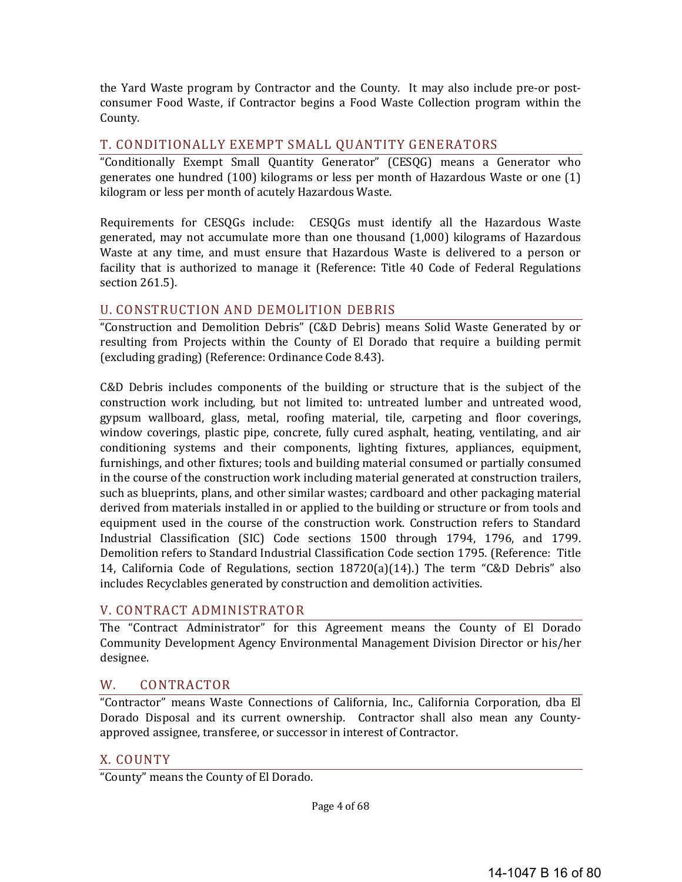the Yard Waste program by Contractor and the County. It may also include pre-or post-consumer Food Waste, if Contractor begins a Food Waste Collection program within the County.

## T. CONDITIONALLY EXEMPT SMALL QUANTITY GENERATORS

"Conditionally Exempt Small Quantity Generator" (CESQG) means a Generator who generates one hundred (100) kilograms or less per month of Hazardous Waste or one (1) kilogram or less per month of acutely Hazardous Waste.

Requirements for CESQGs include: CESQGs must identify all the Hazardous Waste generated, may not accumulate more than one thousand (1,000) kilograms of Hazardous Waste at any time, and must ensure that Hazardous Waste is delivered to a person or facility that is authorized to manage it (Reference: Title 40 Code of Federal Regulations section 261.5).

## U. CONSTRUCTION AND DEMOLITION DEBRIS

"Construction and Demolition Debris" (C&D Debris) means Solid Waste Generated by or resulting from Projects within the County of El Dorado that require a building permit (excluding grading) (Reference: Ordinance Code 8.43).

C&D Debris includes components of the building or structure that is the subject of the construction work including, but not limited to: untreated lumber and untreated wood, gypsum wallboard, glass, metal, roofing material, tile, carpeting and floor coverings, window coverings, plastic pipe, concrete, fully cured asphalt, heating, ventilating, and air conditioning systems and their components, lighting fixtures, appliances, equipment, furnishings, and other fixtures; tools and building material consumed or partially consumed in the course of the construction work including material generated at construction trailers, such as blueprints, plans, and other similar wastes; cardboard and other packaging material derived from materials installed in or applied to the building or structure or from tools and equipment used in the course of the construction work. Construction refers to Standard Industrial Classification (SIC) Code sections 1500 through 1794, 1796, and 1799. Demolition refers to Standard Industrial Classification Code section 1795. (Reference: Title 14, California Code of Regulations, section 18720(a)(14).) The term "C&D Debris" also includes Recyclables generated by construction and demolition activities.

## V. CONTRACT ADMINISTRATOR

The "Contract Administrator" for this Agreement means the County of El Dorado Community Development Agency Environmental Management Division Director or his/her designee.

## W. CONTRACTOR

"Contractor" means Waste Connections of California, Inc., California Corporation, dba El Dorado Disposal and its current ownership. Contractor shall also mean any County-approved assignee, transferee, or successor in interest of Contractor.

## X. COUNTY

"County" means the County of El Dorado.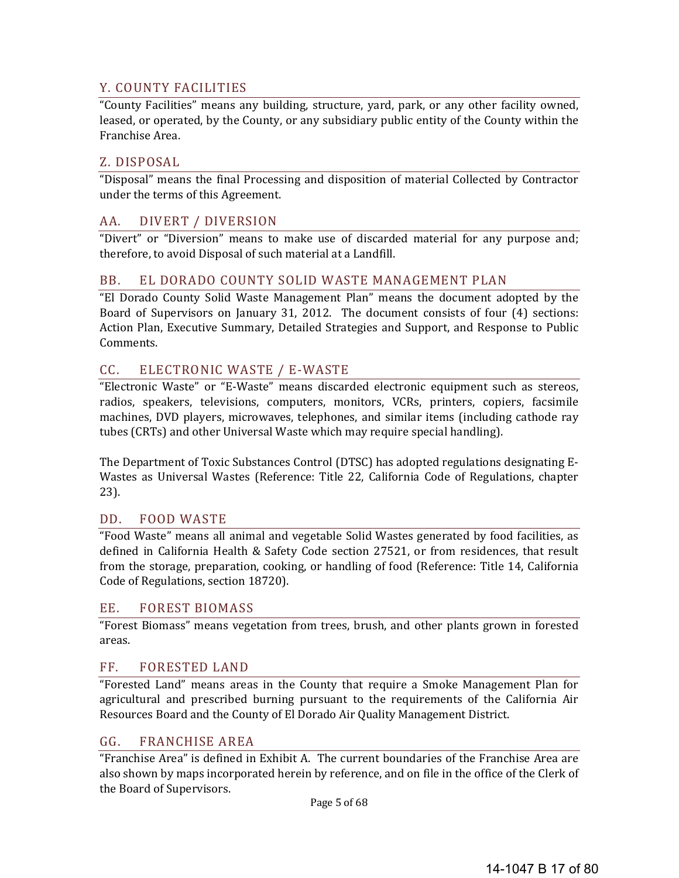## Y. COUNTY FACILITIES

"County Facilities" means any building, structure, yard, park, or any other facility owned, leased, or operated, by the County, or any subsidiary public entity of the County within the Franchise Area.

## Z. DISPOSAL

"Disposal" means the final Processing and disposition of material Collected by Contractor under the terms of this Agreement.

## AA. DIVERT / DIVERSION

"Divert" or "Diversion" means to make use of discarded material for any purpose and; therefore, to avoid Disposal of such material at a Landfill.

## BB. EL DORADO COUNTY SOLID WASTE MANAGEMENT PLAN

"El Dorado County Solid Waste Management Plan" means the document adopted by the Board of Supervisors on January 31, 2012. The document consists of four (4) sections: Action Plan, Executive Summary, Detailed Strategies and Support, and Response to Public Comments.

## CC. ELECTRONIC WASTE / E-WASTE

"Electronic Waste" or "E-Waste" means discarded electronic equipment such as stereos, radios, speakers, televisions, computers, monitors, VCRs, printers, copiers, facsimile machines, DVD players, microwaves, telephones, and similar items (including cathode ray tubes (CRTs) and other Universal Waste which may require special handling).

The Department of Toxic Substances Control (DTSC) has adopted regulations designating E-Wastes as Universal Wastes (Reference: Title 22, California Code of Regulations, chapter 23).

## DD. FOOD WASTE

"Food Waste" means all animal and vegetable Solid Wastes generated by food facilities, as defined in California Health & Safety Code section 27521, or from residences, that result from the storage, preparation, cooking, or handling of food (Reference: Title 14, California Code of Regulations, section 18720).

## EE. FOREST BIOMASS

"Forest Biomass" means vegetation from trees, brush, and other plants grown in forested areas.

## FF. FORESTED LAND

"Forested Land" means areas in the County that require a Smoke Management Plan for agricultural and prescribed burning pursuant to the requirements of the California Air Resources Board and the County of El Dorado Air Quality Management District.

## GG. FRANCHISE AREA

"Franchise Area" is defined in Exhibit A. The current boundaries of the Franchise Area are also shown by maps incorporated herein by reference, and on file in the office of the Clerk of the Board of Supervisors.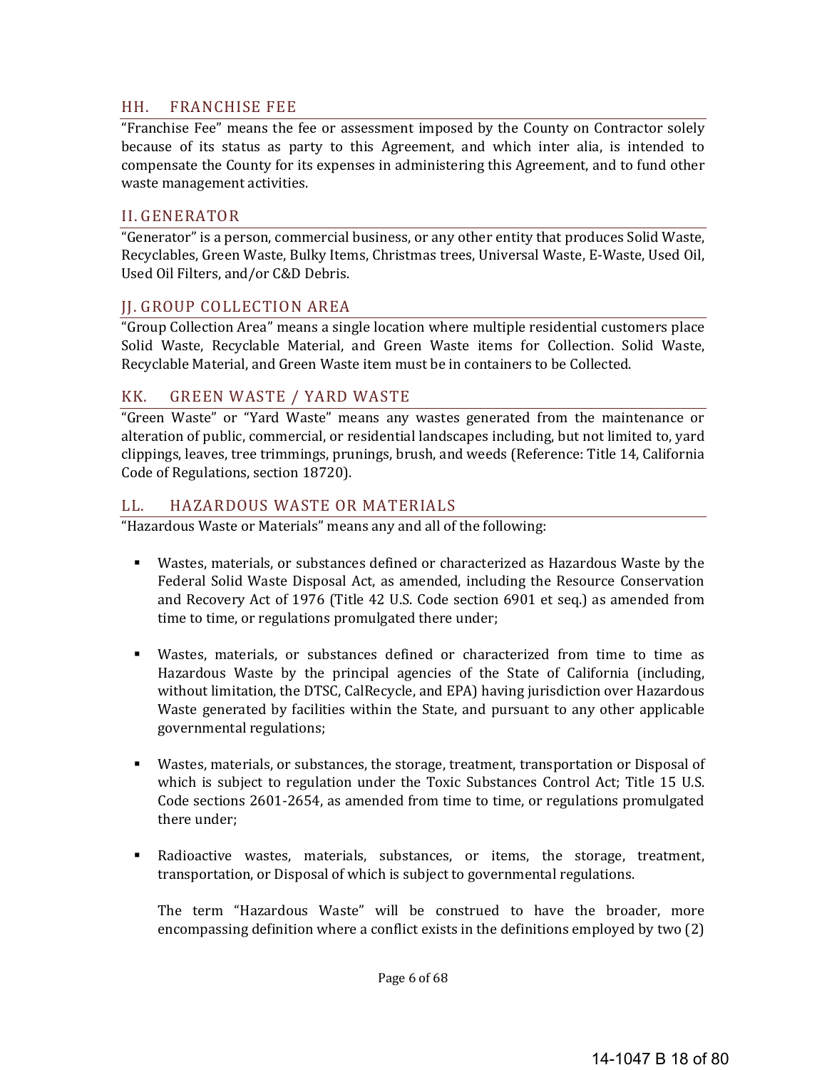## HH. FRANCHISE FEE

"Franchise Fee" means the fee or assessment imposed by the County on Contractor solely because of its status as party to this Agreement, and which inter alia, is intended to compensate the County for its expenses in administering this Agreement, and to fund other waste management activities.

## II. GENERATOR

"Generator" is a person, commercial business, or any other entity that produces Solid Waste, Recyclables, Green Waste, Bulky Items, Christmas trees, Universal Waste, E-Waste, Used Oil, Used Oil Filters, and/or C&D Debris.

## JJ. GROUP COLLECTION AREA

"Group Collection Area" means a single location where multiple residential customers place Solid Waste, Recyclable Material, and Green Waste items for Collection. Solid Waste, Recyclable Material, and Green Waste item must be in containers to be Collected.

## KK. GREEN WASTE / YARD WASTE

"Green Waste" or "Yard Waste" means any wastes generated from the maintenance or alteration of public, commercial, or residential landscapes including, but not limited to, yard clippings, leaves, tree trimmings, prunings, brush, and weeds (Reference: Title 14, California Code of Regulations, section 18720).

## LL. HAZARDOUS WASTE OR MATERIALS

"Hazardous Waste or Materials" means any and all of the following:

- Wastes, materials, or substances defined or characterized as Hazardous Waste by the Federal Solid Waste Disposal Act, as amended, including the Resource Conservation and Recovery Act of 1976 (Title 42 U.S. Code section 6901 et seq.) as amended from time to time, or regulations promulgated there under;

- Wastes, materials, or substances defined or characterized from time to time as Hazardous Waste by the principal agencies of the State of California (including, without limitation, the DTSC, CalRecycle, and EPA) having jurisdiction over Hazardous Waste generated by facilities within the State, and pursuant to any other applicable governmental regulations;

- Wastes, materials, or substances, the storage, treatment, transportation or Disposal of which is subject to regulation under the Toxic Substances Control Act; Title 15 U.S. Code sections 2601-2654, as amended from time to time, or regulations promulgated there under;

- Radioactive wastes, materials, substances, or items, the storage, treatment, transportation, or Disposal of which is subject to governmental regulations.

  The term "Hazardous Waste" will be construed to have the broader, more encompassing definition where a conflict exists in the definitions employed by two (2)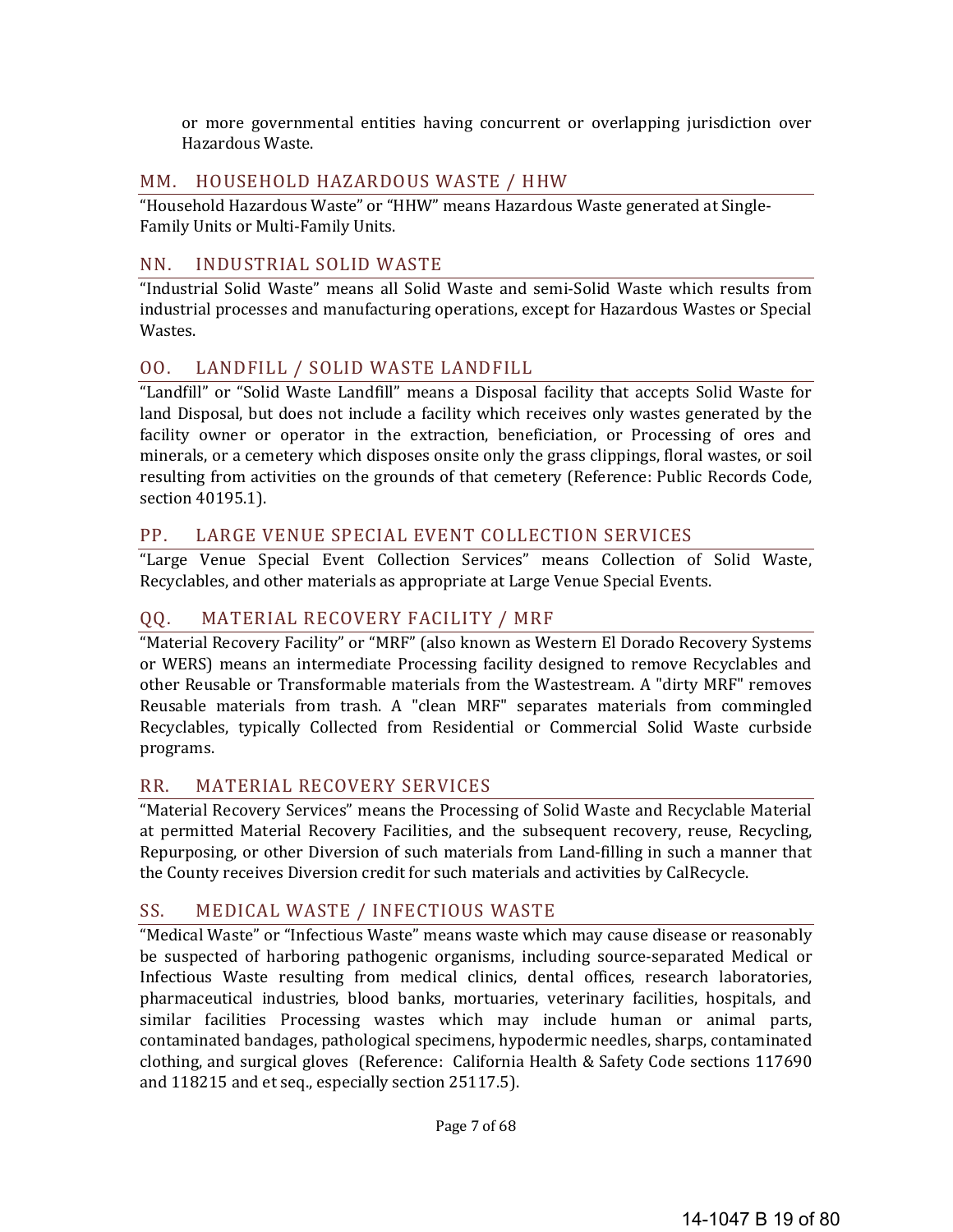or more governmental entities having concurrent or overlapping jurisdiction over Hazardous Waste.

## MM. HOUSEHOLD HAZARDOUS WASTE / HHW

"Household Hazardous Waste" or "HHW" means Hazardous Waste generated at Single-Family Units or Multi-Family Units.

## NN. INDUSTRIAL SOLID WASTE

"Industrial Solid Waste" means all Solid Waste and semi-Solid Waste which results from industrial processes and manufacturing operations, except for Hazardous Wastes or Special Wastes.

## OO. LANDFILL / SOLID WASTE LANDFILL

"Landfill" or "Solid Waste Landfill" means a Disposal facility that accepts Solid Waste for land Disposal, but does not include a facility which receives only wastes generated by the facility owner or operator in the extraction, beneficiation, or Processing of ores and minerals, or a cemetery which disposes onsite only the grass clippings, floral wastes, or soil resulting from activities on the grounds of that cemetery (Reference: Public Records Code, section 40195.1).

## PP. LARGE VENUE SPECIAL EVENT COLLECTION SERVICES

"Large Venue Special Event Collection Services" means Collection of Solid Waste, Recyclables, and other materials as appropriate at Large Venue Special Events.

## QQ. MATERIAL RECOVERY FACILITY / MRF

"Material Recovery Facility" or "MRF" (also known as Western El Dorado Recovery Systems or WERS) means an intermediate Processing facility designed to remove Recyclables and other Reusable or Transformable materials from the Wastestream. A "dirty MRF" removes Reusable materials from trash. A "clean MRF" separates materials from commingled Recyclables, typically Collected from Residential or Commercial Solid Waste curbside programs.

## RR. MATERIAL RECOVERY SERVICES

"Material Recovery Services" means the Processing of Solid Waste and Recyclable Material at permitted Material Recovery Facilities, and the subsequent recovery, reuse, Recycling, Repurposing, or other Diversion of such materials from Land-filling in such a manner that the County receives Diversion credit for such materials and activities by CalRecycle.

## SS. MEDICAL WASTE / INFECTIOUS WASTE

"Medical Waste" or "Infectious Waste" means waste which may cause disease or reasonably be suspected of harboring pathogenic organisms, including source-separated Medical or Infectious Waste resulting from medical clinics, dental offices, research laboratories, pharmaceutical industries, blood banks, mortuaries, veterinary facilities, hospitals, and similar facilities Processing wastes which may include human or animal parts, contaminated bandages, pathological specimens, hypodermic needles, sharps, contaminated clothing, and surgical gloves (Reference: California Health & Safety Code sections 117690 and 118215 and et seq., especially section 25117.5).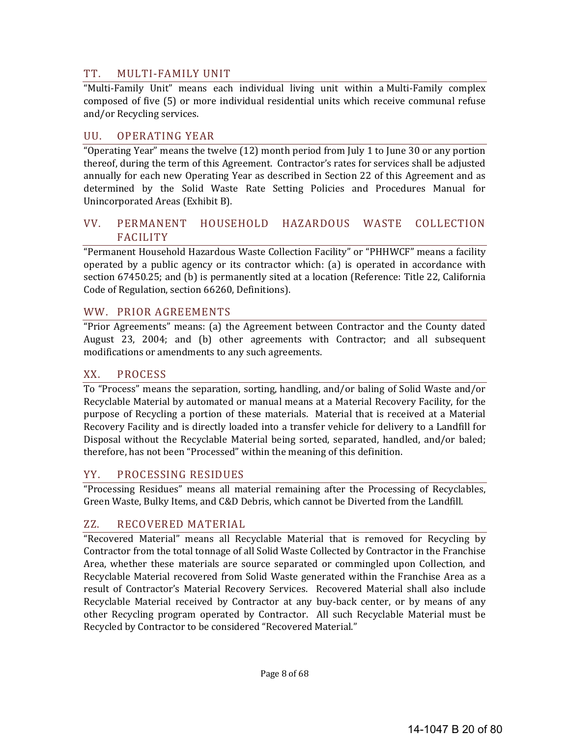## TT. MULTI-FAMILY UNIT

"Multi-Family Unit" means each individual living unit within a Multi-Family complex composed of five (5) or more individual residential units which receive communal refuse and/or Recycling services.

## UU. OPERATING YEAR

"Operating Year" means the twelve (12) month period from July 1 to June 30 or any portion thereof, during the term of this Agreement. Contractor's rates for services shall be adjusted annually for each new Operating Year as described in Section 22 of this Agreement and as determined by the Solid Waste Rate Setting Policies and Procedures Manual for Unincorporated Areas (Exhibit B).

## VV. PERMANENT HOUSEHOLD HAZARDOUS WASTE COLLECTION FACILITY

"Permanent Household Hazardous Waste Collection Facility" or "PHHWCF" means a facility operated by a public agency or its contractor which: (a) is operated in accordance with section 67450.25; and (b) is permanently sited at a location (Reference: Title 22, California Code of Regulation, section 66260, Definitions).

## WW. PRIOR AGREEMENTS

"Prior Agreements" means: (a) the Agreement between Contractor and the County dated August 23, 2004; and (b) other agreements with Contractor; and all subsequent modifications or amendments to any such agreements.

## XX. PROCESS

To "Process" means the separation, sorting, handling, and/or baling of Solid Waste and/or Recyclable Material by automated or manual means at a Material Recovery Facility, for the purpose of Recycling a portion of these materials. Material that is received at a Material Recovery Facility and is directly loaded into a transfer vehicle for delivery to a Landfill for Disposal without the Recyclable Material being sorted, separated, handled, and/or baled; therefore, has not been "Processed" within the meaning of this definition.

## YY. PROCESSING RESIDUES

"Processing Residues" means all material remaining after the Processing of Recyclables, Green Waste, Bulky Items, and C&D Debris, which cannot be Diverted from the Landfill.

## ZZ. RECOVERED MATERIAL

"Recovered Material" means all Recyclable Material that is removed for Recycling by Contractor from the total tonnage of all Solid Waste Collected by Contractor in the Franchise Area, whether these materials are source separated or commingled upon Collection, and Recyclable Material recovered from Solid Waste generated within the Franchise Area as a result of Contractor's Material Recovery Services. Recovered Material shall also include Recyclable Material received by Contractor at any buy-back center, or by means of any other Recycling program operated by Contractor. All such Recyclable Material must be Recycled by Contractor to be considered "Recovered Material."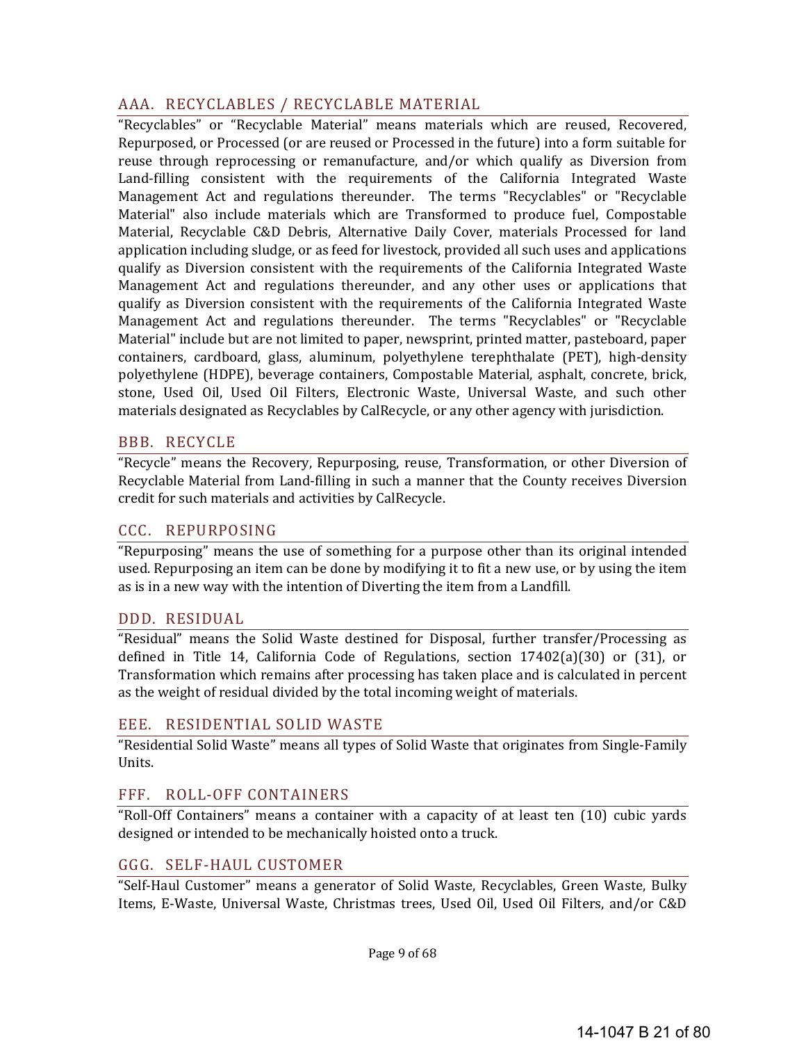## AAA. RECYCLABLES / RECYCLABLE MATERIAL

"Recyclables" or "Recyclable Material" means materials which are reused, Recovered, Repurposed, or Processed (or are reused or Processed in the future) into a form suitable for reuse through reprocessing or remanufacture, and/or which qualify as Diversion from Land-filling consistent with the requirements of the California Integrated Waste Management Act and regulations thereunder. The terms "Recyclables" or "Recyclable Material" also include materials which are Transformed to produce fuel, Compostable Material, Recyclable C&D Debris, Alternative Daily Cover, materials Processed for land application including sludge, or as feed for livestock, provided all such uses and applications qualify as Diversion consistent with the requirements of the California Integrated Waste Management Act and regulations thereunder, and any other uses or applications that qualify as Diversion consistent with the requirements of the California Integrated Waste Management Act and regulations thereunder. The terms "Recyclables" or "Recyclable Material" include but are not limited to paper, newsprint, printed matter, pasteboard, paper containers, cardboard, glass, aluminum, polyethylene terephthalate (PET), high-density polyethylene (HDPE), beverage containers, Compostable Material, asphalt, concrete, brick, stone, Used Oil, Used Oil Filters, Electronic Waste, Universal Waste, and such other materials designated as Recyclables by CalRecycle, or any other agency with jurisdiction.

## BBB. RECYCLE

"Recycle" means the Recovery, Repurposing, reuse, Transformation, or other Diversion of Recyclable Material from Land-filling in such a manner that the County receives Diversion credit for such materials and activities by CalRecycle.

## CCC. REPURPOSING

"Repurposing" means the use of something for a purpose other than its original intended used. Repurposing an item can be done by modifying it to fit a new use, or by using the item as is in a new way with the intention of Diverting the item from a Landfill.

## DDD. RESIDUAL

"Residual" means the Solid Waste destined for Disposal, further transfer/Processing as defined in Title 14, California Code of Regulations, section 17402(a)(30) or (31), or Transformation which remains after processing has taken place and is calculated in percent as the weight of residual divided by the total incoming weight of materials.

## EEE. RESIDENTIAL SOLID WASTE

"Residential Solid Waste" means all types of Solid Waste that originates from Single-Family Units.

## FFF. ROLL-OFF CONTAINERS

"Roll-Off Containers" means a container with a capacity of at least ten (10) cubic yards designed or intended to be mechanically hoisted onto a truck.

## GGG. SELF-HAUL CUSTOMER

"Self-Haul Customer" means a generator of Solid Waste, Recyclables, Green Waste, Bulky Items, E-Waste, Universal Waste, Christmas trees, Used Oil, Used Oil Filters, and/or C&D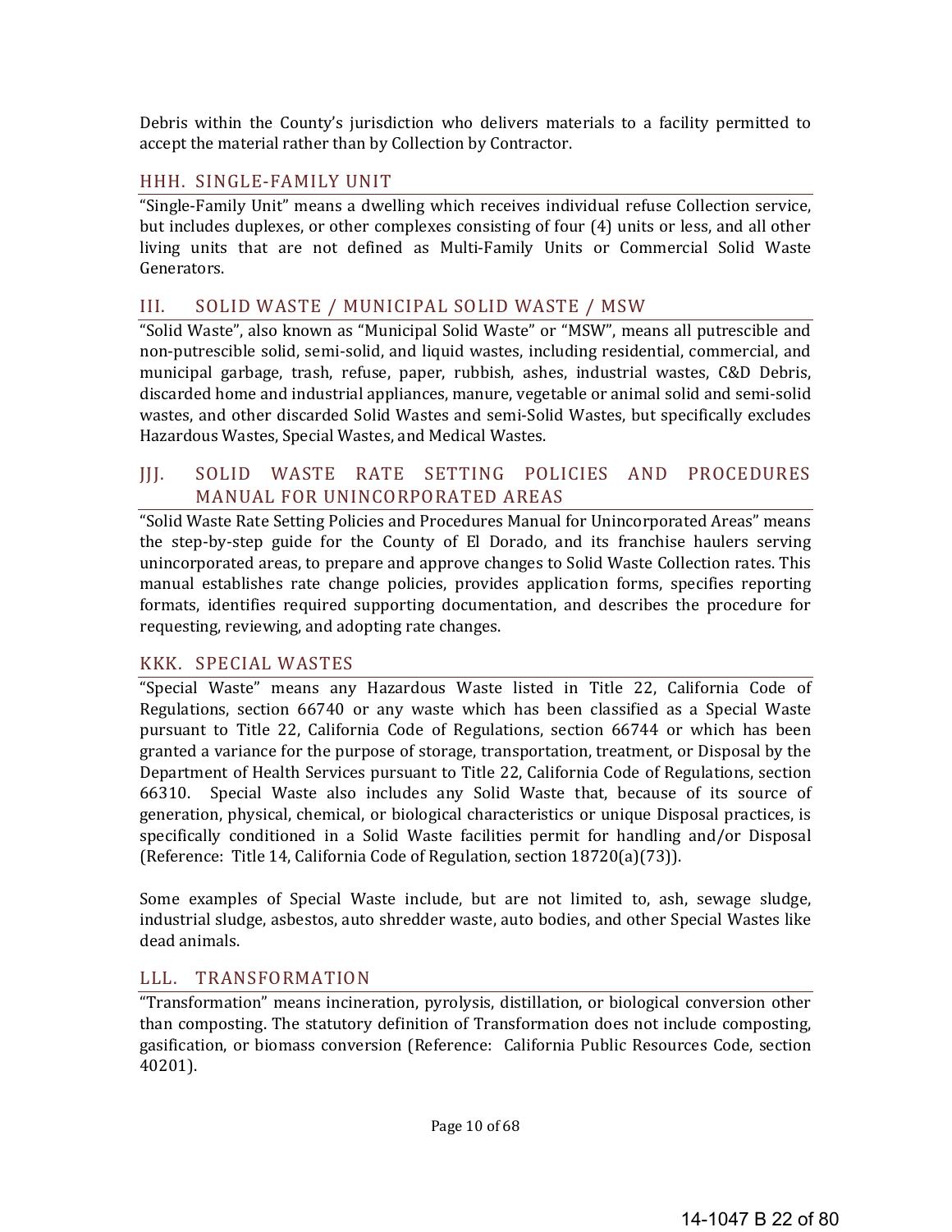Debris within the County's jurisdiction who delivers materials to a facility permitted to accept the material rather than by Collection by Contractor.

## HHH. SINGLE-FAMILY UNIT

"Single-Family Unit" means a dwelling which receives individual refuse Collection service, but includes duplexes, or other complexes consisting of four (4) units or less, and all other living units that are not defined as Multi-Family Units or Commercial Solid Waste Generators.

## III. SOLID WASTE / MUNICIPAL SOLID WASTE / MSW

"Solid Waste", also known as "Municipal Solid Waste" or "MSW", means all putrescible and non-putrescible solid, semi-solid, and liquid wastes, including residential, commercial, and municipal garbage, trash, refuse, paper, rubbish, ashes, industrial wastes, C&D Debris, discarded home and industrial appliances, manure, vegetable or animal solid and semi-solid wastes, and other discarded Solid Wastes and semi-Solid Wastes, but specifically excludes Hazardous Wastes, Special Wastes, and Medical Wastes.

## JJJ. SOLID WASTE RATE SETTING POLICIES AND PROCEDURES MANUAL FOR UNINCORPORATED AREAS

"Solid Waste Rate Setting Policies and Procedures Manual for Unincorporated Areas" means the step-by-step guide for the County of El Dorado, and its franchise haulers serving unincorporated areas, to prepare and approve changes to Solid Waste Collection rates. This manual establishes rate change policies, provides application forms, specifies reporting formats, identifies required supporting documentation, and describes the procedure for requesting, reviewing, and adopting rate changes.

## KKK. SPECIAL WASTES

"Special Waste" means any Hazardous Waste listed in Title 22, California Code of Regulations, section 66740 or any waste which has been classified as a Special Waste pursuant to Title 22, California Code of Regulations, section 66744 or which has been granted a variance for the purpose of storage, transportation, treatment, or Disposal by the Department of Health Services pursuant to Title 22, California Code of Regulations, section 66310. Special Waste also includes any Solid Waste that, because of its source of generation, physical, chemical, or biological characteristics or unique Disposal practices, is specifically conditioned in a Solid Waste facilities permit for handling and/or Disposal (Reference: Title 14, California Code of Regulation, section 18720(a)(73)).

Some examples of Special Waste include, but are not limited to, ash, sewage sludge, industrial sludge, asbestos, auto shredder waste, auto bodies, and other Special Wastes like dead animals.

## LLL. TRANSFORMATION

"Transformation" means incineration, pyrolysis, distillation, or biological conversion other than composting. The statutory definition of Transformation does not include composting, gasification, or biomass conversion (Reference: California Public Resources Code, section 40201).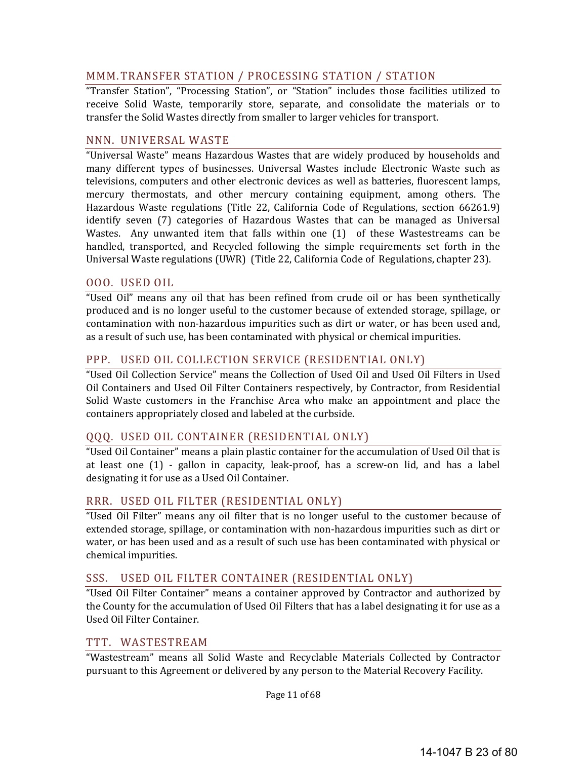## MMM. TRANSFER STATION / PROCESSING STATION / STATION

"Transfer Station", "Processing Station", or "Station" includes those facilities utilized to receive Solid Waste, temporarily store, separate, and consolidate the materials or to transfer the Solid Wastes directly from smaller to larger vehicles for transport.

## NNN. UNIVERSAL WASTE

"Universal Waste" means Hazardous Wastes that are widely produced by households and many different types of businesses. Universal Wastes include Electronic Waste such as televisions, computers and other electronic devices as well as batteries, fluorescent lamps, mercury thermostats, and other mercury containing equipment, among others. The Hazardous Waste regulations (Title 22, California Code of Regulations, section 66261.9) identify seven (7) categories of Hazardous Wastes that can be managed as Universal Wastes. Any unwanted item that falls within one (1) of these Wastestreams can be handled, transported, and Recycled following the simple requirements set forth in the Universal Waste regulations (UWR) (Title 22, California Code of Regulations, chapter 23).

## OOO. USED OIL

"Used Oil" means any oil that has been refined from crude oil or has been synthetically produced and is no longer useful to the customer because of extended storage, spillage, or contamination with non-hazardous impurities such as dirt or water, or has been used and, as a result of such use, has been contaminated with physical or chemical impurities.

## PPP. USED OIL COLLECTION SERVICE (RESIDENTIAL ONLY)

"Used Oil Collection Service" means the Collection of Used Oil and Used Oil Filters in Used Oil Containers and Used Oil Filter Containers respectively, by Contractor, from Residential Solid Waste customers in the Franchise Area who make an appointment and place the containers appropriately closed and labeled at the curbside.

## QQQ. USED OIL CONTAINER (RESIDENTIAL ONLY)

"Used Oil Container" means a plain plastic container for the accumulation of Used Oil that is at least one (1) - gallon in capacity, leak-proof, has a screw-on lid, and has a label designating it for use as a Used Oil Container.

## RRR. USED OIL FILTER (RESIDENTIAL ONLY)

"Used Oil Filter" means any oil filter that is no longer useful to the customer because of extended storage, spillage, or contamination with non-hazardous impurities such as dirt or water, or has been used and as a result of such use has been contaminated with physical or chemical impurities.

## SSS. USED OIL FILTER CONTAINER (RESIDENTIAL ONLY)

"Used Oil Filter Container" means a container approved by Contractor and authorized by the County for the accumulation of Used Oil Filters that has a label designating it for use as a Used Oil Filter Container.

## TTT. WASTESTREAM

"Wastestream" means all Solid Waste and Recyclable Materials Collected by Contractor pursuant to this Agreement or delivered by any person to the Material Recovery Facility.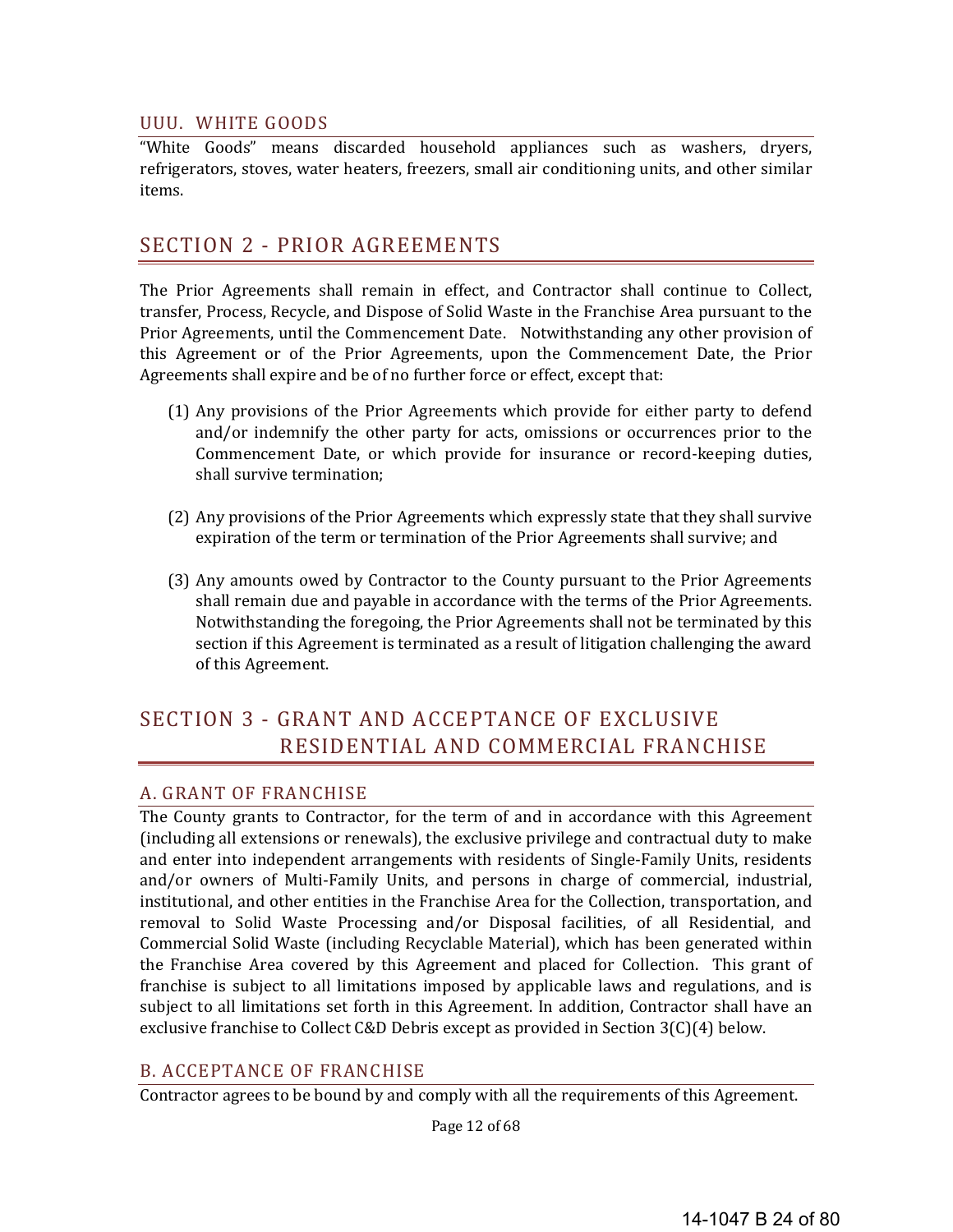### UUU. WHITE GOODS

"White Goods" means discarded household appliances such as washers, dryers, refrigerators, stoves, water heaters, freezers, small air conditioning units, and other similar items.

## SECTION 2 - PRIOR AGREEMENTS

The Prior Agreements shall remain in effect, and Contractor shall continue to Collect, transfer, Process, Recycle, and Dispose of Solid Waste in the Franchise Area pursuant to the Prior Agreements, until the Commencement Date. Notwithstanding any other provision of this Agreement or of the Prior Agreements, upon the Commencement Date, the Prior Agreements shall expire and be of no further force or effect, except that:

(1) Any provisions of the Prior Agreements which provide for either party to defend and/or indemnify the other party for acts, omissions or occurrences prior to the Commencement Date, or which provide for insurance or record-keeping duties, shall survive termination;

(2) Any provisions of the Prior Agreements which expressly state that they shall survive expiration of the term or termination of the Prior Agreements shall survive; and

(3) Any amounts owed by Contractor to the County pursuant to the Prior Agreements shall remain due and payable in accordance with the terms of the Prior Agreements. Notwithstanding the foregoing, the Prior Agreements shall not be terminated by this section if this Agreement is terminated as a result of litigation challenging the award of this Agreement.

## SECTION 3 - GRANT AND ACCEPTANCE OF EXCLUSIVE RESIDENTIAL AND COMMERCIAL FRANCHISE

### A. GRANT OF FRANCHISE

The County grants to Contractor, for the term of and in accordance with this Agreement (including all extensions or renewals), the exclusive privilege and contractual duty to make and enter into independent arrangements with residents of Single-Family Units, residents and/or owners of Multi-Family Units, and persons in charge of commercial, industrial, institutional, and other entities in the Franchise Area for the Collection, transportation, and removal to Solid Waste Processing and/or Disposal facilities, of all Residential, and Commercial Solid Waste (including Recyclable Material), which has been generated within the Franchise Area covered by this Agreement and placed for Collection. This grant of franchise is subject to all limitations imposed by applicable laws and regulations, and is subject to all limitations set forth in this Agreement. In addition, Contractor shall have an exclusive franchise to Collect C&D Debris except as provided in Section 3(C)(4) below.

### B. ACCEPTANCE OF FRANCHISE

Contractor agrees to be bound by and comply with all the requirements of this Agreement.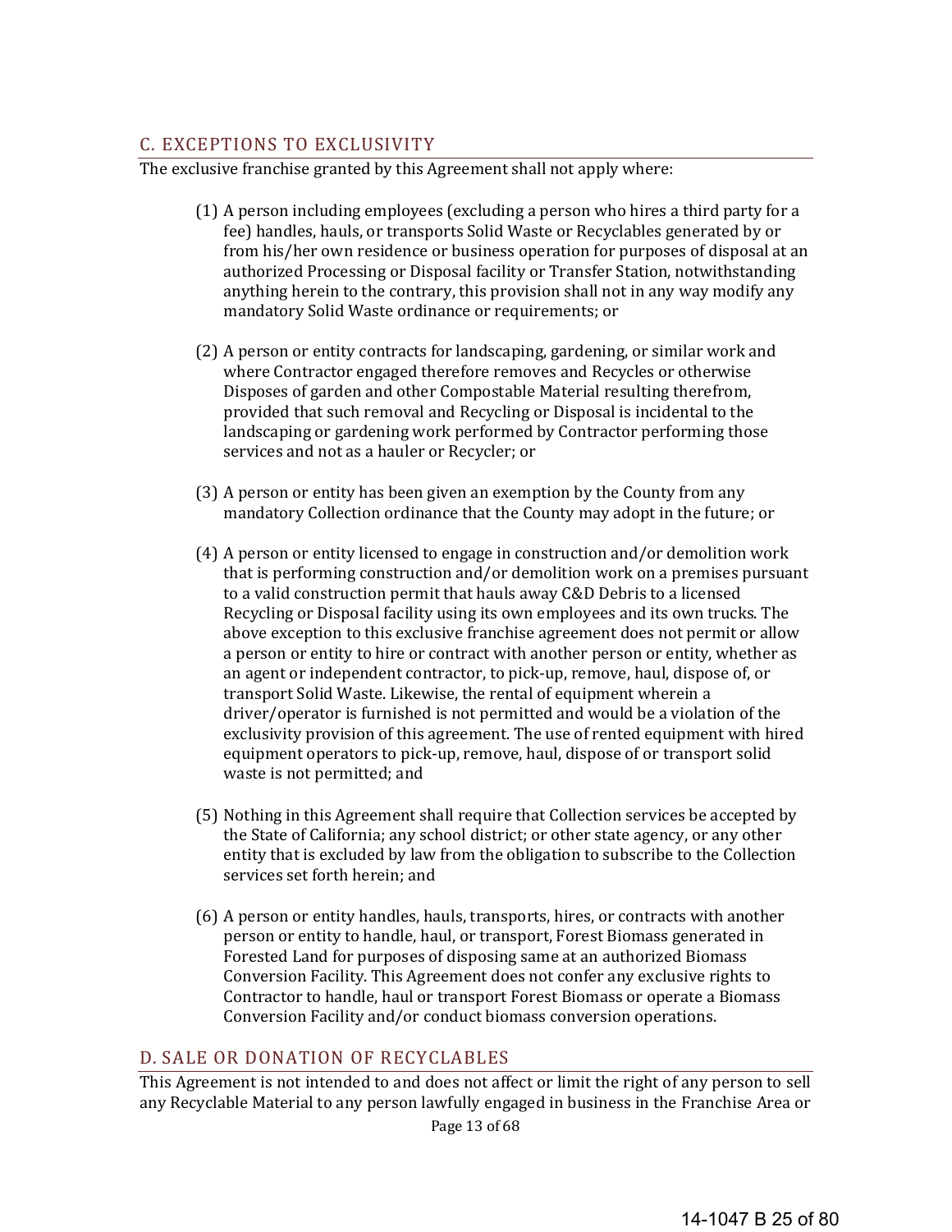## C. EXCEPTIONS TO EXCLUSIVITY

The exclusive franchise granted by this Agreement shall not apply where:

(1) A person including employees (excluding a person who hires a third party for a fee) handles, hauls, or transports Solid Waste or Recyclables generated by or from his/her own residence or business operation for purposes of disposal at an authorized Processing or Disposal facility or Transfer Station, notwithstanding anything herein to the contrary, this provision shall not in any way modify any mandatory Solid Waste ordinance or requirements; or

(2) A person or entity contracts for landscaping, gardening, or similar work and where Contractor engaged therefore removes and Recycles or otherwise Disposes of garden and other Compostable Material resulting therefrom, provided that such removal and Recycling or Disposal is incidental to the landscaping or gardening work performed by Contractor performing those services and not as a hauler or Recycler; or

(3) A person or entity has been given an exemption by the County from any mandatory Collection ordinance that the County may adopt in the future; or

(4) A person or entity licensed to engage in construction and/or demolition work that is performing construction and/or demolition work on a premises pursuant to a valid construction permit that hauls away C&D Debris to a licensed Recycling or Disposal facility using its own employees and its own trucks. The above exception to this exclusive franchise agreement does not permit or allow a person or entity to hire or contract with another person or entity, whether as an agent or independent contractor, to pick-up, remove, haul, dispose of, or transport Solid Waste. Likewise, the rental of equipment wherein a driver/operator is furnished is not permitted and would be a violation of the exclusivity provision of this agreement. The use of rented equipment with hired equipment operators to pick-up, remove, haul, dispose of or transport solid waste is not permitted; and

(5) Nothing in this Agreement shall require that Collection services be accepted by the State of California; any school district; or other state agency, or any other entity that is excluded by law from the obligation to subscribe to the Collection services set forth herein; and

(6) A person or entity handles, hauls, transports, hires, or contracts with another person or entity to handle, haul, or transport, Forest Biomass generated in Forested Land for purposes of disposing same at an authorized Biomass Conversion Facility. This Agreement does not confer any exclusive rights to Contractor to handle, haul or transport Forest Biomass or operate a Biomass Conversion Facility and/or conduct biomass conversion operations.

## D. SALE OR DONATION OF RECYCLABLES

This Agreement is not intended to and does not affect or limit the right of any person to sell any Recyclable Material to any person lawfully engaged in business in the Franchise Area or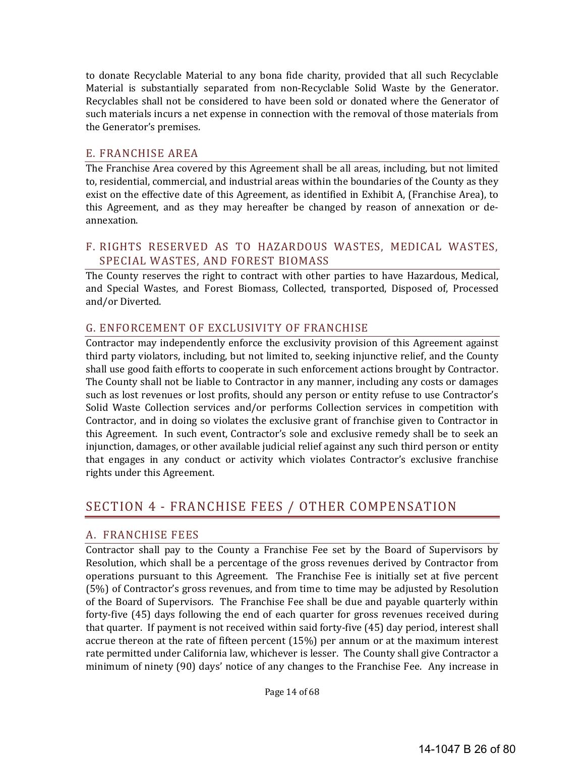to donate Recyclable Material to any bona fide charity, provided that all such Recyclable Material is substantially separated from non-Recyclable Solid Waste by the Generator. Recyclables shall not be considered to have been sold or donated where the Generator of such materials incurs a net expense in connection with the removal of those materials from the Generator's premises.

### E. FRANCHISE AREA

The Franchise Area covered by this Agreement shall be all areas, including, but not limited to, residential, commercial, and industrial areas within the boundaries of the County as they exist on the effective date of this Agreement, as identified in Exhibit A, (Franchise Area), to this Agreement, and as they may hereafter be changed by reason of annexation or de-annexation.

### F. RIGHTS RESERVED AS TO HAZARDOUS WASTES, MEDICAL WASTES, SPECIAL WASTES, AND FOREST BIOMASS

The County reserves the right to contract with other parties to have Hazardous, Medical, and Special Wastes, and Forest Biomass, Collected, transported, Disposed of, Processed and/or Diverted.

### G. ENFORCEMENT OF EXCLUSIVITY OF FRANCHISE

Contractor may independently enforce the exclusivity provision of this Agreement against third party violators, including, but not limited to, seeking injunctive relief, and the County shall use good faith efforts to cooperate in such enforcement actions brought by Contractor. The County shall not be liable to Contractor in any manner, including any costs or damages such as lost revenues or lost profits, should any person or entity refuse to use Contractor's Solid Waste Collection services and/or performs Collection services in competition with Contractor, and in doing so violates the exclusive grant of franchise given to Contractor in this Agreement. In such event, Contractor's sole and exclusive remedy shall be to seek an injunction, damages, or other available judicial relief against any such third person or entity that engages in any conduct or activity which violates Contractor's exclusive franchise rights under this Agreement.

## SECTION 4 - FRANCHISE FEES / OTHER COMPENSATION

### A. FRANCHISE FEES

Contractor shall pay to the County a Franchise Fee set by the Board of Supervisors by Resolution, which shall be a percentage of the gross revenues derived by Contractor from operations pursuant to this Agreement. The Franchise Fee is initially set at five percent (5%) of Contractor's gross revenues, and from time to time may be adjusted by Resolution of the Board of Supervisors. The Franchise Fee shall be due and payable quarterly within forty-five (45) days following the end of each quarter for gross revenues received during that quarter. If payment is not received within said forty-five (45) day period, interest shall accrue thereon at the rate of fifteen percent (15%) per annum or at the maximum interest rate permitted under California law, whichever is lesser. The County shall give Contractor a minimum of ninety (90) days' notice of any changes to the Franchise Fee. Any increase in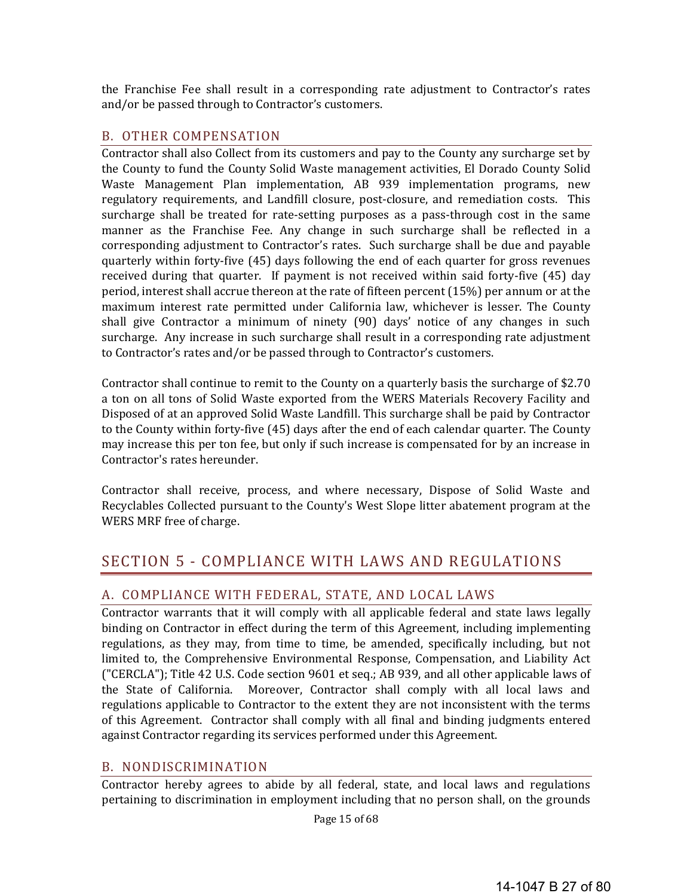the Franchise Fee shall result in a corresponding rate adjustment to Contractor's rates and/or be passed through to Contractor's customers.

### B. OTHER COMPENSATION

Contractor shall also Collect from its customers and pay to the County any surcharge set by the County to fund the County Solid Waste management activities, El Dorado County Solid Waste Management Plan implementation, AB 939 implementation programs, new regulatory requirements, and Landfill closure, post-closure, and remediation costs. This surcharge shall be treated for rate-setting purposes as a pass-through cost in the same manner as the Franchise Fee. Any change in such surcharge shall be reflected in a corresponding adjustment to Contractor's rates. Such surcharge shall be due and payable quarterly within forty-five (45) days following the end of each quarter for gross revenues received during that quarter. If payment is not received within said forty-five (45) day period, interest shall accrue thereon at the rate of fifteen percent (15%) per annum or at the maximum interest rate permitted under California law, whichever is lesser. The County shall give Contractor a minimum of ninety (90) days' notice of any changes in such surcharge. Any increase in such surcharge shall result in a corresponding rate adjustment to Contractor's rates and/or be passed through to Contractor's customers.

Contractor shall continue to remit to the County on a quarterly basis the surcharge of $2.70 a ton on all tons of Solid Waste exported from the WERS Materials Recovery Facility and Disposed of at an approved Solid Waste Landfill. This surcharge shall be paid by Contractor to the County within forty-five (45) days after the end of each calendar quarter. The County may increase this per ton fee, but only if such increase is compensated for by an increase in Contractor's rates hereunder.

Contractor shall receive, process, and where necessary, Dispose of Solid Waste and Recyclables Collected pursuant to the County's West Slope litter abatement program at the WERS MRF free of charge.

## SECTION 5 - COMPLIANCE WITH LAWS AND REGULATIONS

### A. COMPLIANCE WITH FEDERAL, STATE, AND LOCAL LAWS

Contractor warrants that it will comply with all applicable federal and state laws legally binding on Contractor in effect during the term of this Agreement, including implementing regulations, as they may, from time to time, be amended, specifically including, but not limited to, the Comprehensive Environmental Response, Compensation, and Liability Act ("CERCLA"); Title 42 U.S. Code section 9601 et seq.; AB 939, and all other applicable laws of the State of California. Moreover, Contractor shall comply with all local laws and regulations applicable to Contractor to the extent they are not inconsistent with the terms of this Agreement. Contractor shall comply with all final and binding judgments entered against Contractor regarding its services performed under this Agreement.

### B. NONDISCRIMINATION

Contractor hereby agrees to abide by all federal, state, and local laws and regulations pertaining to discrimination in employment including that no person shall, on the grounds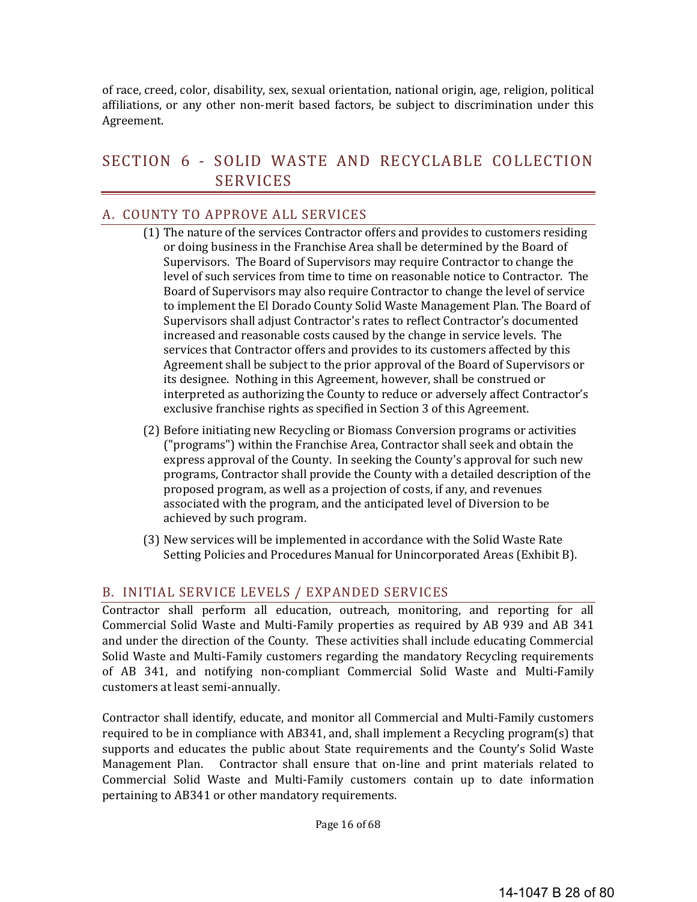of race, creed, color, disability, sex, sexual orientation, national origin, age, religion, political affiliations, or any other non-merit based factors, be subject to discrimination under this Agreement.

# SECTION 6 - SOLID WASTE AND RECYCLABLE COLLECTION SERVICES

## A. COUNTY TO APPROVE ALL SERVICES

(1) The nature of the services Contractor offers and provides to customers residing or doing business in the Franchise Area shall be determined by the Board of Supervisors. The Board of Supervisors may require Contractor to change the level of such services from time to time on reasonable notice to Contractor. The Board of Supervisors may also require Contractor to change the level of service to implement the El Dorado County Solid Waste Management Plan. The Board of Supervisors shall adjust Contractor's rates to reflect Contractor's documented increased and reasonable costs caused by the change in service levels. The services that Contractor offers and provides to its customers affected by this Agreement shall be subject to the prior approval of the Board of Supervisors or its designee. Nothing in this Agreement, however, shall be construed or interpreted as authorizing the County to reduce or adversely affect Contractor's exclusive franchise rights as specified in Section 3 of this Agreement.

(2) Before initiating new Recycling or Biomass Conversion programs or activities ("programs") within the Franchise Area, Contractor shall seek and obtain the express approval of the County. In seeking the County's approval for such new programs, Contractor shall provide the County with a detailed description of the proposed program, as well as a projection of costs, if any, and revenues associated with the program, and the anticipated level of Diversion to be achieved by such program.

(3) New services will be implemented in accordance with the Solid Waste Rate Setting Policies and Procedures Manual for Unincorporated Areas (Exhibit B).

## B. INITIAL SERVICE LEVELS / EXPANDED SERVICES

Contractor shall perform all education, outreach, monitoring, and reporting for all Commercial Solid Waste and Multi-Family properties as required by AB 939 and AB 341 and under the direction of the County. These activities shall include educating Commercial Solid Waste and Multi-Family customers regarding the mandatory Recycling requirements of AB 341, and notifying non-compliant Commercial Solid Waste and Multi-Family customers at least semi-annually.

Contractor shall identify, educate, and monitor all Commercial and Multi-Family customers required to be in compliance with AB341, and, shall implement a Recycling program(s) that supports and educates the public about State requirements and the County's Solid Waste Management Plan. Contractor shall ensure that on-line and print materials related to Commercial Solid Waste and Multi-Family customers contain up to date information pertaining to AB341 or other mandatory requirements.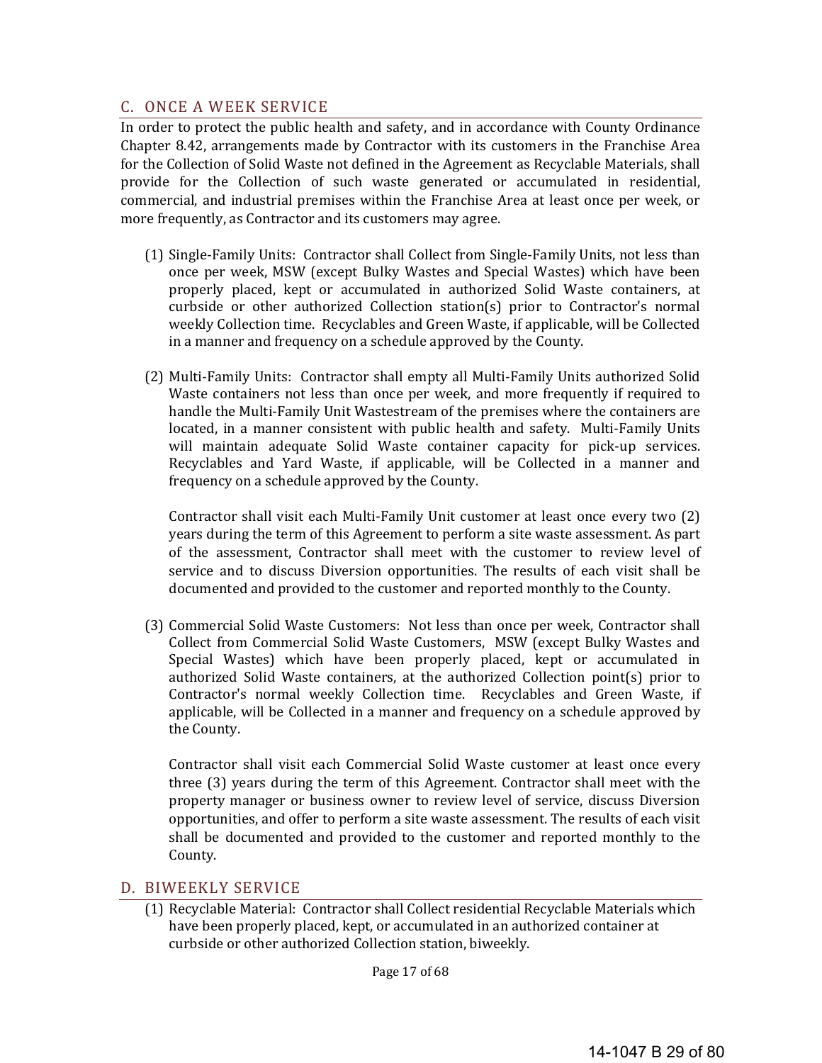## C. ONCE A WEEK SERVICE

In order to protect the public health and safety, and in accordance with County Ordinance Chapter 8.42, arrangements made by Contractor with its customers in the Franchise Area for the Collection of Solid Waste not defined in the Agreement as Recyclable Materials, shall provide for the Collection of such waste generated or accumulated in residential, commercial, and industrial premises within the Franchise Area at least once per week, or more frequently, as Contractor and its customers may agree.

(1) Single-Family Units: Contractor shall Collect from Single-Family Units, not less than once per week, MSW (except Bulky Wastes and Special Wastes) which have been properly placed, kept or accumulated in authorized Solid Waste containers, at curbside or other authorized Collection station(s) prior to Contractor's normal weekly Collection time. Recyclables and Green Waste, if applicable, will be Collected in a manner and frequency on a schedule approved by the County.

(2) Multi-Family Units: Contractor shall empty all Multi-Family Units authorized Solid Waste containers not less than once per week, and more frequently if required to handle the Multi-Family Unit Wastestream of the premises where the containers are located, in a manner consistent with public health and safety. Multi-Family Units will maintain adequate Solid Waste container capacity for pick-up services. Recyclables and Yard Waste, if applicable, will be Collected in a manner and frequency on a schedule approved by the County.

   Contractor shall visit each Multi-Family Unit customer at least once every two (2) years during the term of this Agreement to perform a site waste assessment. As part of the assessment, Contractor shall meet with the customer to review level of service and to discuss Diversion opportunities. The results of each visit shall be documented and provided to the customer and reported monthly to the County.

(3) Commercial Solid Waste Customers: Not less than once per week, Contractor shall Collect from Commercial Solid Waste Customers, MSW (except Bulky Wastes and Special Wastes) which have been properly placed, kept or accumulated in authorized Solid Waste containers, at the authorized Collection point(s) prior to Contractor's normal weekly Collection time. Recyclables and Green Waste, if applicable, will be Collected in a manner and frequency on a schedule approved by the County.

   Contractor shall visit each Commercial Solid Waste customer at least once every three (3) years during the term of this Agreement. Contractor shall meet with the property manager or business owner to review level of service, discuss Diversion opportunities, and offer to perform a site waste assessment. The results of each visit shall be documented and provided to the customer and reported monthly to the County.

## D. BIWEEKLY SERVICE

(1) Recyclable Material: Contractor shall Collect residential Recyclable Materials which have been properly placed, kept, or accumulated in an authorized container at curbside or other authorized Collection station, biweekly.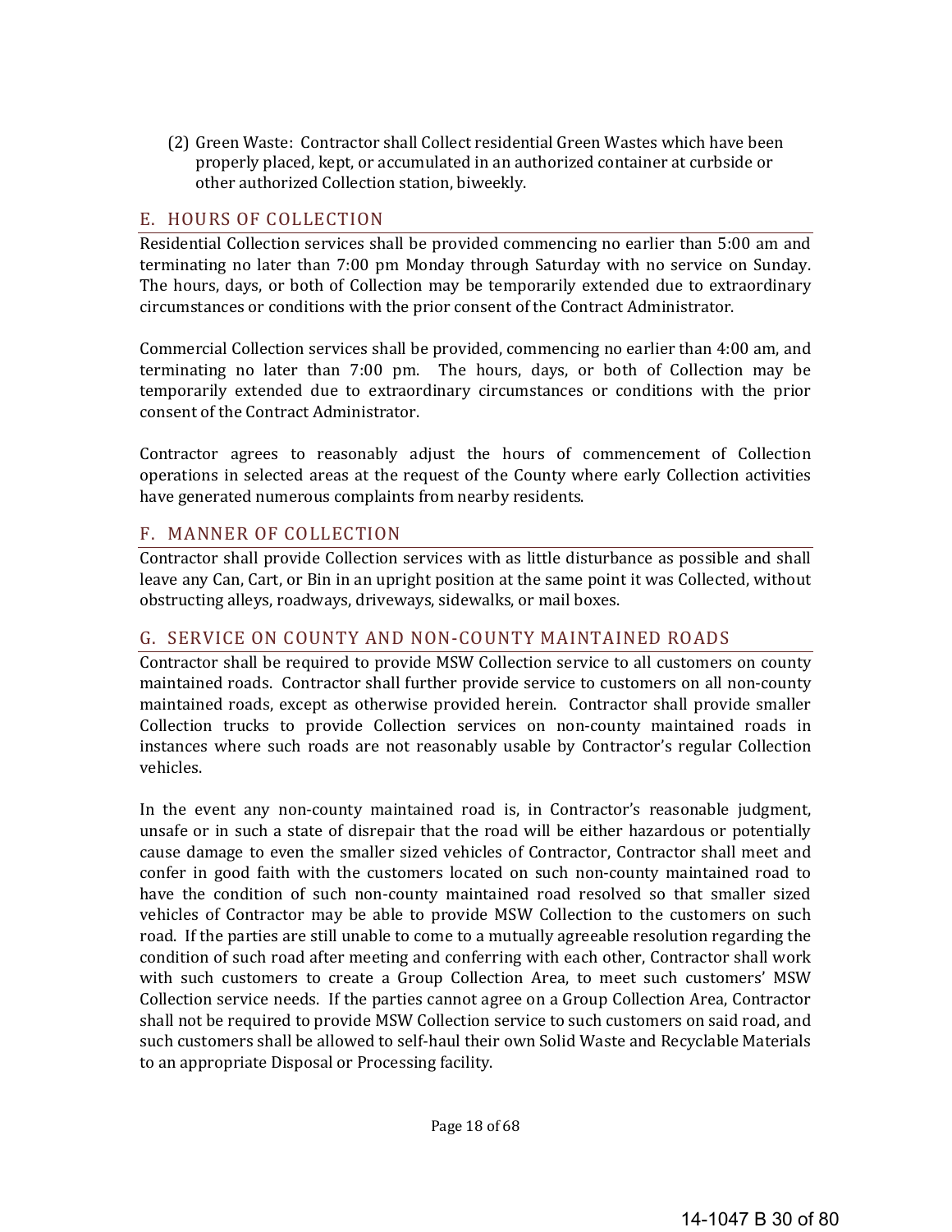(2) Green Waste: Contractor shall Collect residential Green Wastes which have been properly placed, kept, or accumulated in an authorized container at curbside or other authorized Collection station, biweekly.

## E. HOURS OF COLLECTION

Residential Collection services shall be provided commencing no earlier than 5:00 am and terminating no later than 7:00 pm Monday through Saturday with no service on Sunday. The hours, days, or both of Collection may be temporarily extended due to extraordinary circumstances or conditions with the prior consent of the Contract Administrator.

Commercial Collection services shall be provided, commencing no earlier than 4:00 am, and terminating no later than 7:00 pm. The hours, days, or both of Collection may be temporarily extended due to extraordinary circumstances or conditions with the prior consent of the Contract Administrator.

Contractor agrees to reasonably adjust the hours of commencement of Collection operations in selected areas at the request of the County where early Collection activities have generated numerous complaints from nearby residents.

## F. MANNER OF COLLECTION

Contractor shall provide Collection services with as little disturbance as possible and shall leave any Can, Cart, or Bin in an upright position at the same point it was Collected, without obstructing alleys, roadways, driveways, sidewalks, or mail boxes.

## G. SERVICE ON COUNTY AND NON-COUNTY MAINTAINED ROADS

Contractor shall be required to provide MSW Collection service to all customers on county maintained roads. Contractor shall further provide service to customers on all non-county maintained roads, except as otherwise provided herein. Contractor shall provide smaller Collection trucks to provide Collection services on non-county maintained roads in instances where such roads are not reasonably usable by Contractor's regular Collection vehicles.

In the event any non-county maintained road is, in Contractor's reasonable judgment, unsafe or in such a state of disrepair that the road will be either hazardous or potentially cause damage to even the smaller sized vehicles of Contractor, Contractor shall meet and confer in good faith with the customers located on such non-county maintained road to have the condition of such non-county maintained road resolved so that smaller sized vehicles of Contractor may be able to provide MSW Collection to the customers on such road. If the parties are still unable to come to a mutually agreeable resolution regarding the condition of such road after meeting and conferring with each other, Contractor shall work with such customers to create a Group Collection Area, to meet such customers' MSW Collection service needs. If the parties cannot agree on a Group Collection Area, Contractor shall not be required to provide MSW Collection service to such customers on said road, and such customers shall be allowed to self-haul their own Solid Waste and Recyclable Materials to an appropriate Disposal or Processing facility.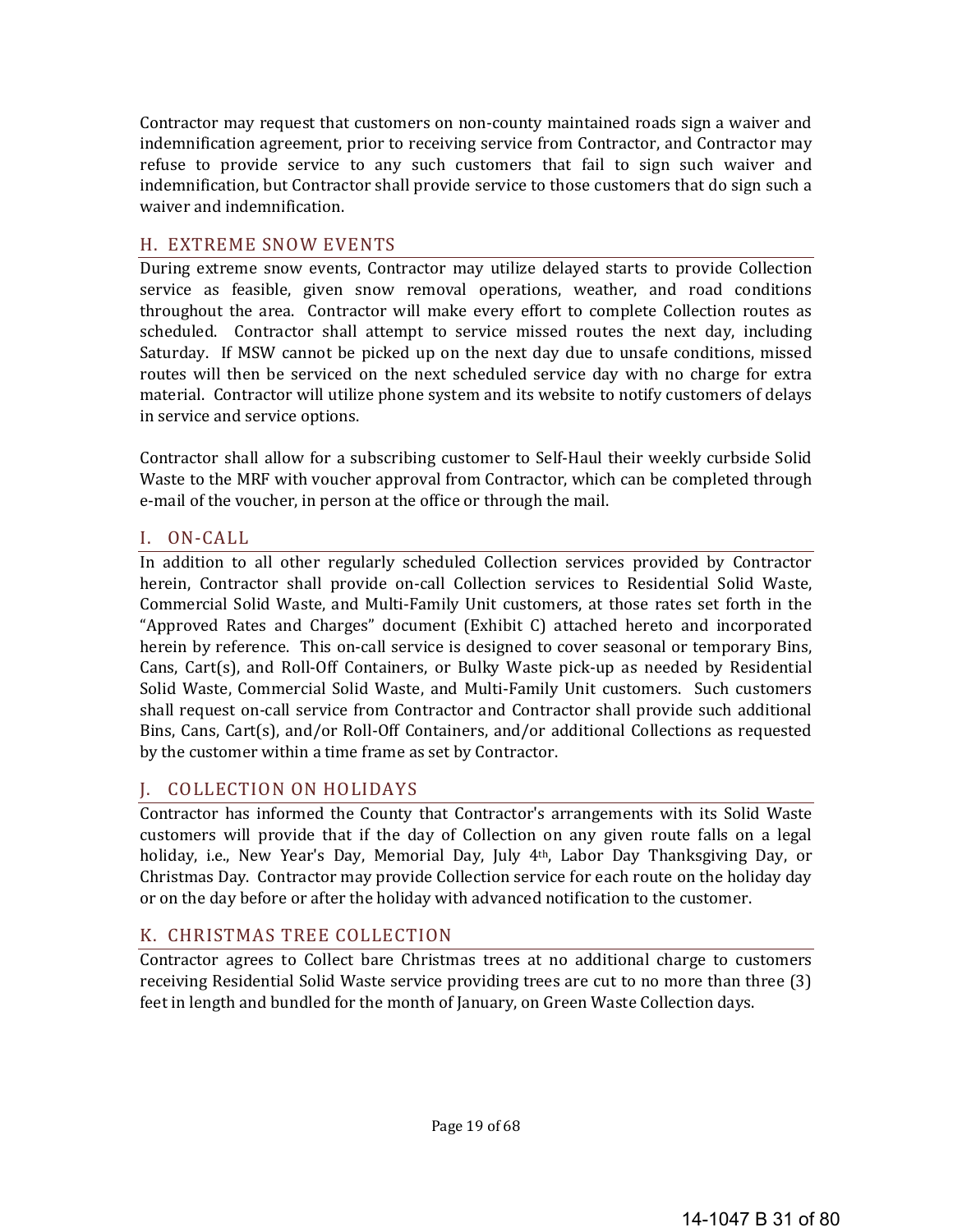Contractor may request that customers on non-county maintained roads sign a waiver and indemnification agreement, prior to receiving service from Contractor, and Contractor may refuse to provide service to any such customers that fail to sign such waiver and indemnification, but Contractor shall provide service to those customers that do sign such a waiver and indemnification.

## H. EXTREME SNOW EVENTS

During extreme snow events, Contractor may utilize delayed starts to provide Collection service as feasible, given snow removal operations, weather, and road conditions throughout the area. Contractor will make every effort to complete Collection routes as scheduled. Contractor shall attempt to service missed routes the next day, including Saturday. If MSW cannot be picked up on the next day due to unsafe conditions, missed routes will then be serviced on the next scheduled service day with no charge for extra material. Contractor will utilize phone system and its website to notify customers of delays in service and service options.

Contractor shall allow for a subscribing customer to Self-Haul their weekly curbside Solid Waste to the MRF with voucher approval from Contractor, which can be completed through e-mail of the voucher, in person at the office or through the mail.

## I. ON-CALL

In addition to all other regularly scheduled Collection services provided by Contractor herein, Contractor shall provide on-call Collection services to Residential Solid Waste, Commercial Solid Waste, and Multi-Family Unit customers, at those rates set forth in the "Approved Rates and Charges" document (Exhibit C) attached hereto and incorporated herein by reference. This on-call service is designed to cover seasonal or temporary Bins, Cans, Cart(s), and Roll-Off Containers, or Bulky Waste pick-up as needed by Residential Solid Waste, Commercial Solid Waste, and Multi-Family Unit customers. Such customers shall request on-call service from Contractor and Contractor shall provide such additional Bins, Cans, Cart(s), and/or Roll-Off Containers, and/or additional Collections as requested by the customer within a time frame as set by Contractor.

## J. COLLECTION ON HOLIDAYS

Contractor has informed the County that Contractor's arrangements with its Solid Waste customers will provide that if the day of Collection on any given route falls on a legal holiday, i.e., New Year's Day, Memorial Day, July 4th, Labor Day Thanksgiving Day, or Christmas Day. Contractor may provide Collection service for each route on the holiday day or on the day before or after the holiday with advanced notification to the customer.

## K. CHRISTMAS TREE COLLECTION

Contractor agrees to Collect bare Christmas trees at no additional charge to customers receiving Residential Solid Waste service providing trees are cut to no more than three (3) feet in length and bundled for the month of January, on Green Waste Collection days.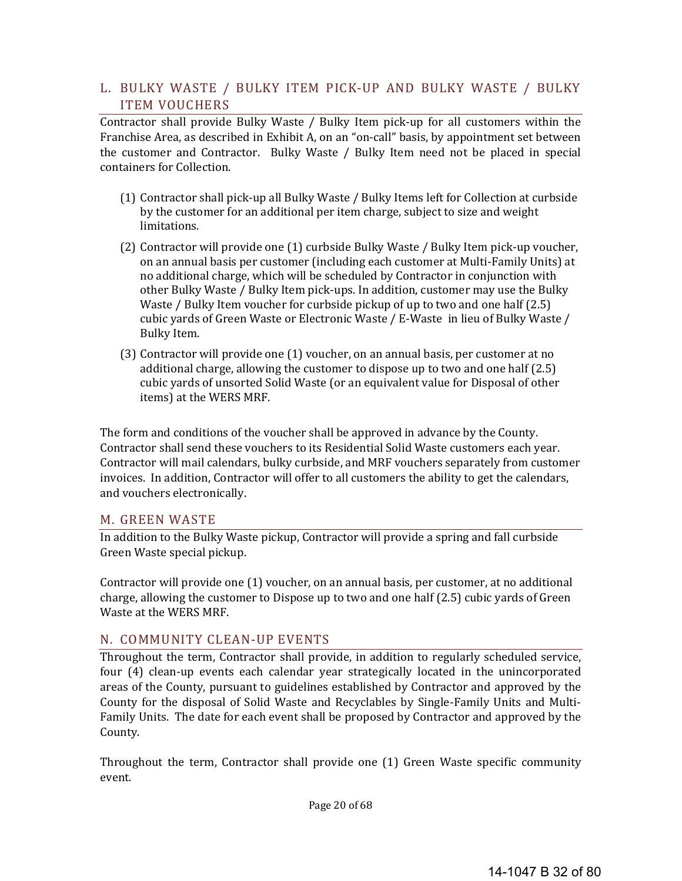## L. BULKY WASTE / BULKY ITEM PICK-UP AND BULKY WASTE / BULKY ITEM VOUCHERS

Contractor shall provide Bulky Waste / Bulky Item pick-up for all customers within the Franchise Area, as described in Exhibit A, on an "on-call" basis, by appointment set between the customer and Contractor. Bulky Waste / Bulky Item need not be placed in special containers for Collection.

(1) Contractor shall pick-up all Bulky Waste / Bulky Items left for Collection at curbside by the customer for an additional per item charge, subject to size and weight limitations.

(2) Contractor will provide one (1) curbside Bulky Waste / Bulky Item pick-up voucher, on an annual basis per customer (including each customer at Multi-Family Units) at no additional charge, which will be scheduled by Contractor in conjunction with other Bulky Waste / Bulky Item pick-ups. In addition, customer may use the Bulky Waste / Bulky Item voucher for curbside pickup of up to two and one half (2.5) cubic yards of Green Waste or Electronic Waste / E-Waste in lieu of Bulky Waste / Bulky Item.

(3) Contractor will provide one (1) voucher, on an annual basis, per customer at no additional charge, allowing the customer to dispose up to two and one half (2.5) cubic yards of unsorted Solid Waste (or an equivalent value for Disposal of other items) at the WERS MRF.

The form and conditions of the voucher shall be approved in advance by the County. Contractor shall send these vouchers to its Residential Solid Waste customers each year. Contractor will mail calendars, bulky curbside, and MRF vouchers separately from customer invoices. In addition, Contractor will offer to all customers the ability to get the calendars, and vouchers electronically.

## M. GREEN WASTE

In addition to the Bulky Waste pickup, Contractor will provide a spring and fall curbside Green Waste special pickup.

Contractor will provide one (1) voucher, on an annual basis, per customer, at no additional charge, allowing the customer to Dispose up to two and one half (2.5) cubic yards of Green Waste at the WERS MRF.

## N. COMMUNITY CLEAN-UP EVENTS

Throughout the term, Contractor shall provide, in addition to regularly scheduled service, four (4) clean-up events each calendar year strategically located in the unincorporated areas of the County, pursuant to guidelines established by Contractor and approved by the County for the disposal of Solid Waste and Recyclables by Single-Family Units and Multi-Family Units. The date for each event shall be proposed by Contractor and approved by the County.

Throughout the term, Contractor shall provide one (1) Green Waste specific community event.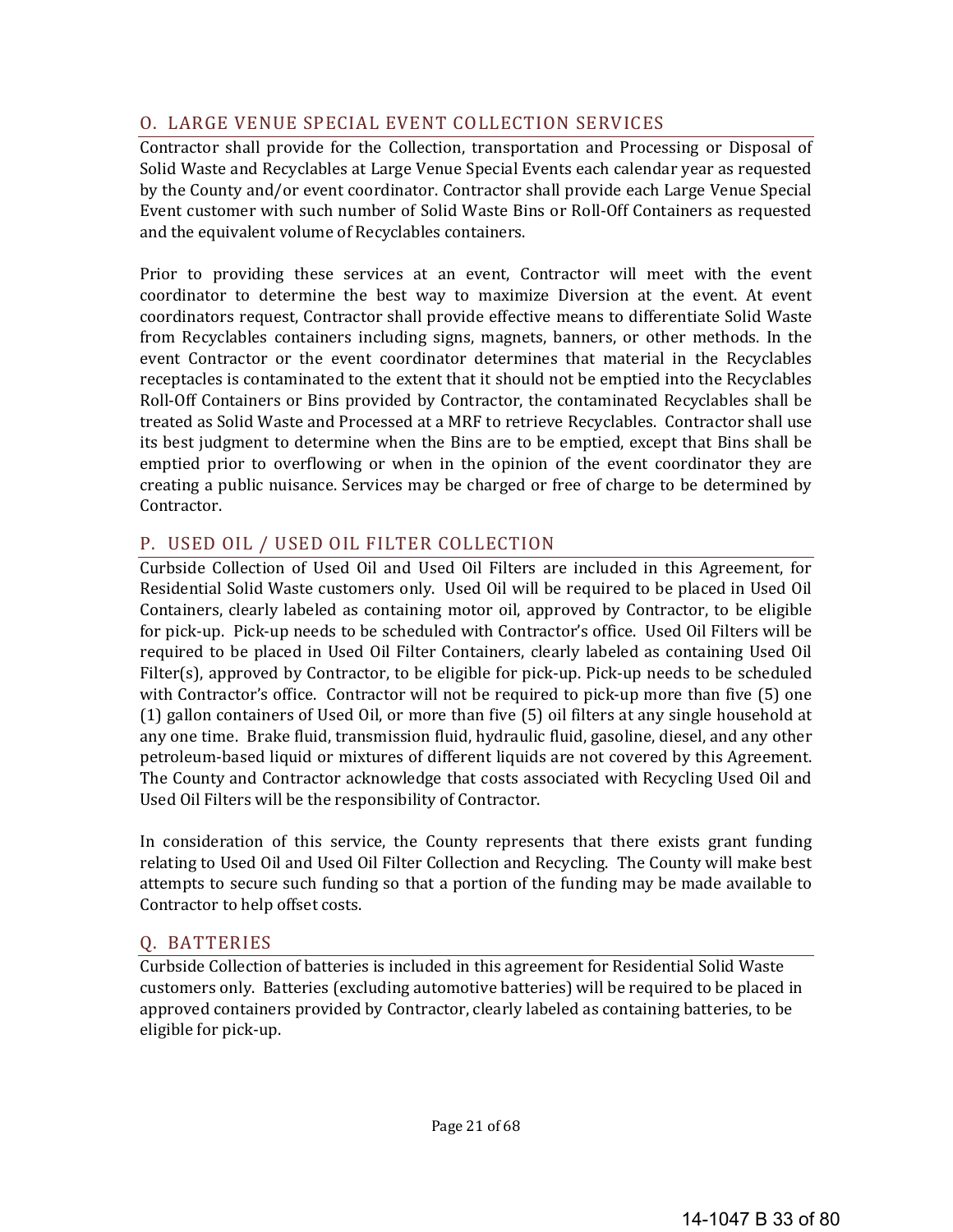## O. LARGE VENUE SPECIAL EVENT COLLECTION SERVICES

Contractor shall provide for the Collection, transportation and Processing or Disposal of Solid Waste and Recyclables at Large Venue Special Events each calendar year as requested by the County and/or event coordinator. Contractor shall provide each Large Venue Special Event customer with such number of Solid Waste Bins or Roll-Off Containers as requested and the equivalent volume of Recyclables containers.

Prior to providing these services at an event, Contractor will meet with the event coordinator to determine the best way to maximize Diversion at the event. At event coordinators request, Contractor shall provide effective means to differentiate Solid Waste from Recyclables containers including signs, magnets, banners, or other methods. In the event Contractor or the event coordinator determines that material in the Recyclables receptacles is contaminated to the extent that it should not be emptied into the Recyclables Roll-Off Containers or Bins provided by Contractor, the contaminated Recyclables shall be treated as Solid Waste and Processed at a MRF to retrieve Recyclables. Contractor shall use its best judgment to determine when the Bins are to be emptied, except that Bins shall be emptied prior to overflowing or when in the opinion of the event coordinator they are creating a public nuisance. Services may be charged or free of charge to be determined by Contractor.

## P. USED OIL / USED OIL FILTER COLLECTION

Curbside Collection of Used Oil and Used Oil Filters are included in this Agreement, for Residential Solid Waste customers only. Used Oil will be required to be placed in Used Oil Containers, clearly labeled as containing motor oil, approved by Contractor, to be eligible for pick-up. Pick-up needs to be scheduled with Contractor's office. Used Oil Filters will be required to be placed in Used Oil Filter Containers, clearly labeled as containing Used Oil Filter(s), approved by Contractor, to be eligible for pick-up. Pick-up needs to be scheduled with Contractor's office. Contractor will not be required to pick-up more than five (5) one (1) gallon containers of Used Oil, or more than five (5) oil filters at any single household at any one time. Brake fluid, transmission fluid, hydraulic fluid, gasoline, diesel, and any other petroleum-based liquid or mixtures of different liquids are not covered by this Agreement. The County and Contractor acknowledge that costs associated with Recycling Used Oil and Used Oil Filters will be the responsibility of Contractor.

In consideration of this service, the County represents that there exists grant funding relating to Used Oil and Used Oil Filter Collection and Recycling. The County will make best attempts to secure such funding so that a portion of the funding may be made available to Contractor to help offset costs.

## Q. BATTERIES

Curbside Collection of batteries is included in this agreement for Residential Solid Waste customers only. Batteries (excluding automotive batteries) will be required to be placed in approved containers provided by Contractor, clearly labeled as containing batteries, to be eligible for pick-up.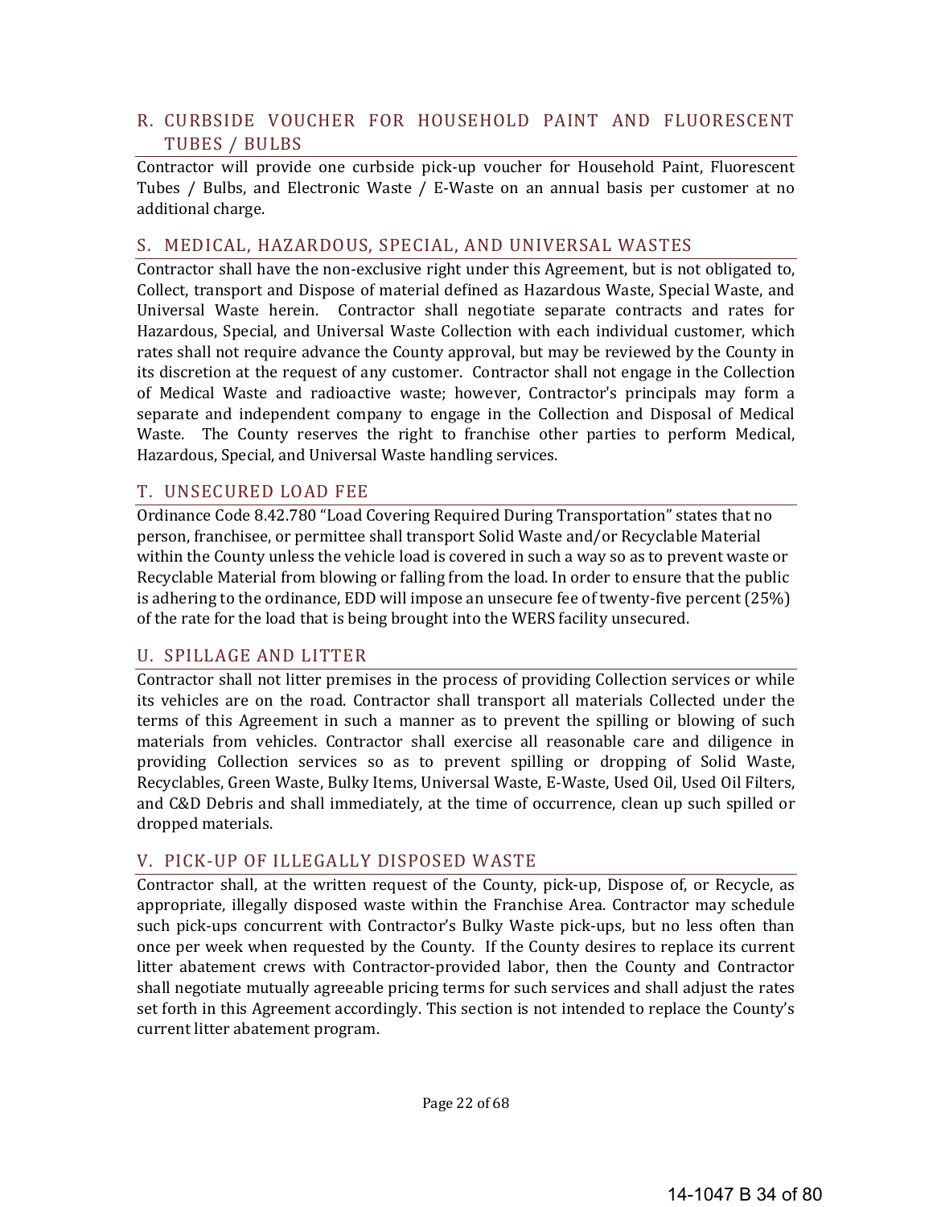## R. CURBSIDE VOUCHER FOR HOUSEHOLD PAINT AND FLUORESCENT TUBES / BULBS

Contractor will provide one curbside pick-up voucher for Household Paint, Fluorescent Tubes / Bulbs, and Electronic Waste / E-Waste on an annual basis per customer at no additional charge.

## S. MEDICAL, HAZARDOUS, SPECIAL, AND UNIVERSAL WASTES

Contractor shall have the non-exclusive right under this Agreement, but is not obligated to, Collect, transport and Dispose of material defined as Hazardous Waste, Special Waste, and Universal Waste herein. Contractor shall negotiate separate contracts and rates for Hazardous, Special, and Universal Waste Collection with each individual customer, which rates shall not require advance the County approval, but may be reviewed by the County in its discretion at the request of any customer. Contractor shall not engage in the Collection of Medical Waste and radioactive waste; however, Contractor's principals may form a separate and independent company to engage in the Collection and Disposal of Medical Waste. The County reserves the right to franchise other parties to perform Medical, Hazardous, Special, and Universal Waste handling services.

## T. UNSECURED LOAD FEE

Ordinance Code 8.42.780 "Load Covering Required During Transportation" states that no person, franchisee, or permittee shall transport Solid Waste and/or Recyclable Material within the County unless the vehicle load is covered in such a way so as to prevent waste or Recyclable Material from blowing or falling from the load. In order to ensure that the public is adhering to the ordinance, EDD will impose an unsecure fee of twenty-five percent (25%) of the rate for the load that is being brought into the WERS facility unsecured.

## U. SPILLAGE AND LITTER

Contractor shall not litter premises in the process of providing Collection services or while its vehicles are on the road. Contractor shall transport all materials Collected under the terms of this Agreement in such a manner as to prevent the spilling or blowing of such materials from vehicles. Contractor shall exercise all reasonable care and diligence in providing Collection services so as to prevent spilling or dropping of Solid Waste, Recyclables, Green Waste, Bulky Items, Universal Waste, E-Waste, Used Oil, Used Oil Filters, and C&D Debris and shall immediately, at the time of occurrence, clean up such spilled or dropped materials.

## V. PICK-UP OF ILLEGALLY DISPOSED WASTE

Contractor shall, at the written request of the County, pick-up, Dispose of, or Recycle, as appropriate, illegally disposed waste within the Franchise Area. Contractor may schedule such pick-ups concurrent with Contractor's Bulky Waste pick-ups, but no less often than once per week when requested by the County. If the County desires to replace its current litter abatement crews with Contractor-provided labor, then the County and Contractor shall negotiate mutually agreeable pricing terms for such services and shall adjust the rates set forth in this Agreement accordingly. This section is not intended to replace the County's current litter abatement program.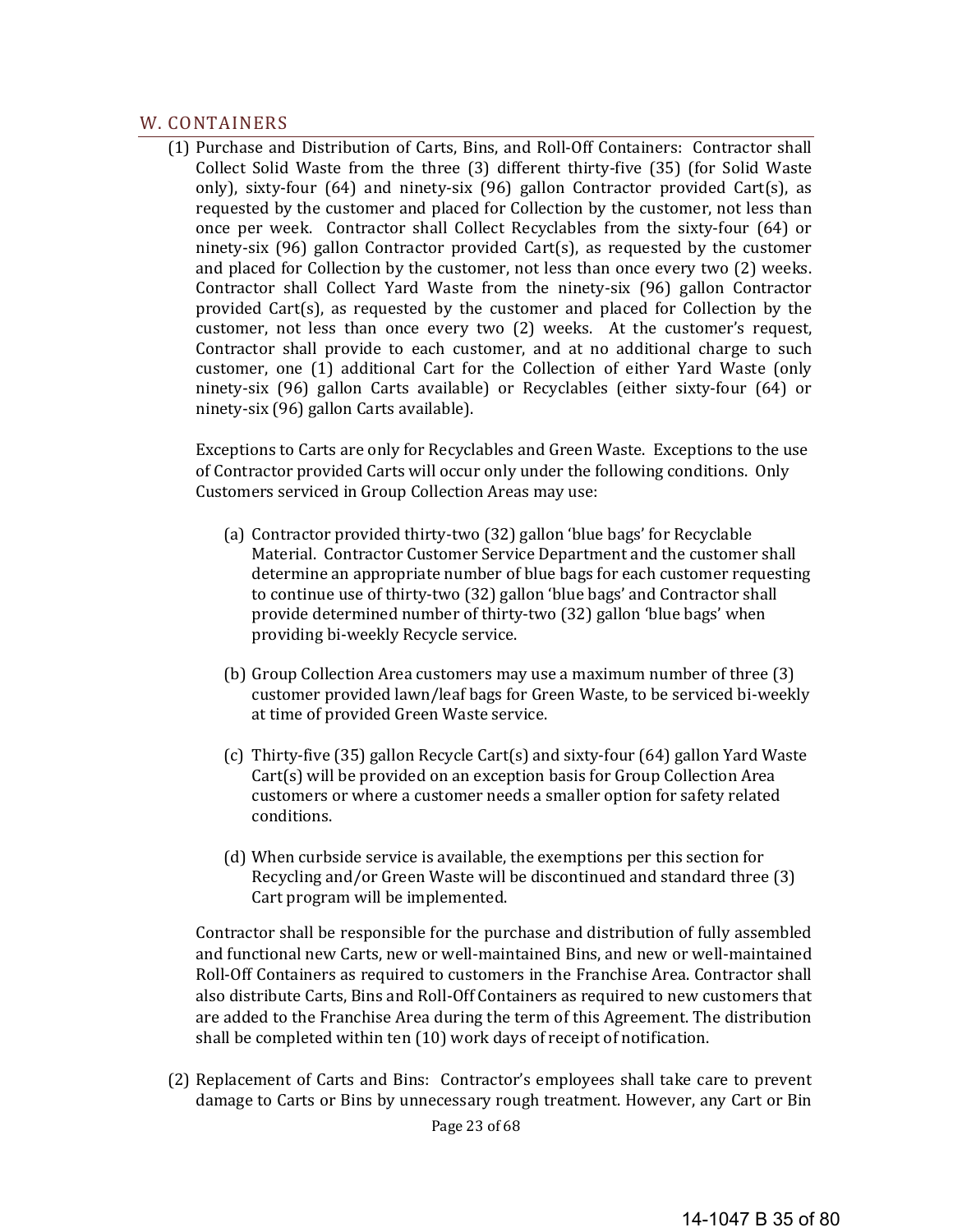## W. CONTAINERS

(1) Purchase and Distribution of Carts, Bins, and Roll-Off Containers: Contractor shall Collect Solid Waste from the three (3) different thirty-five (35) (for Solid Waste only), sixty-four (64) and ninety-six (96) gallon Contractor provided Cart(s), as requested by the customer and placed for Collection by the customer, not less than once per week. Contractor shall Collect Recyclables from the sixty-four (64) or ninety-six (96) gallon Contractor provided Cart(s), as requested by the customer and placed for Collection by the customer, not less than once every two (2) weeks. Contractor shall Collect Yard Waste from the ninety-six (96) gallon Contractor provided Cart(s), as requested by the customer and placed for Collection by the customer, not less than once every two (2) weeks. At the customer's request, Contractor shall provide to each customer, and at no additional charge to such customer, one (1) additional Cart for the Collection of either Yard Waste (only ninety-six (96) gallon Carts available) or Recyclables (either sixty-four (64) or ninety-six (96) gallon Carts available).

Exceptions to Carts are only for Recyclables and Green Waste. Exceptions to the use of Contractor provided Carts will occur only under the following conditions. Only Customers serviced in Group Collection Areas may use:

(a) Contractor provided thirty-two (32) gallon 'blue bags' for Recyclable Material. Contractor Customer Service Department and the customer shall determine an appropriate number of blue bags for each customer requesting to continue use of thirty-two (32) gallon 'blue bags' and Contractor shall provide determined number of thirty-two (32) gallon 'blue bags' when providing bi-weekly Recycle service.

(b) Group Collection Area customers may use a maximum number of three (3) customer provided lawn/leaf bags for Green Waste, to be serviced bi-weekly at time of provided Green Waste service.

(c) Thirty-five (35) gallon Recycle Cart(s) and sixty-four (64) gallon Yard Waste Cart(s) will be provided on an exception basis for Group Collection Area customers or where a customer needs a smaller option for safety related conditions.

(d) When curbside service is available, the exemptions per this section for Recycling and/or Green Waste will be discontinued and standard three (3) Cart program will be implemented.

Contractor shall be responsible for the purchase and distribution of fully assembled and functional new Carts, new or well-maintained Bins, and new or well-maintained Roll-Off Containers as required to customers in the Franchise Area. Contractor shall also distribute Carts, Bins and Roll-Off Containers as required to new customers that are added to the Franchise Area during the term of this Agreement. The distribution shall be completed within ten (10) work days of receipt of notification.

(2) Replacement of Carts and Bins: Contractor's employees shall take care to prevent damage to Carts or Bins by unnecessary rough treatment. However, any Cart or Bin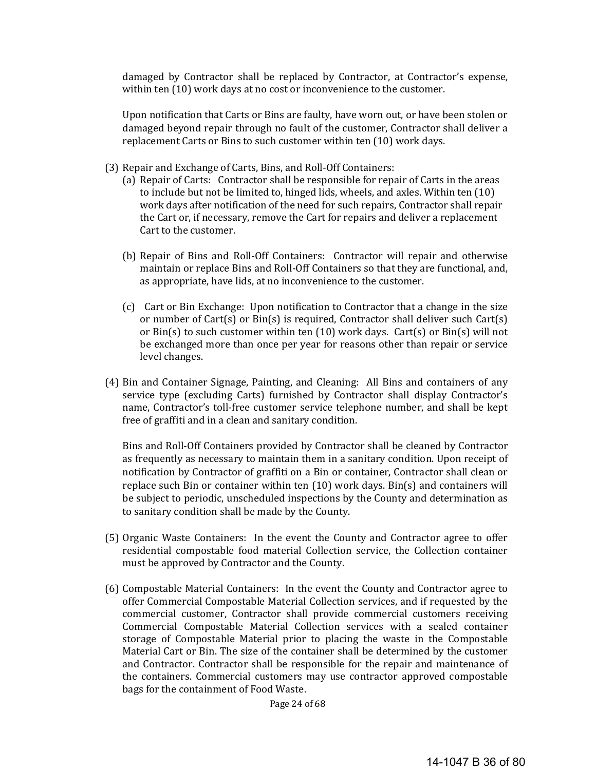damaged by Contractor shall be replaced by Contractor, at Contractor's expense, within ten (10) work days at no cost or inconvenience to the customer.

Upon notification that Carts or Bins are faulty, have worn out, or have been stolen or damaged beyond repair through no fault of the customer, Contractor shall deliver a replacement Carts or Bins to such customer within ten (10) work days.

(3) Repair and Exchange of Carts, Bins, and Roll-Off Containers:

(a) Repair of Carts: Contractor shall be responsible for repair of Carts in the areas to include but not be limited to, hinged lids, wheels, and axles. Within ten (10) work days after notification of the need for such repairs, Contractor shall repair the Cart or, if necessary, remove the Cart for repairs and deliver a replacement Cart to the customer.

(b) Repair of Bins and Roll-Off Containers: Contractor will repair and otherwise maintain or replace Bins and Roll-Off Containers so that they are functional, and, as appropriate, have lids, at no inconvenience to the customer.

(c) Cart or Bin Exchange: Upon notification to Contractor that a change in the size or number of Cart(s) or Bin(s) is required, Contractor shall deliver such Cart(s) or Bin(s) to such customer within ten (10) work days. Cart(s) or Bin(s) will not be exchanged more than once per year for reasons other than repair or service level changes.

(4) Bin and Container Signage, Painting, and Cleaning: All Bins and containers of any service type (excluding Carts) furnished by Contractor shall display Contractor's name, Contractor's toll-free customer service telephone number, and shall be kept free of graffiti and in a clean and sanitary condition.

Bins and Roll-Off Containers provided by Contractor shall be cleaned by Contractor as frequently as necessary to maintain them in a sanitary condition. Upon receipt of notification by Contractor of graffiti on a Bin or container, Contractor shall clean or replace such Bin or container within ten (10) work days. Bin(s) and containers will be subject to periodic, unscheduled inspections by the County and determination as to sanitary condition shall be made by the County.

(5) Organic Waste Containers: In the event the County and Contractor agree to offer residential compostable food material Collection service, the Collection container must be approved by Contractor and the County.

(6) Compostable Material Containers: In the event the County and Contractor agree to offer Commercial Compostable Material Collection services, and if requested by the commercial customer, Contractor shall provide commercial customers receiving Commercial Compostable Material Collection services with a sealed container storage of Compostable Material prior to placing the waste in the Compostable Material Cart or Bin. The size of the container shall be determined by the customer and Contractor. Contractor shall be responsible for the repair and maintenance of the containers. Commercial customers may use contractor approved compostable bags for the containment of Food Waste.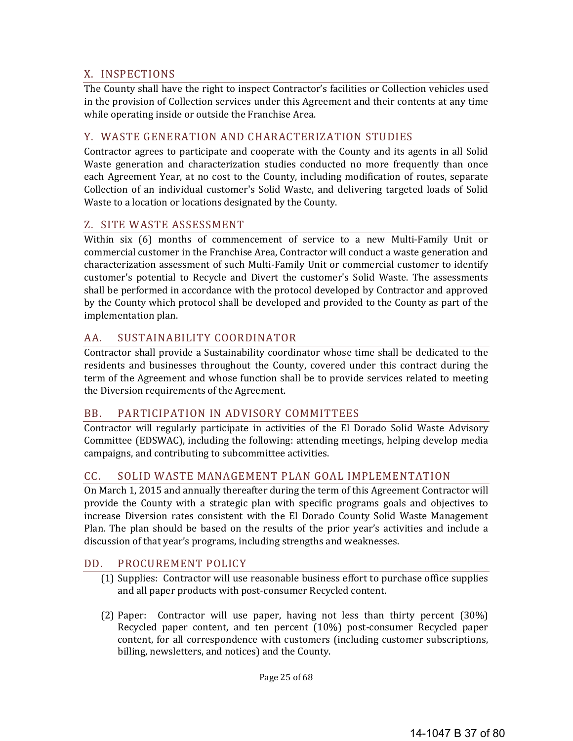## X. INSPECTIONS

The County shall have the right to inspect Contractor's facilities or Collection vehicles used in the provision of Collection services under this Agreement and their contents at any time while operating inside or outside the Franchise Area.

## Y. WASTE GENERATION AND CHARACTERIZATION STUDIES

Contractor agrees to participate and cooperate with the County and its agents in all Solid Waste generation and characterization studies conducted no more frequently than once each Agreement Year, at no cost to the County, including modification of routes, separate Collection of an individual customer's Solid Waste, and delivering targeted loads of Solid Waste to a location or locations designated by the County.

## Z. SITE WASTE ASSESSMENT

Within six (6) months of commencement of service to a new Multi-Family Unit or commercial customer in the Franchise Area, Contractor will conduct a waste generation and characterization assessment of such Multi-Family Unit or commercial customer to identify customer's potential to Recycle and Divert the customer's Solid Waste. The assessments shall be performed in accordance with the protocol developed by Contractor and approved by the County which protocol shall be developed and provided to the County as part of the implementation plan.

## AA. SUSTAINABILITY COORDINATOR

Contractor shall provide a Sustainability coordinator whose time shall be dedicated to the residents and businesses throughout the County, covered under this contract during the term of the Agreement and whose function shall be to provide services related to meeting the Diversion requirements of the Agreement.

## BB. PARTICIPATION IN ADVISORY COMMITTEES

Contractor will regularly participate in activities of the El Dorado Solid Waste Advisory Committee (EDSWAC), including the following: attending meetings, helping develop media campaigns, and contributing to subcommittee activities.

## CC. SOLID WASTE MANAGEMENT PLAN GOAL IMPLEMENTATION

On March 1, 2015 and annually thereafter during the term of this Agreement Contractor will provide the County with a strategic plan with specific programs goals and objectives to increase Diversion rates consistent with the El Dorado County Solid Waste Management Plan. The plan should be based on the results of the prior year's activities and include a discussion of that year's programs, including strengths and weaknesses.

## DD. PROCUREMENT POLICY

(1) Supplies: Contractor will use reasonable business effort to purchase office supplies and all paper products with post-consumer Recycled content.

(2) Paper: Contractor will use paper, having not less than thirty percent (30%) Recycled paper content, and ten percent (10%) post-consumer Recycled paper content, for all correspondence with customers (including customer subscriptions, billing, newsletters, and notices) and the County.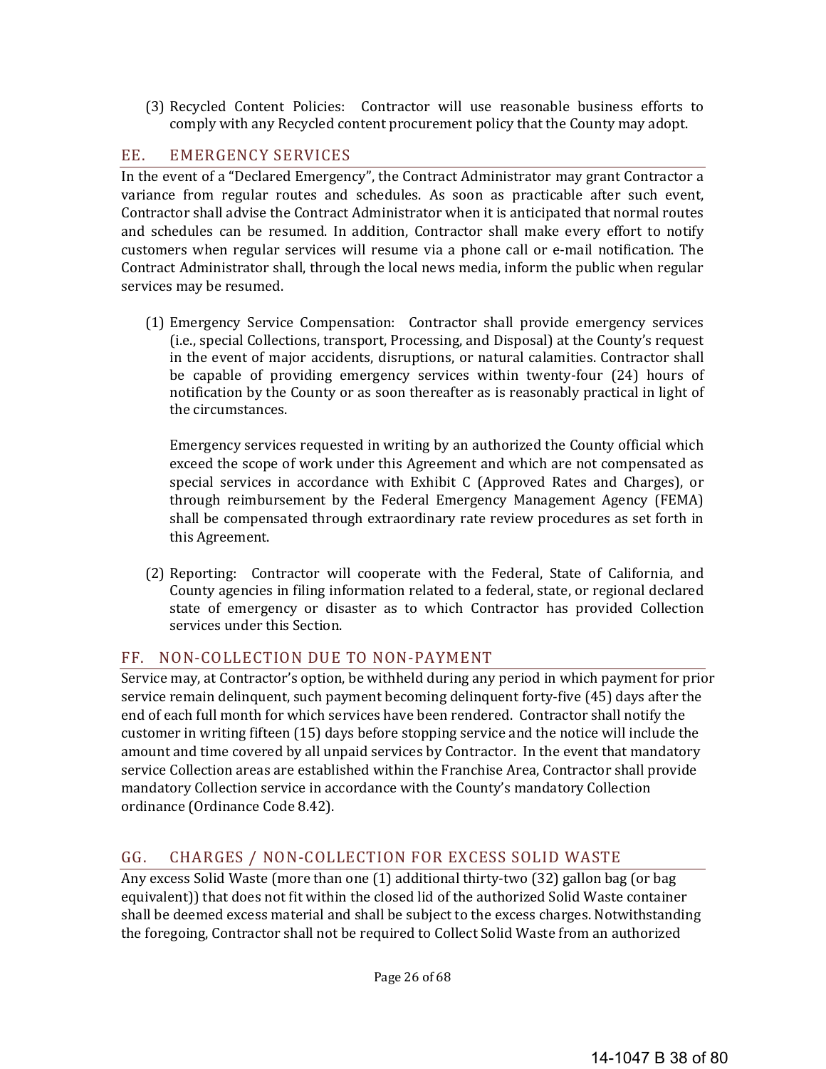(3) Recycled Content Policies: Contractor will use reasonable business efforts to comply with any Recycled content procurement policy that the County may adopt.

## EE. EMERGENCY SERVICES

In the event of a "Declared Emergency", the Contract Administrator may grant Contractor a variance from regular routes and schedules. As soon as practicable after such event, Contractor shall advise the Contract Administrator when it is anticipated that normal routes and schedules can be resumed. In addition, Contractor shall make every effort to notify customers when regular services will resume via a phone call or e-mail notification. The Contract Administrator shall, through the local news media, inform the public when regular services may be resumed.

(1) Emergency Service Compensation: Contractor shall provide emergency services (i.e., special Collections, transport, Processing, and Disposal) at the County's request in the event of major accidents, disruptions, or natural calamities. Contractor shall be capable of providing emergency services within twenty-four (24) hours of notification by the County or as soon thereafter as is reasonably practical in light of the circumstances.

Emergency services requested in writing by an authorized the County official which exceed the scope of work under this Agreement and which are not compensated as special services in accordance with Exhibit C (Approved Rates and Charges), or through reimbursement by the Federal Emergency Management Agency (FEMA) shall be compensated through extraordinary rate review procedures as set forth in this Agreement.

(2) Reporting: Contractor will cooperate with the Federal, State of California, and County agencies in filing information related to a federal, state, or regional declared state of emergency or disaster as to which Contractor has provided Collection services under this Section.

## FF. NON-COLLECTION DUE TO NON-PAYMENT

Service may, at Contractor's option, be withheld during any period in which payment for prior service remain delinquent, such payment becoming delinquent forty-five (45) days after the end of each full month for which services have been rendered. Contractor shall notify the customer in writing fifteen (15) days before stopping service and the notice will include the amount and time covered by all unpaid services by Contractor. In the event that mandatory service Collection areas are established within the Franchise Area, Contractor shall provide mandatory Collection service in accordance with the County's mandatory Collection ordinance (Ordinance Code 8.42).

## GG. CHARGES / NON-COLLECTION FOR EXCESS SOLID WASTE

Any excess Solid Waste (more than one (1) additional thirty-two (32) gallon bag (or bag equivalent)) that does not fit within the closed lid of the authorized Solid Waste container shall be deemed excess material and shall be subject to the excess charges. Notwithstanding the foregoing, Contractor shall not be required to Collect Solid Waste from an authorized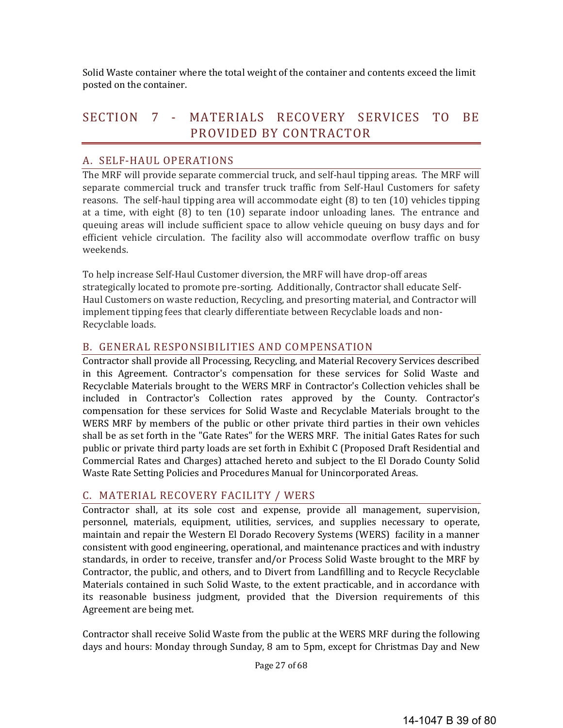Solid Waste container where the total weight of the container and contents exceed the limit posted on the container.

# SECTION 7 - MATERIALS RECOVERY SERVICES TO BE PROVIDED BY CONTRACTOR

## A. SELF-HAUL OPERATIONS

The MRF will provide separate commercial truck, and self-haul tipping areas. The MRF will separate commercial truck and transfer truck traffic from Self-Haul Customers for safety reasons. The self-haul tipping area will accommodate eight (8) to ten (10) vehicles tipping at a time, with eight (8) to ten (10) separate indoor unloading lanes. The entrance and queuing areas will include sufficient space to allow vehicle queuing on busy days and for efficient vehicle circulation. The facility also will accommodate overflow traffic on busy weekends.

To help increase Self-Haul Customer diversion, the MRF will have drop-off areas strategically located to promote pre-sorting. Additionally, Contractor shall educate Self-Haul Customers on waste reduction, Recycling, and presorting material, and Contractor will implement tipping fees that clearly differentiate between Recyclable loads and non-Recyclable loads.

## B. GENERAL RESPONSIBILITIES AND COMPENSATION

Contractor shall provide all Processing, Recycling, and Material Recovery Services described in this Agreement. Contractor's compensation for these services for Solid Waste and Recyclable Materials brought to the WERS MRF in Contractor's Collection vehicles shall be included in Contractor's Collection rates approved by the County. Contractor's compensation for these services for Solid Waste and Recyclable Materials brought to the WERS MRF by members of the public or other private third parties in their own vehicles shall be as set forth in the "Gate Rates" for the WERS MRF. The initial Gates Rates for such public or private third party loads are set forth in Exhibit C (Proposed Draft Residential and Commercial Rates and Charges) attached hereto and subject to the El Dorado County Solid Waste Rate Setting Policies and Procedures Manual for Unincorporated Areas.

## C. MATERIAL RECOVERY FACILITY / WERS

Contractor shall, at its sole cost and expense, provide all management, supervision, personnel, materials, equipment, utilities, services, and supplies necessary to operate, maintain and repair the Western El Dorado Recovery Systems (WERS) facility in a manner consistent with good engineering, operational, and maintenance practices and with industry standards, in order to receive, transfer and/or Process Solid Waste brought to the MRF by Contractor, the public, and others, and to Divert from Landfilling and to Recycle Recyclable Materials contained in such Solid Waste, to the extent practicable, and in accordance with its reasonable business judgment, provided that the Diversion requirements of this Agreement are being met.

Contractor shall receive Solid Waste from the public at the WERS MRF during the following days and hours: Monday through Sunday, 8 am to 5pm, except for Christmas Day and New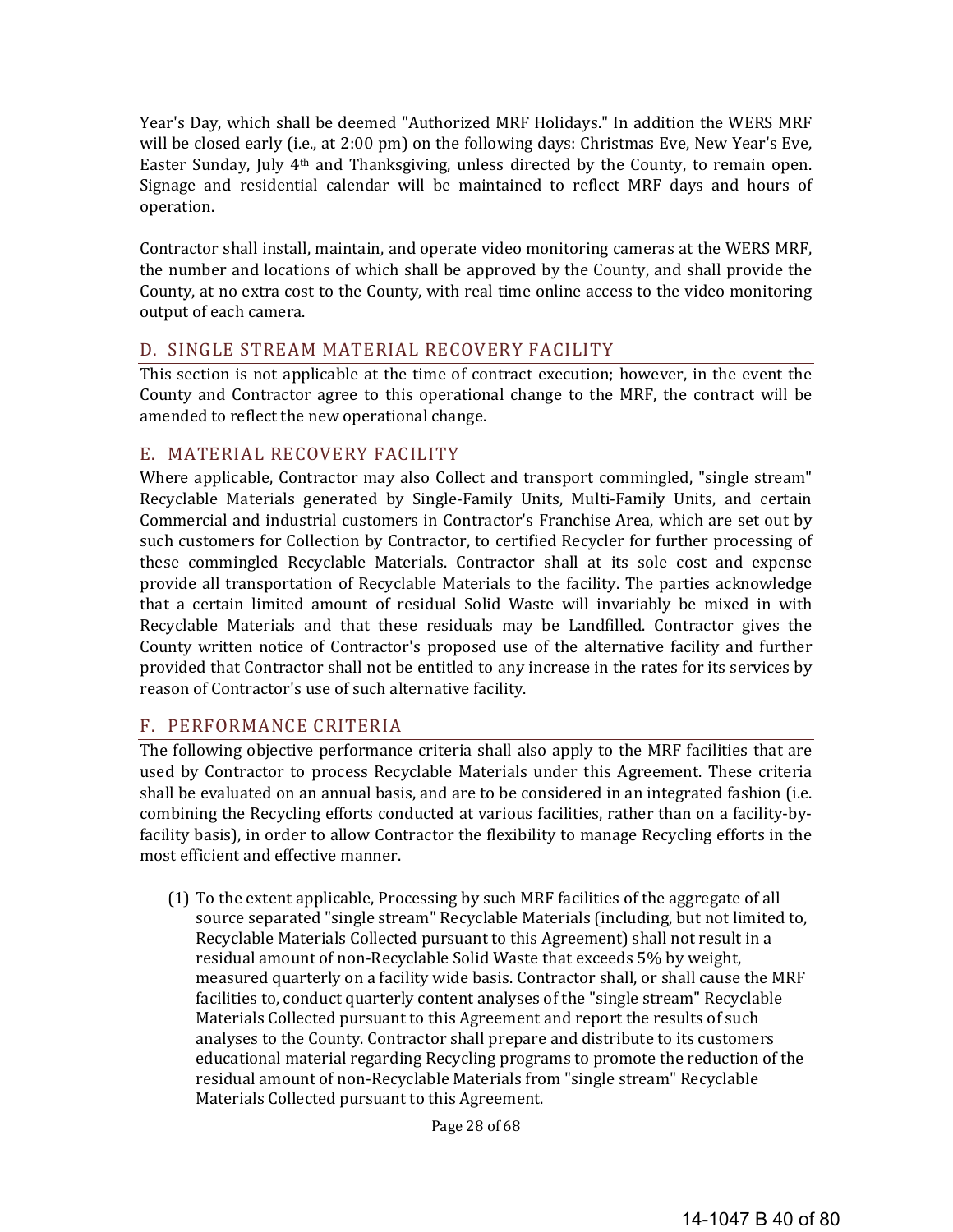Year's Day, which shall be deemed "Authorized MRF Holidays." In addition the WERS MRF will be closed early (i.e., at 2:00 pm) on the following days: Christmas Eve, New Year's Eve, Easter Sunday, July 4th and Thanksgiving, unless directed by the County, to remain open. Signage and residential calendar will be maintained to reflect MRF days and hours of operation.

Contractor shall install, maintain, and operate video monitoring cameras at the WERS MRF, the number and locations of which shall be approved by the County, and shall provide the County, at no extra cost to the County, with real time online access to the video monitoring output of each camera.

## D. SINGLE STREAM MATERIAL RECOVERY FACILITY

This section is not applicable at the time of contract execution; however, in the event the County and Contractor agree to this operational change to the MRF, the contract will be amended to reflect the new operational change.

## E. MATERIAL RECOVERY FACILITY

Where applicable, Contractor may also Collect and transport commingled, "single stream" Recyclable Materials generated by Single-Family Units, Multi-Family Units, and certain Commercial and industrial customers in Contractor's Franchise Area, which are set out by such customers for Collection by Contractor, to certified Recycler for further processing of these commingled Recyclable Materials. Contractor shall at its sole cost and expense provide all transportation of Recyclable Materials to the facility. The parties acknowledge that a certain limited amount of residual Solid Waste will invariably be mixed in with Recyclable Materials and that these residuals may be Landfilled. Contractor gives the County written notice of Contractor's proposed use of the alternative facility and further provided that Contractor shall not be entitled to any increase in the rates for its services by reason of Contractor's use of such alternative facility.

## F. PERFORMANCE CRITERIA

The following objective performance criteria shall also apply to the MRF facilities that are used by Contractor to process Recyclable Materials under this Agreement. These criteria shall be evaluated on an annual basis, and are to be considered in an integrated fashion (i.e. combining the Recycling efforts conducted at various facilities, rather than on a facility-by-facility basis), in order to allow Contractor the flexibility to manage Recycling efforts in the most efficient and effective manner.

(1) To the extent applicable, Processing by such MRF facilities of the aggregate of all source separated "single stream" Recyclable Materials (including, but not limited to, Recyclable Materials Collected pursuant to this Agreement) shall not result in a residual amount of non-Recyclable Solid Waste that exceeds 5% by weight, measured quarterly on a facility wide basis. Contractor shall, or shall cause the MRF facilities to, conduct quarterly content analyses of the "single stream" Recyclable Materials Collected pursuant to this Agreement and report the results of such analyses to the County. Contractor shall prepare and distribute to its customers educational material regarding Recycling programs to promote the reduction of the residual amount of non-Recyclable Materials from "single stream" Recyclable Materials Collected pursuant to this Agreement.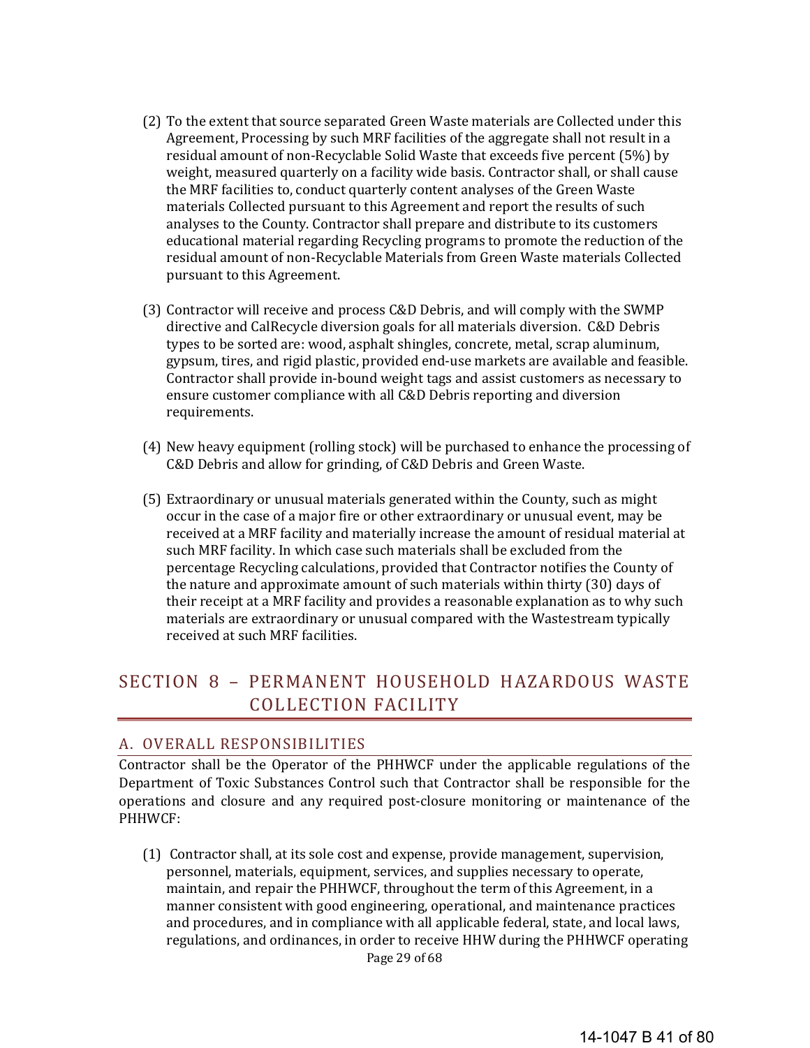(2) To the extent that source separated Green Waste materials are Collected under this Agreement, Processing by such MRF facilities of the aggregate shall not result in a residual amount of non-Recyclable Solid Waste that exceeds five percent (5%) by weight, measured quarterly on a facility wide basis. Contractor shall, or shall cause the MRF facilities to, conduct quarterly content analyses of the Green Waste materials Collected pursuant to this Agreement and report the results of such analyses to the County. Contractor shall prepare and distribute to its customers educational material regarding Recycling programs to promote the reduction of the residual amount of non-Recyclable Materials from Green Waste materials Collected pursuant to this Agreement.

(3) Contractor will receive and process C&D Debris, and will comply with the SWMP directive and CalRecycle diversion goals for all materials diversion. C&D Debris types to be sorted are: wood, asphalt shingles, concrete, metal, scrap aluminum, gypsum, tires, and rigid plastic, provided end-use markets are available and feasible. Contractor shall provide in-bound weight tags and assist customers as necessary to ensure customer compliance with all C&D Debris reporting and diversion requirements.

(4) New heavy equipment (rolling stock) will be purchased to enhance the processing of C&D Debris and allow for grinding, of C&D Debris and Green Waste.

(5) Extraordinary or unusual materials generated within the County, such as might occur in the case of a major fire or other extraordinary or unusual event, may be received at a MRF facility and materially increase the amount of residual material at such MRF facility. In which case such materials shall be excluded from the percentage Recycling calculations, provided that Contractor notifies the County of the nature and approximate amount of such materials within thirty (30) days of their receipt at a MRF facility and provides a reasonable explanation as to why such materials are extraordinary or unusual compared with the Wastestream typically received at such MRF facilities.

## SECTION 8 – PERMANENT HOUSEHOLD HAZARDOUS WASTE COLLECTION FACILITY

### A. OVERALL RESPONSIBILITIES

Contractor shall be the Operator of the PHHWCF under the applicable regulations of the Department of Toxic Substances Control such that Contractor shall be responsible for the operations and closure and any required post-closure monitoring or maintenance of the PHHWCF:

(1) Contractor shall, at its sole cost and expense, provide management, supervision, personnel, materials, equipment, services, and supplies necessary to operate, maintain, and repair the PHHWCF, throughout the term of this Agreement, in a manner consistent with good engineering, operational, and maintenance practices and procedures, and in compliance with all applicable federal, state, and local laws, regulations, and ordinances, in order to receive HHW during the PHHWCF operating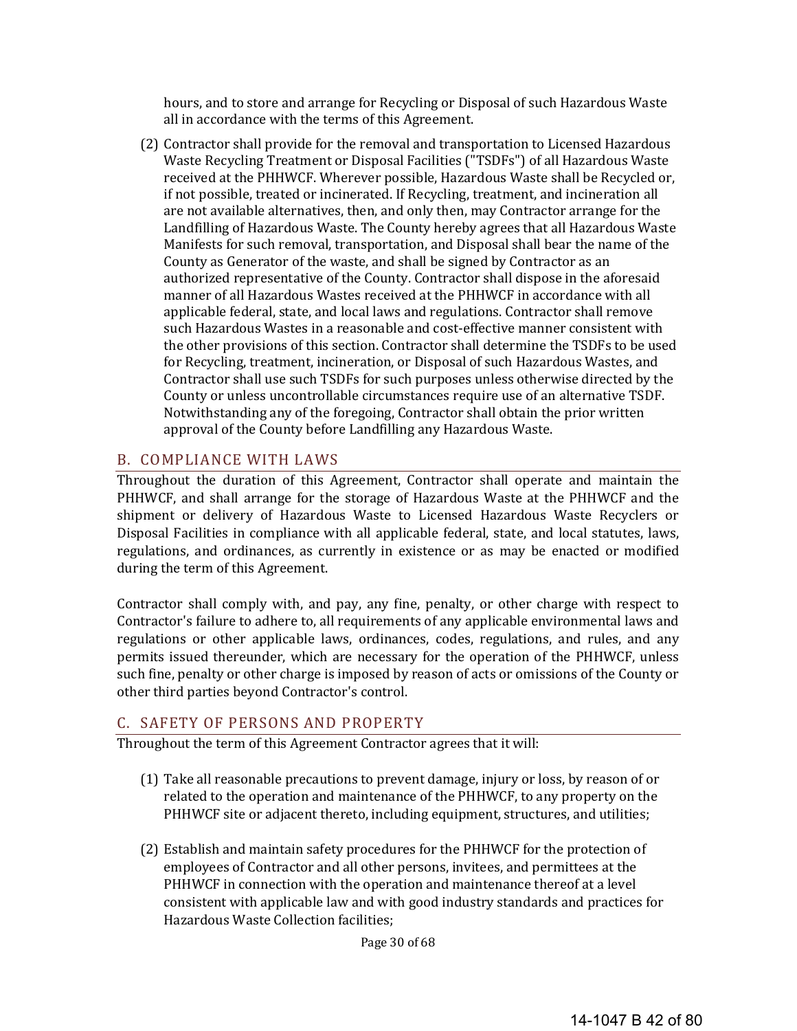hours, and to store and arrange for Recycling or Disposal of such Hazardous Waste all in accordance with the terms of this Agreement.

(2) Contractor shall provide for the removal and transportation to Licensed Hazardous Waste Recycling Treatment or Disposal Facilities ("TSDFs") of all Hazardous Waste received at the PHHWCF. Wherever possible, Hazardous Waste shall be Recycled or, if not possible, treated or incinerated. If Recycling, treatment, and incineration all are not available alternatives, then, and only then, may Contractor arrange for the Landfilling of Hazardous Waste. The County hereby agrees that all Hazardous Waste Manifests for such removal, transportation, and Disposal shall bear the name of the County as Generator of the waste, and shall be signed by Contractor as an authorized representative of the County. Contractor shall dispose in the aforesaid manner of all Hazardous Wastes received at the PHHWCF in accordance with all applicable federal, state, and local laws and regulations. Contractor shall remove such Hazardous Wastes in a reasonable and cost-effective manner consistent with the other provisions of this section. Contractor shall determine the TSDFs to be used for Recycling, treatment, incineration, or Disposal of such Hazardous Wastes, and Contractor shall use such TSDFs for such purposes unless otherwise directed by the County or unless uncontrollable circumstances require use of an alternative TSDF. Notwithstanding any of the foregoing, Contractor shall obtain the prior written approval of the County before Landfilling any Hazardous Waste.

## B. COMPLIANCE WITH LAWS

Throughout the duration of this Agreement, Contractor shall operate and maintain the PHHWCF, and shall arrange for the storage of Hazardous Waste at the PHHWCF and the shipment or delivery of Hazardous Waste to Licensed Hazardous Waste Recyclers or Disposal Facilities in compliance with all applicable federal, state, and local statutes, laws, regulations, and ordinances, as currently in existence or as may be enacted or modified during the term of this Agreement.

Contractor shall comply with, and pay, any fine, penalty, or other charge with respect to Contractor's failure to adhere to, all requirements of any applicable environmental laws and regulations or other applicable laws, ordinances, codes, regulations, and rules, and any permits issued thereunder, which are necessary for the operation of the PHHWCF, unless such fine, penalty or other charge is imposed by reason of acts or omissions of the County or other third parties beyond Contractor's control.

## C. SAFETY OF PERSONS AND PROPERTY

Throughout the term of this Agreement Contractor agrees that it will:

(1) Take all reasonable precautions to prevent damage, injury or loss, by reason of or related to the operation and maintenance of the PHHWCF, to any property on the PHHWCF site or adjacent thereto, including equipment, structures, and utilities;

(2) Establish and maintain safety procedures for the PHHWCF for the protection of employees of Contractor and all other persons, invitees, and permittees at the PHHWCF in connection with the operation and maintenance thereof at a level consistent with applicable law and with good industry standards and practices for Hazardous Waste Collection facilities;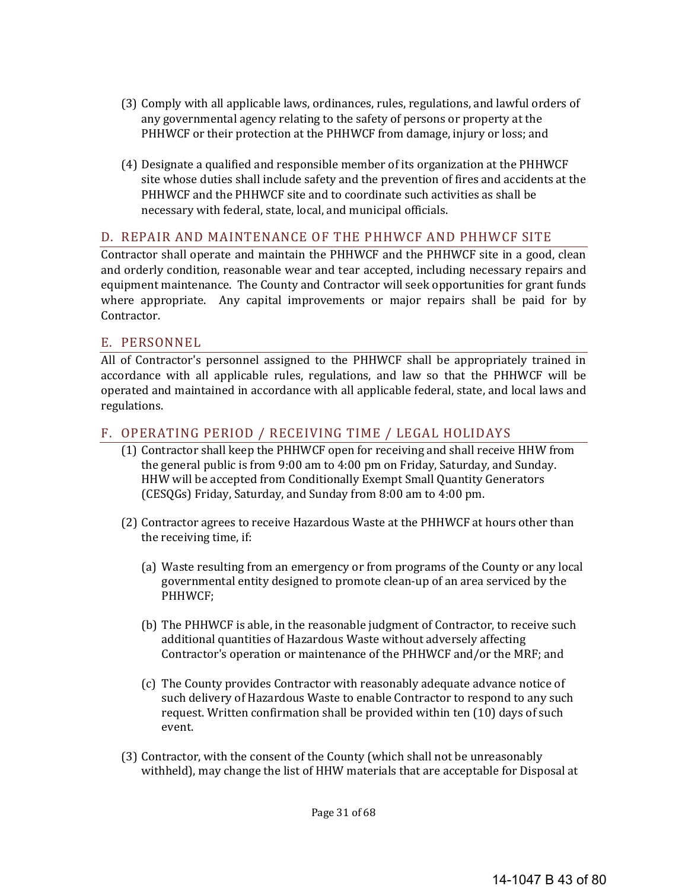(3) Comply with all applicable laws, ordinances, rules, regulations, and lawful orders of any governmental agency relating to the safety of persons or property at the PHHWCF or their protection at the PHHWCF from damage, injury or loss; and

(4) Designate a qualified and responsible member of its organization at the PHHWCF site whose duties shall include safety and the prevention of fires and accidents at the PHHWCF and the PHHWCF site and to coordinate such activities as shall be necessary with federal, state, local, and municipal officials.

## D. REPAIR AND MAINTENANCE OF THE PHHWCF AND PHHWCF SITE

Contractor shall operate and maintain the PHHWCF and the PHHWCF site in a good, clean and orderly condition, reasonable wear and tear accepted, including necessary repairs and equipment maintenance. The County and Contractor will seek opportunities for grant funds where appropriate. Any capital improvements or major repairs shall be paid for by Contractor.

## E. PERSONNEL

All of Contractor's personnel assigned to the PHHWCF shall be appropriately trained in accordance with all applicable rules, regulations, and law so that the PHHWCF will be operated and maintained in accordance with all applicable federal, state, and local laws and regulations.

## F. OPERATING PERIOD / RECEIVING TIME / LEGAL HOLIDAYS

(1) Contractor shall keep the PHHWCF open for receiving and shall receive HHW from the general public is from 9:00 am to 4:00 pm on Friday, Saturday, and Sunday. HHW will be accepted from Conditionally Exempt Small Quantity Generators (CESQGs) Friday, Saturday, and Sunday from 8:00 am to 4:00 pm.

(2) Contractor agrees to receive Hazardous Waste at the PHHWCF at hours other than the receiving time, if:

   (a) Waste resulting from an emergency or from programs of the County or any local governmental entity designed to promote clean-up of an area serviced by the PHHWCF;

   (b) The PHHWCF is able, in the reasonable judgment of Contractor, to receive such additional quantities of Hazardous Waste without adversely affecting Contractor's operation or maintenance of the PHHWCF and/or the MRF; and

   (c) The County provides Contractor with reasonably adequate advance notice of such delivery of Hazardous Waste to enable Contractor to respond to any such request. Written confirmation shall be provided within ten (10) days of such event.

(3) Contractor, with the consent of the County (which shall not be unreasonably withheld), may change the list of HHW materials that are acceptable for Disposal at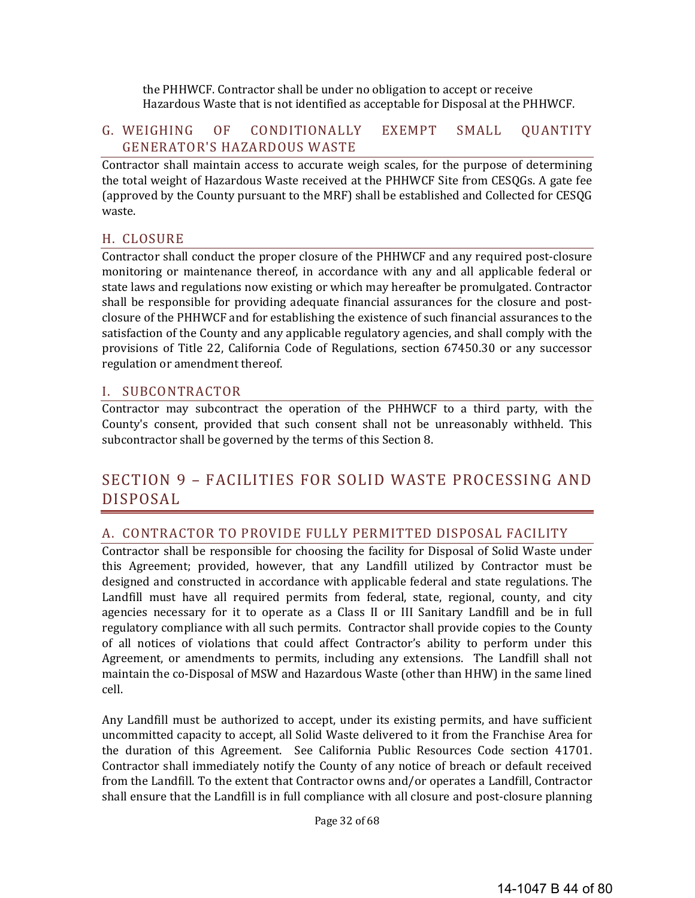the PHHWCF. Contractor shall be under no obligation to accept or receive Hazardous Waste that is not identified as acceptable for Disposal at the PHHWCF.

### G. WEIGHING OF CONDITIONALLY EXEMPT SMALL QUANTITY GENERATOR'S HAZARDOUS WASTE

Contractor shall maintain access to accurate weigh scales, for the purpose of determining the total weight of Hazardous Waste received at the PHHWCF Site from CESQGs. A gate fee (approved by the County pursuant to the MRF) shall be established and Collected for CESQG waste.

### H. CLOSURE

Contractor shall conduct the proper closure of the PHHWCF and any required post-closure monitoring or maintenance thereof, in accordance with any and all applicable federal or state laws and regulations now existing or which may hereafter be promulgated. Contractor shall be responsible for providing adequate financial assurances for the closure and post-closure of the PHHWCF and for establishing the existence of such financial assurances to the satisfaction of the County and any applicable regulatory agencies, and shall comply with the provisions of Title 22, California Code of Regulations, section 67450.30 or any successor regulation or amendment thereof.

### I. SUBCONTRACTOR

Contractor may subcontract the operation of the PHHWCF to a third party, with the County's consent, provided that such consent shall not be unreasonably withheld. This subcontractor shall be governed by the terms of this Section 8.

## SECTION 9 – FACILITIES FOR SOLID WASTE PROCESSING AND DISPOSAL

### A. CONTRACTOR TO PROVIDE FULLY PERMITTED DISPOSAL FACILITY

Contractor shall be responsible for choosing the facility for Disposal of Solid Waste under this Agreement; provided, however, that any Landfill utilized by Contractor must be designed and constructed in accordance with applicable federal and state regulations. The Landfill must have all required permits from federal, state, regional, county, and city agencies necessary for it to operate as a Class II or III Sanitary Landfill and be in full regulatory compliance with all such permits. Contractor shall provide copies to the County of all notices of violations that could affect Contractor's ability to perform under this Agreement, or amendments to permits, including any extensions. The Landfill shall not maintain the co-Disposal of MSW and Hazardous Waste (other than HHW) in the same lined cell.

Any Landfill must be authorized to accept, under its existing permits, and have sufficient uncommitted capacity to accept, all Solid Waste delivered to it from the Franchise Area for the duration of this Agreement. See California Public Resources Code section 41701. Contractor shall immediately notify the County of any notice of breach or default received from the Landfill. To the extent that Contractor owns and/or operates a Landfill, Contractor shall ensure that the Landfill is in full compliance with all closure and post-closure planning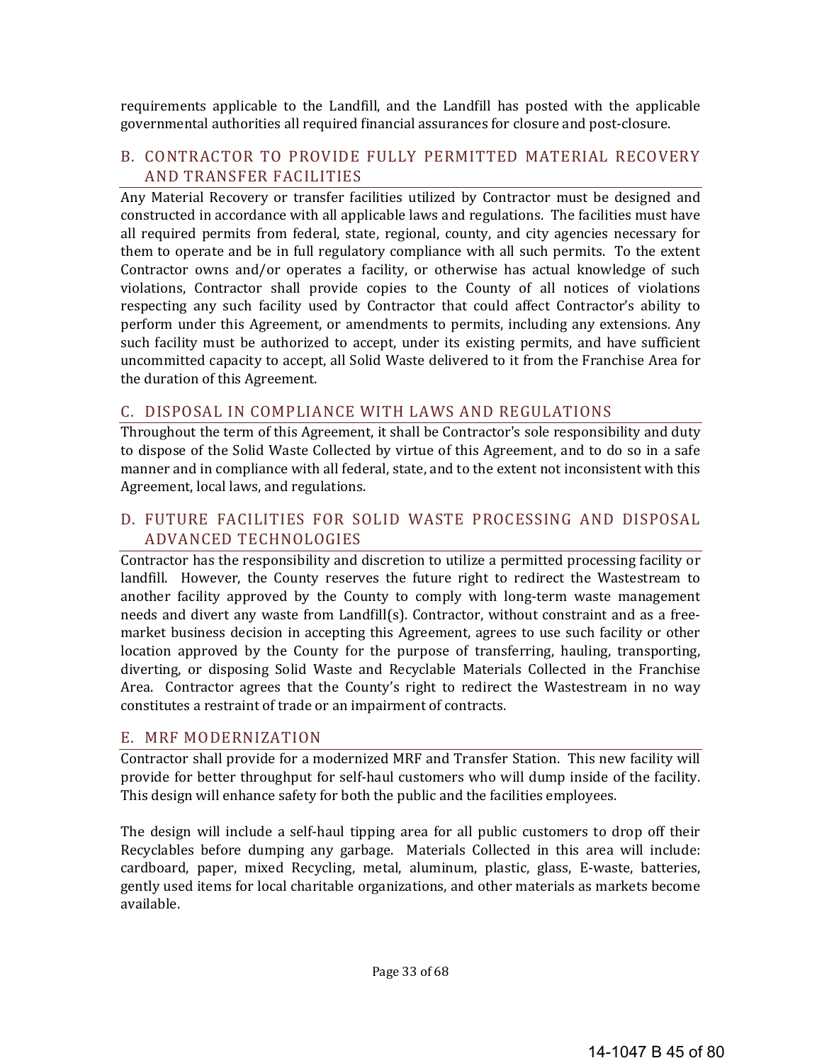requirements applicable to the Landfill, and the Landfill has posted with the applicable governmental authorities all required financial assurances for closure and post-closure.

## B. CONTRACTOR TO PROVIDE FULLY PERMITTED MATERIAL RECOVERY AND TRANSFER FACILITIES

Any Material Recovery or transfer facilities utilized by Contractor must be designed and constructed in accordance with all applicable laws and regulations. The facilities must have all required permits from federal, state, regional, county, and city agencies necessary for them to operate and be in full regulatory compliance with all such permits. To the extent Contractor owns and/or operates a facility, or otherwise has actual knowledge of such violations, Contractor shall provide copies to the County of all notices of violations respecting any such facility used by Contractor that could affect Contractor's ability to perform under this Agreement, or amendments to permits, including any extensions. Any such facility must be authorized to accept, under its existing permits, and have sufficient uncommitted capacity to accept, all Solid Waste delivered to it from the Franchise Area for the duration of this Agreement.

## C. DISPOSAL IN COMPLIANCE WITH LAWS AND REGULATIONS

Throughout the term of this Agreement, it shall be Contractor's sole responsibility and duty to dispose of the Solid Waste Collected by virtue of this Agreement, and to do so in a safe manner and in compliance with all federal, state, and to the extent not inconsistent with this Agreement, local laws, and regulations.

## D. FUTURE FACILITIES FOR SOLID WASTE PROCESSING AND DISPOSAL ADVANCED TECHNOLOGIES

Contractor has the responsibility and discretion to utilize a permitted processing facility or landfill. However, the County reserves the future right to redirect the Wastestream to another facility approved by the County to comply with long-term waste management needs and divert any waste from Landfill(s). Contractor, without constraint and as a free-market business decision in accepting this Agreement, agrees to use such facility or other location approved by the County for the purpose of transferring, hauling, transporting, diverting, or disposing Solid Waste and Recyclable Materials Collected in the Franchise Area. Contractor agrees that the County's right to redirect the Wastestream in no way constitutes a restraint of trade or an impairment of contracts.

## E. MRF MODERNIZATION

Contractor shall provide for a modernized MRF and Transfer Station. This new facility will provide for better throughput for self-haul customers who will dump inside of the facility. This design will enhance safety for both the public and the facilities employees.

The design will include a self-haul tipping area for all public customers to drop off their Recyclables before dumping any garbage. Materials Collected in this area will include: cardboard, paper, mixed Recycling, metal, aluminum, plastic, glass, E-waste, batteries, gently used items for local charitable organizations, and other materials as markets become available.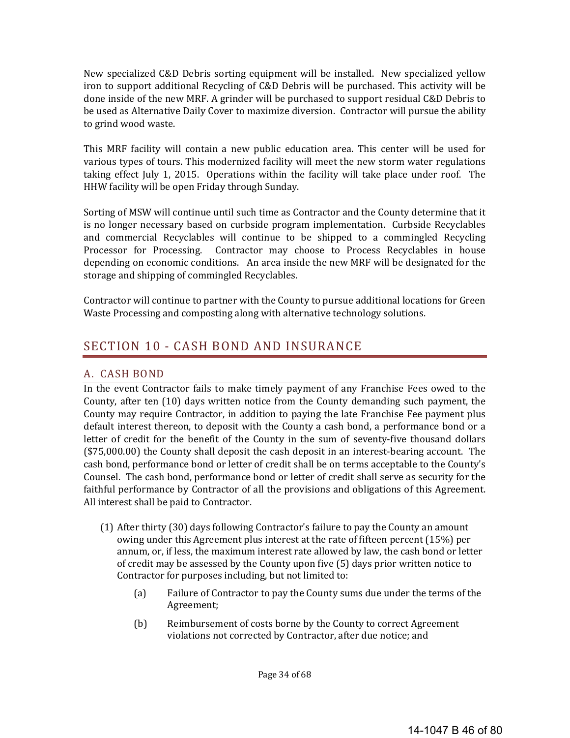New specialized C&D Debris sorting equipment will be installed. New specialized yellow iron to support additional Recycling of C&D Debris will be purchased. This activity will be done inside of the new MRF. A grinder will be purchased to support residual C&D Debris to be used as Alternative Daily Cover to maximize diversion. Contractor will pursue the ability to grind wood waste.

This MRF facility will contain a new public education area. This center will be used for various types of tours. This modernized facility will meet the new storm water regulations taking effect July 1, 2015. Operations within the facility will take place under roof. The HHW facility will be open Friday through Sunday.

Sorting of MSW will continue until such time as Contractor and the County determine that it is no longer necessary based on curbside program implementation. Curbside Recyclables and commercial Recyclables will continue to be shipped to a commingled Recycling Processor for Processing. Contractor may choose to Process Recyclables in house depending on economic conditions. An area inside the new MRF will be designated for the storage and shipping of commingled Recyclables.

Contractor will continue to partner with the County to pursue additional locations for Green Waste Processing and composting along with alternative technology solutions.

# SECTION 10 - CASH BOND AND INSURANCE

## A. CASH BOND

In the event Contractor fails to make timely payment of any Franchise Fees owed to the County, after ten (10) days written notice from the County demanding such payment, the County may require Contractor, in addition to paying the late Franchise Fee payment plus default interest thereon, to deposit with the County a cash bond, a performance bond or a letter of credit for the benefit of the County in the sum of seventy-five thousand dollars ($75,000.00) the County shall deposit the cash deposit in an interest-bearing account. The cash bond, performance bond or letter of credit shall be on terms acceptable to the County's Counsel. The cash bond, performance bond or letter of credit shall serve as security for the faithful performance by Contractor of all the provisions and obligations of this Agreement. All interest shall be paid to Contractor.

(1) After thirty (30) days following Contractor's failure to pay the County an amount owing under this Agreement plus interest at the rate of fifteen percent (15%) per annum, or, if less, the maximum interest rate allowed by law, the cash bond or letter of credit may be assessed by the County upon five (5) days prior written notice to Contractor for purposes including, but not limited to:

   (a) Failure of Contractor to pay the County sums due under the terms of the Agreement;

   (b) Reimbursement of costs borne by the County to correct Agreement violations not corrected by Contractor, after due notice; and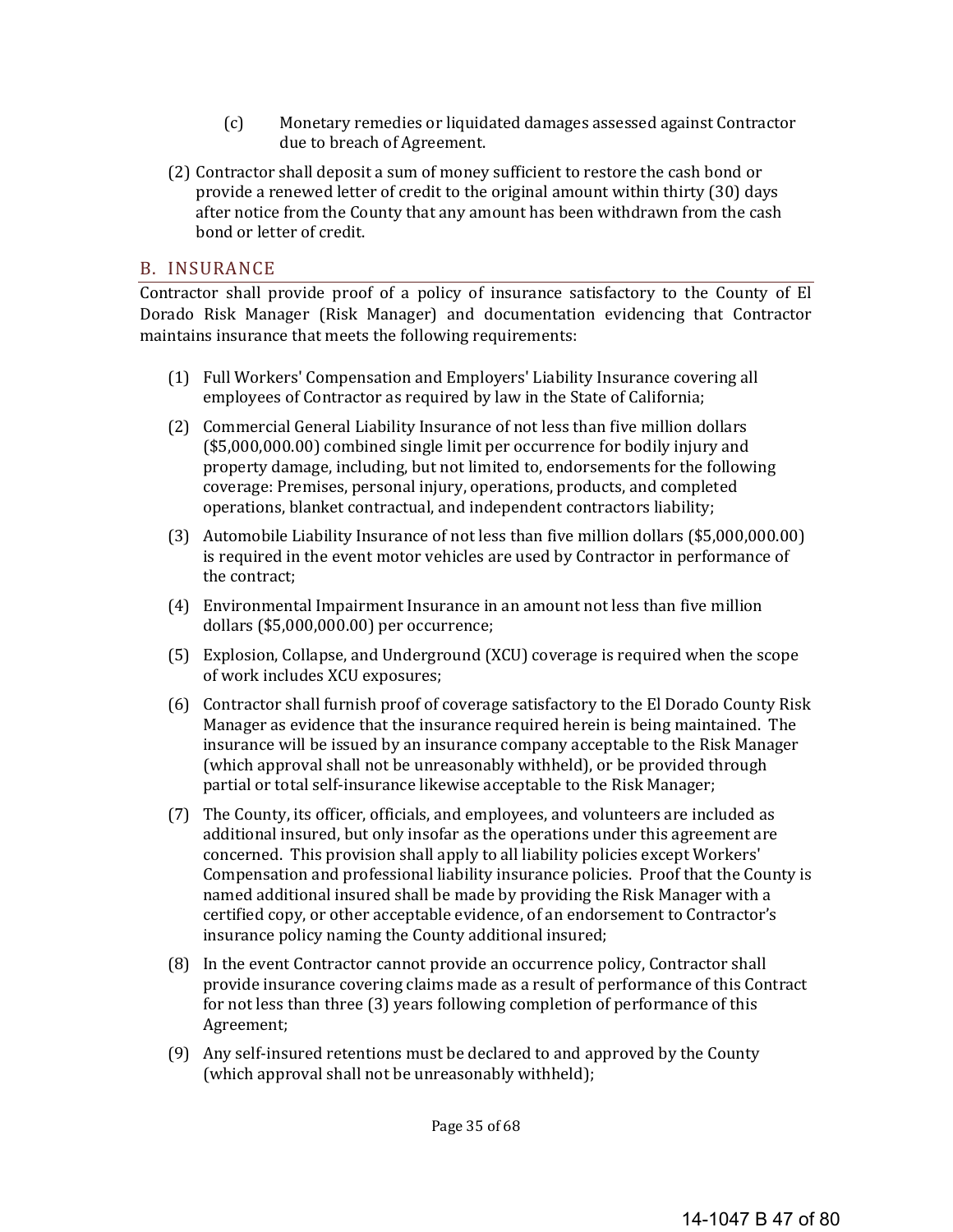(c) Monetary remedies or liquidated damages assessed against Contractor due to breach of Agreement.

(2) Contractor shall deposit a sum of money sufficient to restore the cash bond or provide a renewed letter of credit to the original amount within thirty (30) days after notice from the County that any amount has been withdrawn from the cash bond or letter of credit.

## B. INSURANCE

Contractor shall provide proof of a policy of insurance satisfactory to the County of El Dorado Risk Manager (Risk Manager) and documentation evidencing that Contractor maintains insurance that meets the following requirements:

(1) Full Workers' Compensation and Employers' Liability Insurance covering all employees of Contractor as required by law in the State of California;

(2) Commercial General Liability Insurance of not less than five million dollars ($5,000,000.00) combined single limit per occurrence for bodily injury and property damage, including, but not limited to, endorsements for the following coverage: Premises, personal injury, operations, products, and completed operations, blanket contractual, and independent contractors liability;

(3) Automobile Liability Insurance of not less than five million dollars ($5,000,000.00) is required in the event motor vehicles are used by Contractor in performance of the contract;

(4) Environmental Impairment Insurance in an amount not less than five million dollars ($5,000,000.00) per occurrence;

(5) Explosion, Collapse, and Underground (XCU) coverage is required when the scope of work includes XCU exposures;

(6) Contractor shall furnish proof of coverage satisfactory to the El Dorado County Risk Manager as evidence that the insurance required herein is being maintained. The insurance will be issued by an insurance company acceptable to the Risk Manager (which approval shall not be unreasonably withheld), or be provided through partial or total self-insurance likewise acceptable to the Risk Manager;

(7) The County, its officer, officials, and employees, and volunteers are included as additional insured, but only insofar as the operations under this agreement are concerned. This provision shall apply to all liability policies except Workers' Compensation and professional liability insurance policies. Proof that the County is named additional insured shall be made by providing the Risk Manager with a certified copy, or other acceptable evidence, of an endorsement to Contractor's insurance policy naming the County additional insured;

(8) In the event Contractor cannot provide an occurrence policy, Contractor shall provide insurance covering claims made as a result of performance of this Contract for not less than three (3) years following completion of performance of this Agreement;

(9) Any self-insured retentions must be declared to and approved by the County (which approval shall not be unreasonably withheld);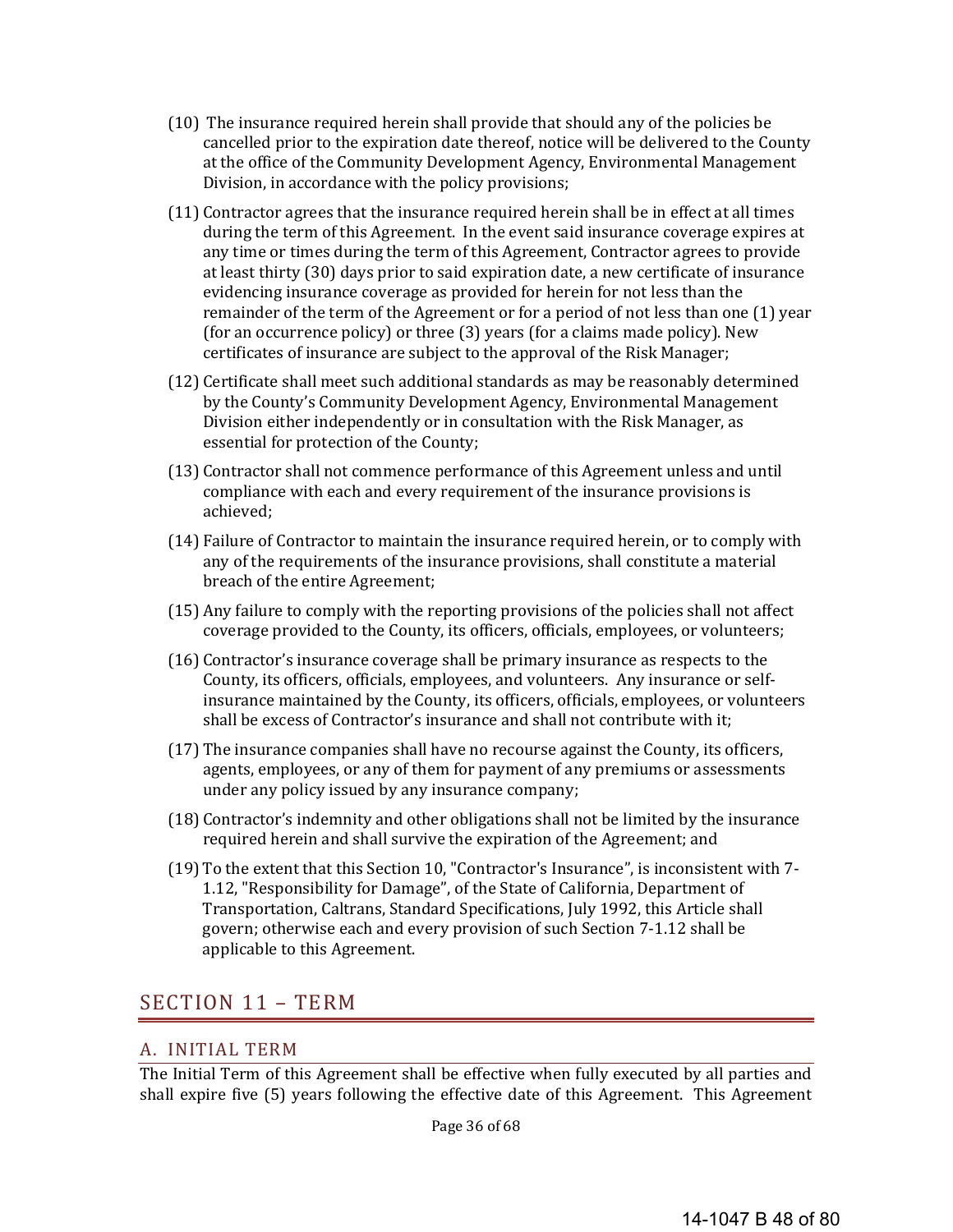(10) The insurance required herein shall provide that should any of the policies be cancelled prior to the expiration date thereof, notice will be delivered to the County at the office of the Community Development Agency, Environmental Management Division, in accordance with the policy provisions;

(11) Contractor agrees that the insurance required herein shall be in effect at all times during the term of this Agreement. In the event said insurance coverage expires at any time or times during the term of this Agreement, Contractor agrees to provide at least thirty (30) days prior to said expiration date, a new certificate of insurance evidencing insurance coverage as provided for herein for not less than the remainder of the term of the Agreement or for a period of not less than one (1) year (for an occurrence policy) or three (3) years (for a claims made policy). New certificates of insurance are subject to the approval of the Risk Manager;

(12) Certificate shall meet such additional standards as may be reasonably determined by the County's Community Development Agency, Environmental Management Division either independently or in consultation with the Risk Manager, as essential for protection of the County;

(13) Contractor shall not commence performance of this Agreement unless and until compliance with each and every requirement of the insurance provisions is achieved;

(14) Failure of Contractor to maintain the insurance required herein, or to comply with any of the requirements of the insurance provisions, shall constitute a material breach of the entire Agreement;

(15) Any failure to comply with the reporting provisions of the policies shall not affect coverage provided to the County, its officers, officials, employees, or volunteers;

(16) Contractor's insurance coverage shall be primary insurance as respects to the County, its officers, officials, employees, and volunteers. Any insurance or self-insurance maintained by the County, its officers, officials, employees, or volunteers shall be excess of Contractor's insurance and shall not contribute with it;

(17) The insurance companies shall have no recourse against the County, its officers, agents, employees, or any of them for payment of any premiums or assessments under any policy issued by any insurance company;

(18) Contractor's indemnity and other obligations shall not be limited by the insurance required herein and shall survive the expiration of the Agreement; and

(19) To the extent that this Section 10, "Contractor's Insurance", is inconsistent with 7-1.12, "Responsibility for Damage", of the State of California, Department of Transportation, Caltrans, Standard Specifications, July 1992, this Article shall govern; otherwise each and every provision of such Section 7-1.12 shall be applicable to this Agreement.

## SECTION 11 – TERM

### A. INITIAL TERM

The Initial Term of this Agreement shall be effective when fully executed by all parties and shall expire five (5) years following the effective date of this Agreement. This Agreement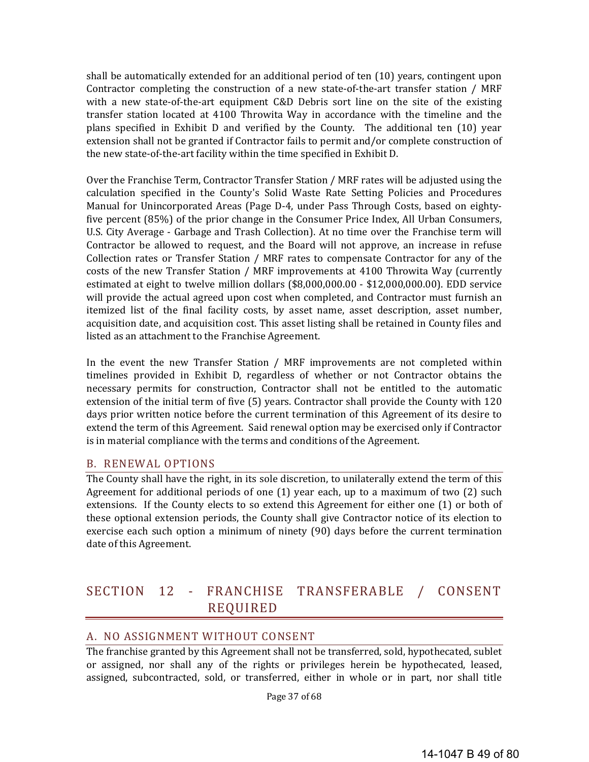shall be automatically extended for an additional period of ten (10) years, contingent upon Contractor completing the construction of a new state-of-the-art transfer station / MRF with a new state-of-the-art equipment C&D Debris sort line on the site of the existing transfer station located at 4100 Throwita Way in accordance with the timeline and the plans specified in Exhibit D and verified by the County. The additional ten (10) year extension shall not be granted if Contractor fails to permit and/or complete construction of the new state-of-the-art facility within the time specified in Exhibit D.

Over the Franchise Term, Contractor Transfer Station / MRF rates will be adjusted using the calculation specified in the County's Solid Waste Rate Setting Policies and Procedures Manual for Unincorporated Areas (Page D-4, under Pass Through Costs, based on eighty-five percent (85%) of the prior change in the Consumer Price Index, All Urban Consumers, U.S. City Average - Garbage and Trash Collection). At no time over the Franchise term will Contractor be allowed to request, and the Board will not approve, an increase in refuse Collection rates or Transfer Station / MRF rates to compensate Contractor for any of the costs of the new Transfer Station / MRF improvements at 4100 Throwita Way (currently estimated at eight to twelve million dollars ($8,000,000.00 - $12,000,000.00). EDD service will provide the actual agreed upon cost when completed, and Contractor must furnish an itemized list of the final facility costs, by asset name, asset description, asset number, acquisition date, and acquisition cost. This asset listing shall be retained in County files and listed as an attachment to the Franchise Agreement.

In the event the new Transfer Station / MRF improvements are not completed within timelines provided in Exhibit D, regardless of whether or not Contractor obtains the necessary permits for construction, Contractor shall not be entitled to the automatic extension of the initial term of five (5) years. Contractor shall provide the County with 120 days prior written notice before the current termination of this Agreement of its desire to extend the term of this Agreement. Said renewal option may be exercised only if Contractor is in material compliance with the terms and conditions of the Agreement.

### B. RENEWAL OPTIONS

The County shall have the right, in its sole discretion, to unilaterally extend the term of this Agreement for additional periods of one (1) year each, up to a maximum of two (2) such extensions. If the County elects to so extend this Agreement for either one (1) or both of these optional extension periods, the County shall give Contractor notice of its election to exercise each such option a minimum of ninety (90) days before the current termination date of this Agreement.

## SECTION 12 - FRANCHISE TRANSFERABLE / CONSENT REQUIRED

### A. NO ASSIGNMENT WITHOUT CONSENT

The franchise granted by this Agreement shall not be transferred, sold, hypothecated, sublet or assigned, nor shall any of the rights or privileges herein be hypothecated, leased, assigned, subcontracted, sold, or transferred, either in whole or in part, nor shall title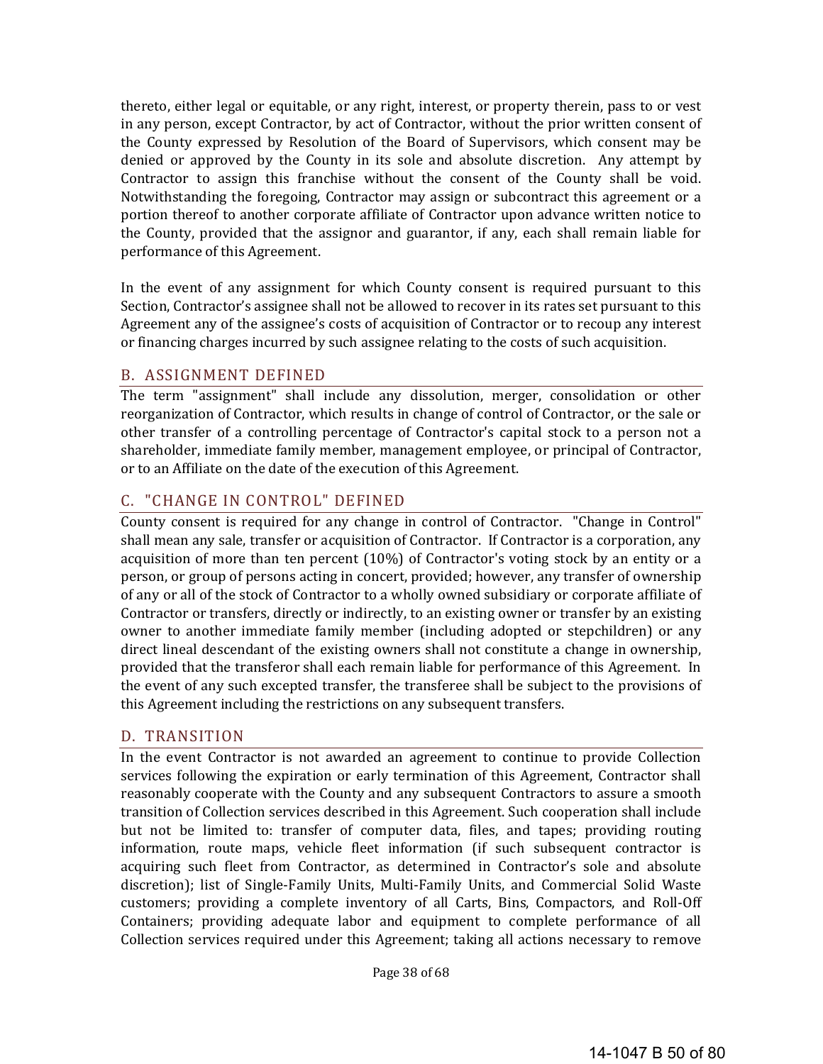thereto, either legal or equitable, or any right, interest, or property therein, pass to or vest in any person, except Contractor, by act of Contractor, without the prior written consent of the County expressed by Resolution of the Board of Supervisors, which consent may be denied or approved by the County in its sole and absolute discretion. Any attempt by Contractor to assign this franchise without the consent of the County shall be void. Notwithstanding the foregoing, Contractor may assign or subcontract this agreement or a portion thereof to another corporate affiliate of Contractor upon advance written notice to the County, provided that the assignor and guarantor, if any, each shall remain liable for performance of this Agreement.

In the event of any assignment for which County consent is required pursuant to this Section, Contractor's assignee shall not be allowed to recover in its rates set pursuant to this Agreement any of the assignee's costs of acquisition of Contractor or to recoup any interest or financing charges incurred by such assignee relating to the costs of such acquisition.

## B. ASSIGNMENT DEFINED

The term "assignment" shall include any dissolution, merger, consolidation or other reorganization of Contractor, which results in change of control of Contractor, or the sale or other transfer of a controlling percentage of Contractor's capital stock to a person not a shareholder, immediate family member, management employee, or principal of Contractor, or to an Affiliate on the date of the execution of this Agreement.

## C. "CHANGE IN CONTROL" DEFINED

County consent is required for any change in control of Contractor. "Change in Control" shall mean any sale, transfer or acquisition of Contractor. If Contractor is a corporation, any acquisition of more than ten percent (10%) of Contractor's voting stock by an entity or a person, or group of persons acting in concert, provided; however, any transfer of ownership of any or all of the stock of Contractor to a wholly owned subsidiary or corporate affiliate of Contractor or transfers, directly or indirectly, to an existing owner or transfer by an existing owner to another immediate family member (including adopted or stepchildren) or any direct lineal descendant of the existing owners shall not constitute a change in ownership, provided that the transferor shall each remain liable for performance of this Agreement. In the event of any such excepted transfer, the transferee shall be subject to the provisions of this Agreement including the restrictions on any subsequent transfers.

## D. TRANSITION

In the event Contractor is not awarded an agreement to continue to provide Collection services following the expiration or early termination of this Agreement, Contractor shall reasonably cooperate with the County and any subsequent Contractors to assure a smooth transition of Collection services described in this Agreement. Such cooperation shall include but not be limited to: transfer of computer data, files, and tapes; providing routing information, route maps, vehicle fleet information (if such subsequent contractor is acquiring such fleet from Contractor, as determined in Contractor's sole and absolute discretion); list of Single-Family Units, Multi-Family Units, and Commercial Solid Waste customers; providing a complete inventory of all Carts, Bins, Compactors, and Roll-Off Containers; providing adequate labor and equipment to complete performance of all Collection services required under this Agreement; taking all actions necessary to remove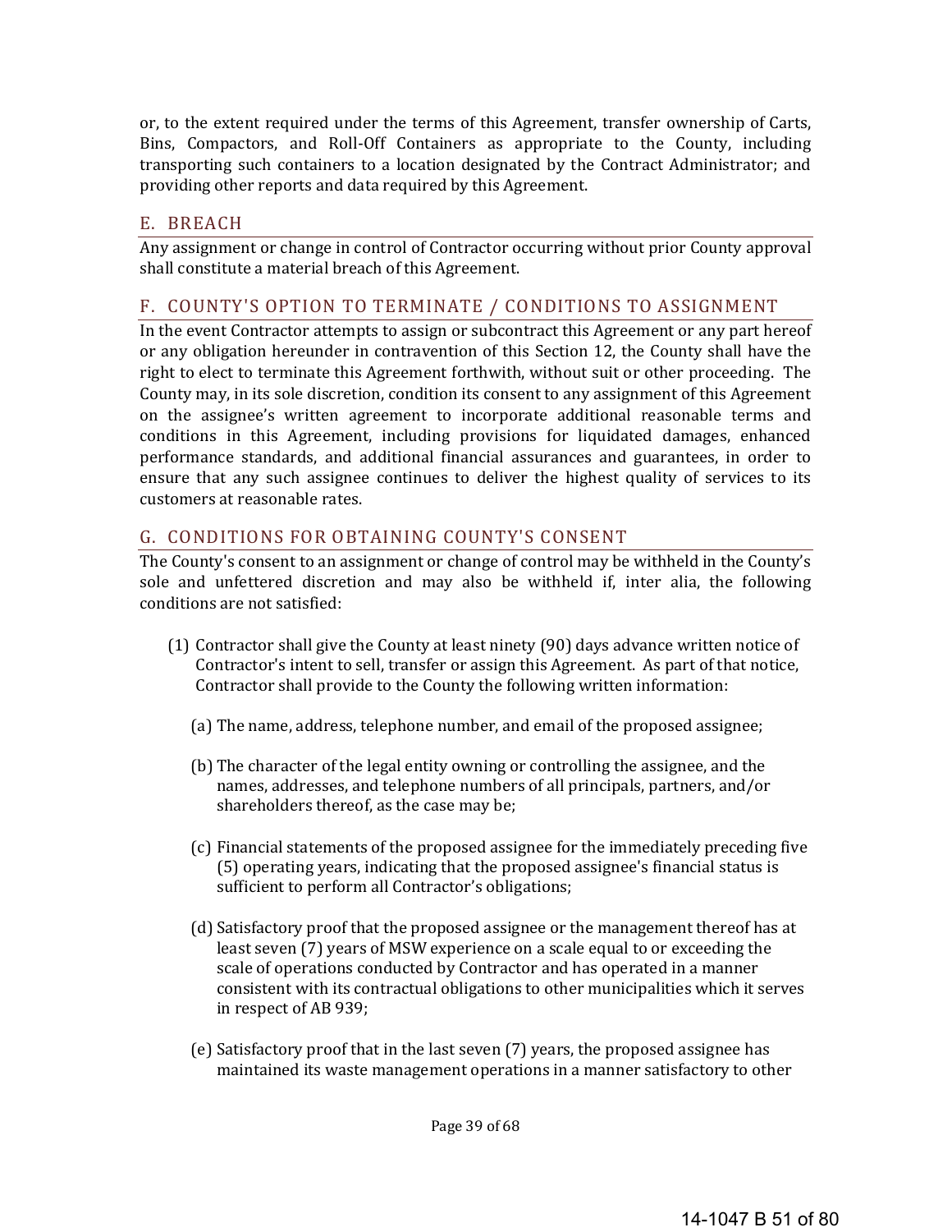or, to the extent required under the terms of this Agreement, transfer ownership of Carts, Bins, Compactors, and Roll-Off Containers as appropriate to the County, including transporting such containers to a location designated by the Contract Administrator; and providing other reports and data required by this Agreement.

## E. BREACH

Any assignment or change in control of Contractor occurring without prior County approval shall constitute a material breach of this Agreement.

## F. COUNTY'S OPTION TO TERMINATE / CONDITIONS TO ASSIGNMENT

In the event Contractor attempts to assign or subcontract this Agreement or any part hereof or any obligation hereunder in contravention of this Section 12, the County shall have the right to elect to terminate this Agreement forthwith, without suit or other proceeding. The County may, in its sole discretion, condition its consent to any assignment of this Agreement on the assignee's written agreement to incorporate additional reasonable terms and conditions in this Agreement, including provisions for liquidated damages, enhanced performance standards, and additional financial assurances and guarantees, in order to ensure that any such assignee continues to deliver the highest quality of services to its customers at reasonable rates.

## G. CONDITIONS FOR OBTAINING COUNTY'S CONSENT

The County's consent to an assignment or change of control may be withheld in the County's sole and unfettered discretion and may also be withheld if, inter alia, the following conditions are not satisfied:

(1) Contractor shall give the County at least ninety (90) days advance written notice of Contractor's intent to sell, transfer or assign this Agreement. As part of that notice, Contractor shall provide to the County the following written information:

   (a) The name, address, telephone number, and email of the proposed assignee;

   (b) The character of the legal entity owning or controlling the assignee, and the names, addresses, and telephone numbers of all principals, partners, and/or shareholders thereof, as the case may be;

   (c) Financial statements of the proposed assignee for the immediately preceding five (5) operating years, indicating that the proposed assignee's financial status is sufficient to perform all Contractor's obligations;

   (d) Satisfactory proof that the proposed assignee or the management thereof has at least seven (7) years of MSW experience on a scale equal to or exceeding the scale of operations conducted by Contractor and has operated in a manner consistent with its contractual obligations to other municipalities which it serves in respect of AB 939;

   (e) Satisfactory proof that in the last seven (7) years, the proposed assignee has maintained its waste management operations in a manner satisfactory to other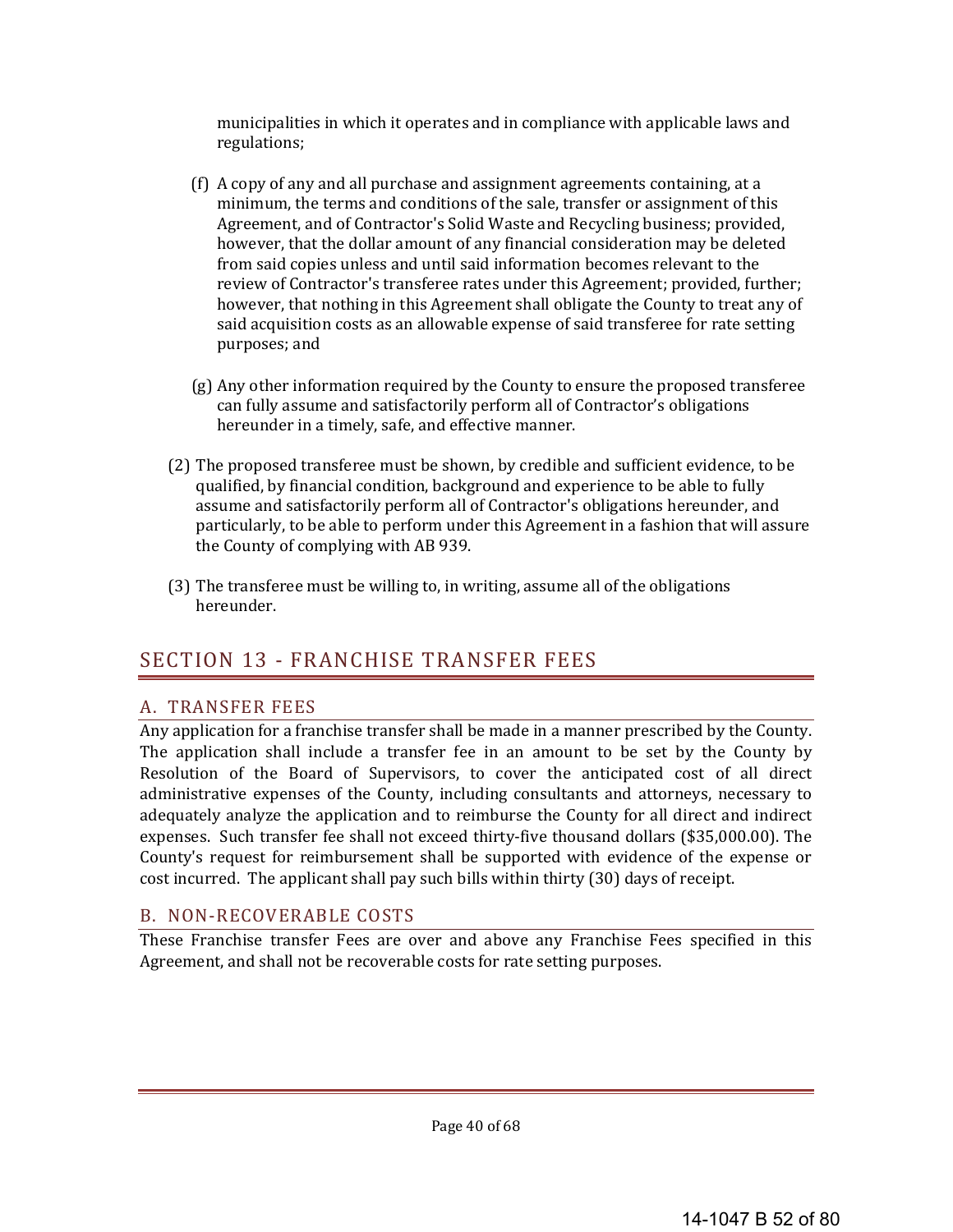municipalities in which it operates and in compliance with applicable laws and regulations;

(f) A copy of any and all purchase and assignment agreements containing, at a minimum, the terms and conditions of the sale, transfer or assignment of this Agreement, and of Contractor's Solid Waste and Recycling business; provided, however, that the dollar amount of any financial consideration may be deleted from said copies unless and until said information becomes relevant to the review of Contractor's transferee rates under this Agreement; provided, further; however, that nothing in this Agreement shall obligate the County to treat any of said acquisition costs as an allowable expense of said transferee for rate setting purposes; and

(g) Any other information required by the County to ensure the proposed transferee can fully assume and satisfactorily perform all of Contractor's obligations hereunder in a timely, safe, and effective manner.

(2) The proposed transferee must be shown, by credible and sufficient evidence, to be qualified, by financial condition, background and experience to be able to fully assume and satisfactorily perform all of Contractor's obligations hereunder, and particularly, to be able to perform under this Agreement in a fashion that will assure the County of complying with AB 939.

(3) The transferee must be willing to, in writing, assume all of the obligations hereunder.

# SECTION 13 - FRANCHISE TRANSFER FEES

## A. TRANSFER FEES

Any application for a franchise transfer shall be made in a manner prescribed by the County. The application shall include a transfer fee in an amount to be set by the County by Resolution of the Board of Supervisors, to cover the anticipated cost of all direct administrative expenses of the County, including consultants and attorneys, necessary to adequately analyze the application and to reimburse the County for all direct and indirect expenses. Such transfer fee shall not exceed thirty-five thousand dollars ($35,000.00). The County's request for reimbursement shall be supported with evidence of the expense or cost incurred. The applicant shall pay such bills within thirty (30) days of receipt.

## B. NON-RECOVERABLE COSTS

These Franchise transfer Fees are over and above any Franchise Fees specified in this Agreement, and shall not be recoverable costs for rate setting purposes.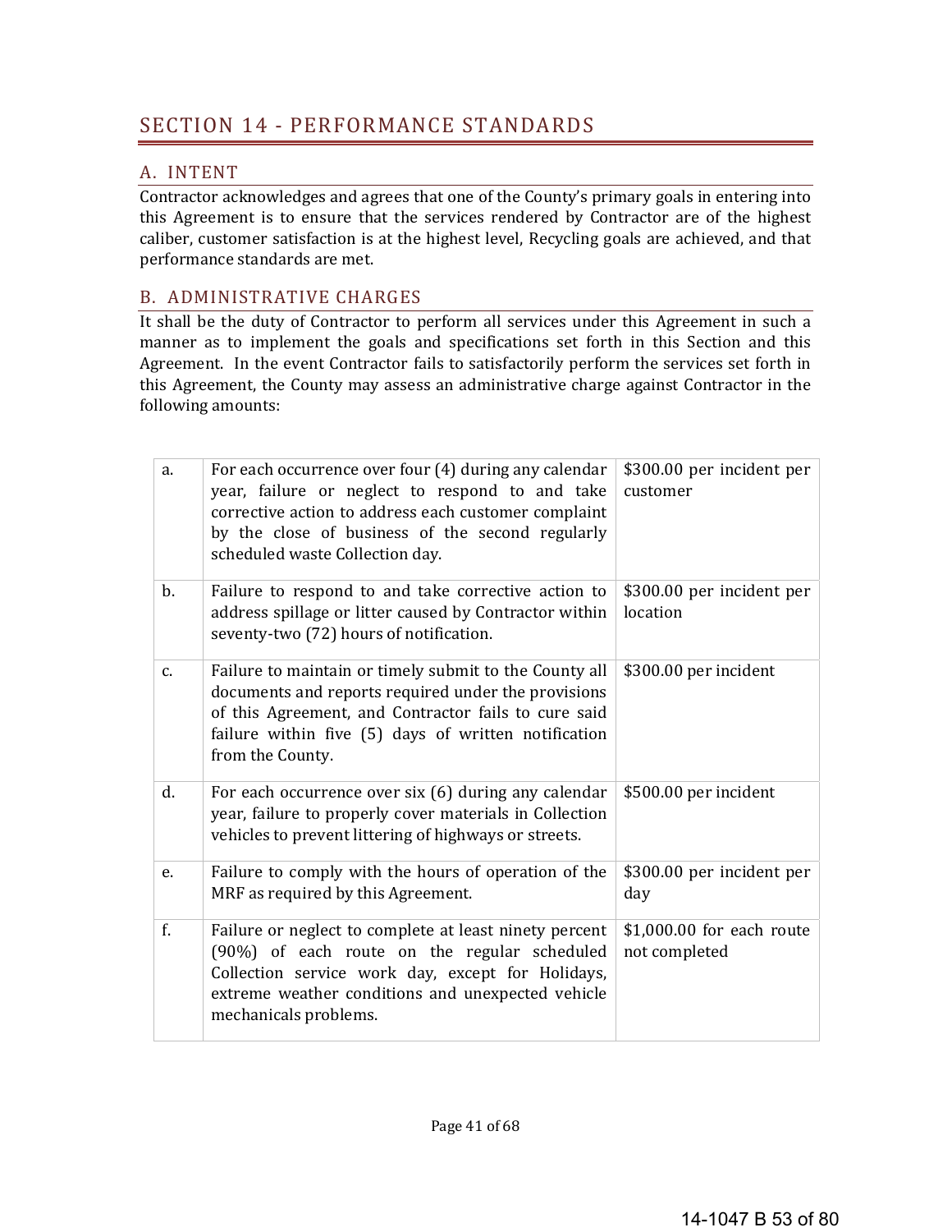## SECTION 14 - PERFORMANCE STANDARDS

### A. INTENT

Contractor acknowledges and agrees that one of the County's primary goals in entering into this Agreement is to ensure that the services rendered by Contractor are of the highest caliber, customer satisfaction is at the highest level, Recycling goals are achieved, and that performance standards are met.

### B. ADMINISTRATIVE CHARGES

It shall be the duty of Contractor to perform all services under this Agreement in such a manner as to implement the goals and specifications set forth in this Section and this Agreement. In the event Contractor fails to satisfactorily perform the services set forth in this Agreement, the County may assess an administrative charge against Contractor in the following amounts:

| | | |
|---|---|---|
| a. | For each occurrence over four (4) during any calendar year, failure or neglect to respond to and take corrective action to address each customer complaint by the close of business of the second regularly scheduled waste Collection day. | $300.00 per incident per customer |
| b. | Failure to respond to and take corrective action to address spillage or litter caused by Contractor within seventy-two (72) hours of notification. | $300.00 per incident per location |
| c. | Failure to maintain or timely submit to the County all documents and reports required under the provisions of this Agreement, and Contractor fails to cure said failure within five (5) days of written notification from the County. | $300.00 per incident |
| d. | For each occurrence over six (6) during any calendar year, failure to properly cover materials in Collection vehicles to prevent littering of highways or streets. | $500.00 per incident |
| e. | Failure to comply with the hours of operation of the MRF as required by this Agreement. | $300.00 per incident per day |
| f. | Failure or neglect to complete at least ninety percent (90%) of each route on the regular scheduled Collection service work day, except for Holidays, extreme weather conditions and unexpected vehicle mechanicals problems. | $1,000.00 for each route not completed |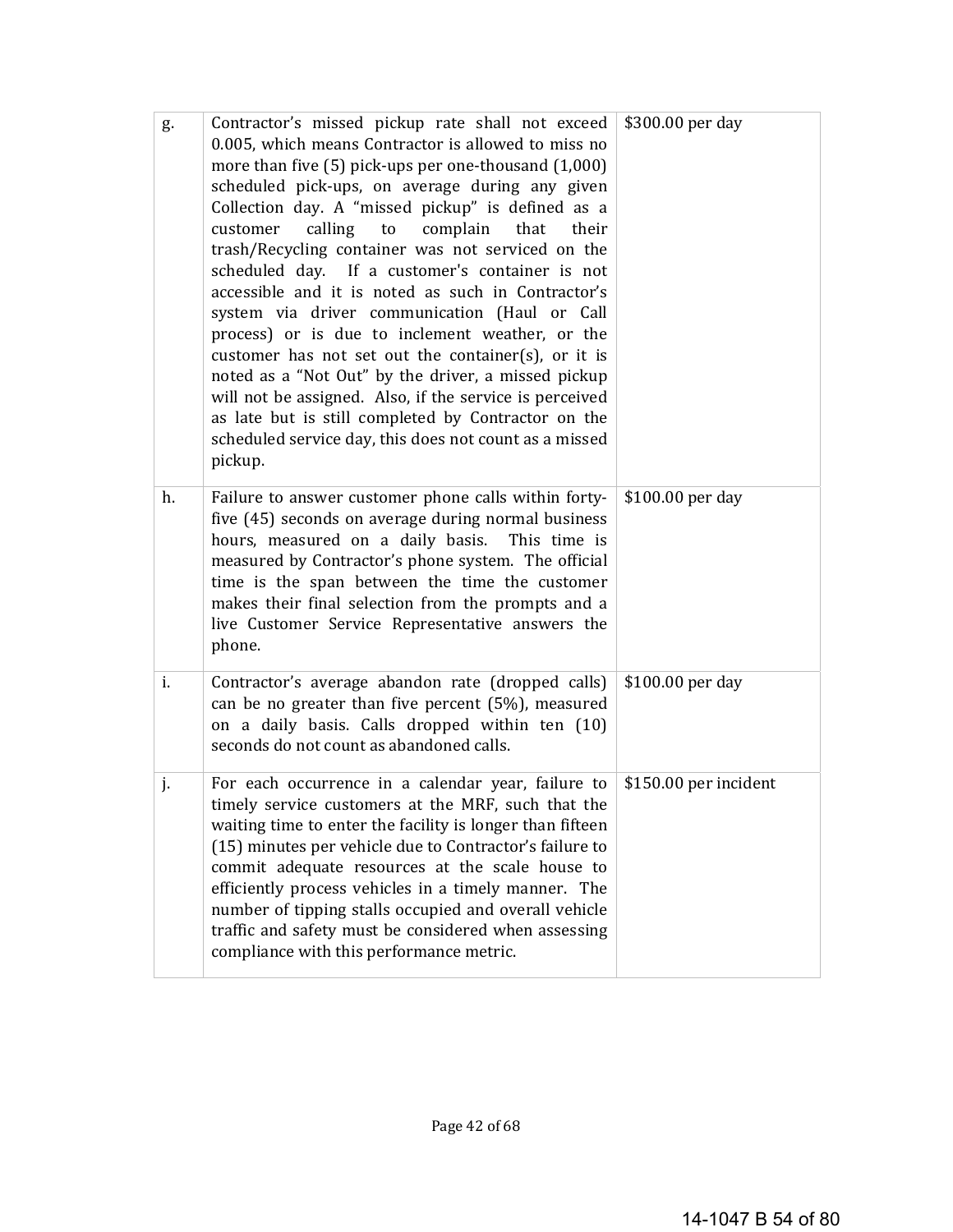| | | |
|---|---|---|
| g. | Contractor's missed pickup rate shall not exceed 0.005, which means Contractor is allowed to miss no more than five (5) pick-ups per one-thousand (1,000) scheduled pick-ups, on average during any given Collection day. A "missed pickup" is defined as a customer calling to complain that their trash/Recycling container was not serviced on the scheduled day. If a customer's container is not accessible and it is noted as such in Contractor's system via driver communication (Haul or Call process) or is due to inclement weather, or the customer has not set out the container(s), or it is noted as a "Not Out" by the driver, a missed pickup will not be assigned. Also, if the service is perceived as late but is still completed by Contractor on the scheduled service day, this does not count as a missed pickup. | $300.00 per day |
| h. | Failure to answer customer phone calls within forty-five (45) seconds on average during normal business hours, measured on a daily basis. This time is measured by Contractor's phone system. The official time is the span between the time the customer makes their final selection from the prompts and a live Customer Service Representative answers the phone. | $100.00 per day |
| i. | Contractor's average abandon rate (dropped calls) can be no greater than five percent (5%), measured on a daily basis. Calls dropped within ten (10) seconds do not count as abandoned calls. | $100.00 per day |
| j. | For each occurrence in a calendar year, failure to timely service customers at the MRF, such that the waiting time to enter the facility is longer than fifteen (15) minutes per vehicle due to Contractor's failure to commit adequate resources at the scale house to efficiently process vehicles in a timely manner. The number of tipping stalls occupied and overall vehicle traffic and safety must be considered when assessing compliance with this performance metric. | $150.00 per incident |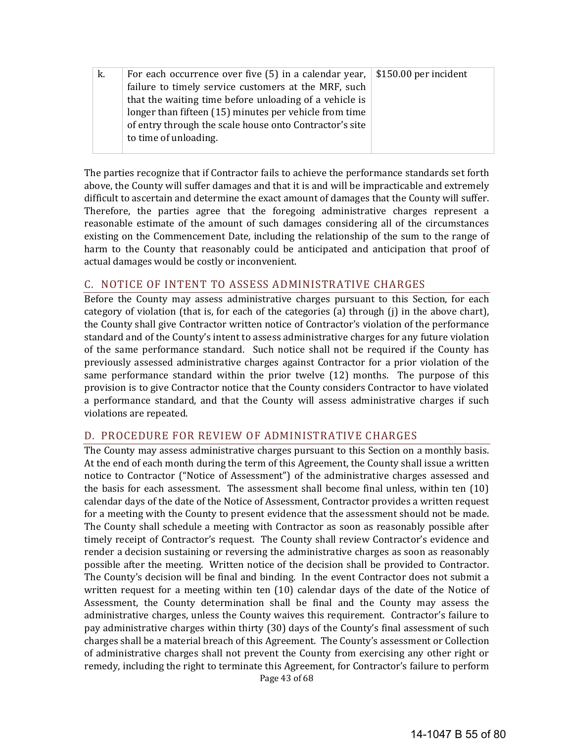| | | |
|---|---|---|
| k. | For each occurrence over five (5) in a calendar year, failure to timely service customers at the MRF, such that the waiting time before unloading of a vehicle is longer than fifteen (15) minutes per vehicle from time of entry through the scale house onto Contractor's site to time of unloading. | $150.00 per incident |

The parties recognize that if Contractor fails to achieve the performance standards set forth above, the County will suffer damages and that it is and will be impracticable and extremely difficult to ascertain and determine the exact amount of damages that the County will suffer. Therefore, the parties agree that the foregoing administrative charges represent a reasonable estimate of the amount of such damages considering all of the circumstances existing on the Commencement Date, including the relationship of the sum to the range of harm to the County that reasonably could be anticipated and anticipation that proof of actual damages would be costly or inconvenient.

## C. NOTICE OF INTENT TO ASSESS ADMINISTRATIVE CHARGES

Before the County may assess administrative charges pursuant to this Section, for each category of violation (that is, for each of the categories (a) through (j) in the above chart), the County shall give Contractor written notice of Contractor's violation of the performance standard and of the County's intent to assess administrative charges for any future violation of the same performance standard. Such notice shall not be required if the County has previously assessed administrative charges against Contractor for a prior violation of the same performance standard within the prior twelve (12) months. The purpose of this provision is to give Contractor notice that the County considers Contractor to have violated a performance standard, and that the County will assess administrative charges if such violations are repeated.

## D. PROCEDURE FOR REVIEW OF ADMINISTRATIVE CHARGES

The County may assess administrative charges pursuant to this Section on a monthly basis. At the end of each month during the term of this Agreement, the County shall issue a written notice to Contractor ("Notice of Assessment") of the administrative charges assessed and the basis for each assessment. The assessment shall become final unless, within ten (10) calendar days of the date of the Notice of Assessment, Contractor provides a written request for a meeting with the County to present evidence that the assessment should not be made. The County shall schedule a meeting with Contractor as soon as reasonably possible after timely receipt of Contractor's request. The County shall review Contractor's evidence and render a decision sustaining or reversing the administrative charges as soon as reasonably possible after the meeting. Written notice of the decision shall be provided to Contractor. The County's decision will be final and binding. In the event Contractor does not submit a written request for a meeting within ten (10) calendar days of the date of the Notice of Assessment, the County determination shall be final and the County may assess the administrative charges, unless the County waives this requirement. Contractor's failure to pay administrative charges within thirty (30) days of the County's final assessment of such charges shall be a material breach of this Agreement. The County's assessment or Collection of administrative charges shall not prevent the County from exercising any other right or remedy, including the right to terminate this Agreement, for Contractor's failure to perform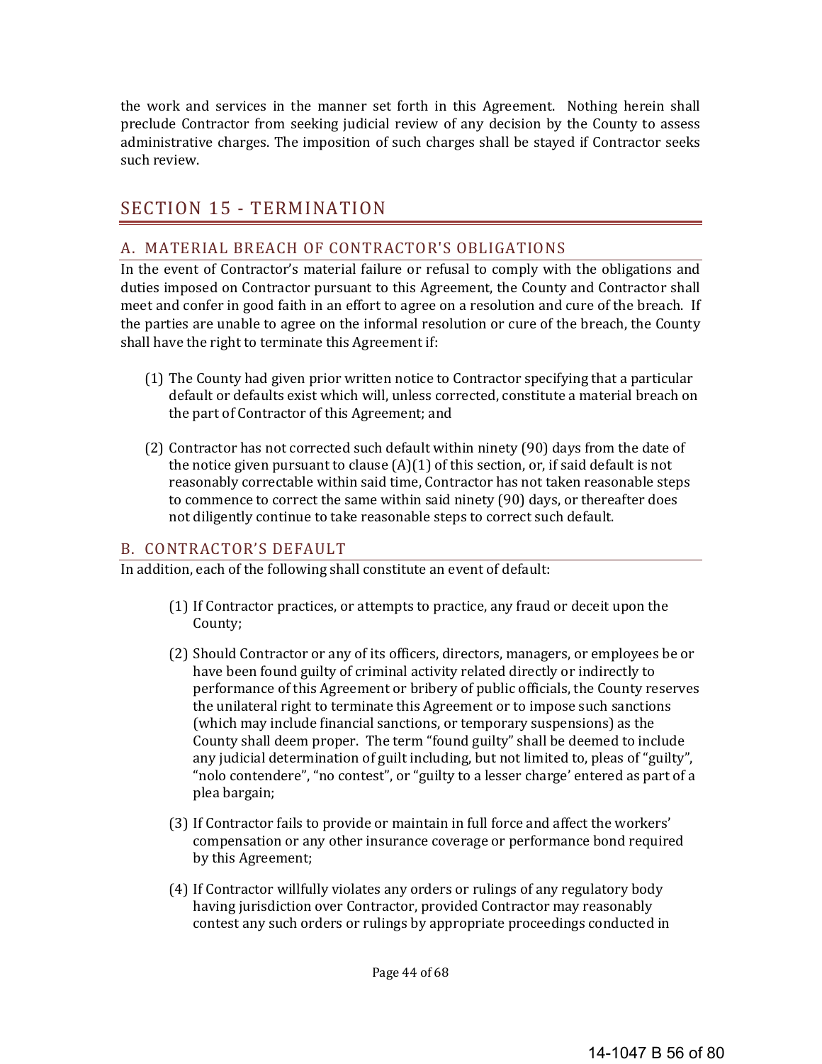the work and services in the manner set forth in this Agreement. Nothing herein shall preclude Contractor from seeking judicial review of any decision by the County to assess administrative charges. The imposition of such charges shall be stayed if Contractor seeks such review.

## SECTION 15 - TERMINATION

### A. MATERIAL BREACH OF CONTRACTOR'S OBLIGATIONS

In the event of Contractor's material failure or refusal to comply with the obligations and duties imposed on Contractor pursuant to this Agreement, the County and Contractor shall meet and confer in good faith in an effort to agree on a resolution and cure of the breach. If the parties are unable to agree on the informal resolution or cure of the breach, the County shall have the right to terminate this Agreement if:

(1) The County had given prior written notice to Contractor specifying that a particular default or defaults exist which will, unless corrected, constitute a material breach on the part of Contractor of this Agreement; and

(2) Contractor has not corrected such default within ninety (90) days from the date of the notice given pursuant to clause (A)(1) of this section, or, if said default is not reasonably correctable within said time, Contractor has not taken reasonable steps to commence to correct the same within said ninety (90) days, or thereafter does not diligently continue to take reasonable steps to correct such default.

### B. CONTRACTOR'S DEFAULT

In addition, each of the following shall constitute an event of default:

(1) If Contractor practices, or attempts to practice, any fraud or deceit upon the County;

(2) Should Contractor or any of its officers, directors, managers, or employees be or have been found guilty of criminal activity related directly or indirectly to performance of this Agreement or bribery of public officials, the County reserves the unilateral right to terminate this Agreement or to impose such sanctions (which may include financial sanctions, or temporary suspensions) as the County shall deem proper. The term "found guilty" shall be deemed to include any judicial determination of guilt including, but not limited to, pleas of "guilty", "nolo contendere", "no contest", or "guilty to a lesser charge' entered as part of a plea bargain;

(3) If Contractor fails to provide or maintain in full force and affect the workers' compensation or any other insurance coverage or performance bond required by this Agreement;

(4) If Contractor willfully violates any orders or rulings of any regulatory body having jurisdiction over Contractor, provided Contractor may reasonably contest any such orders or rulings by appropriate proceedings conducted in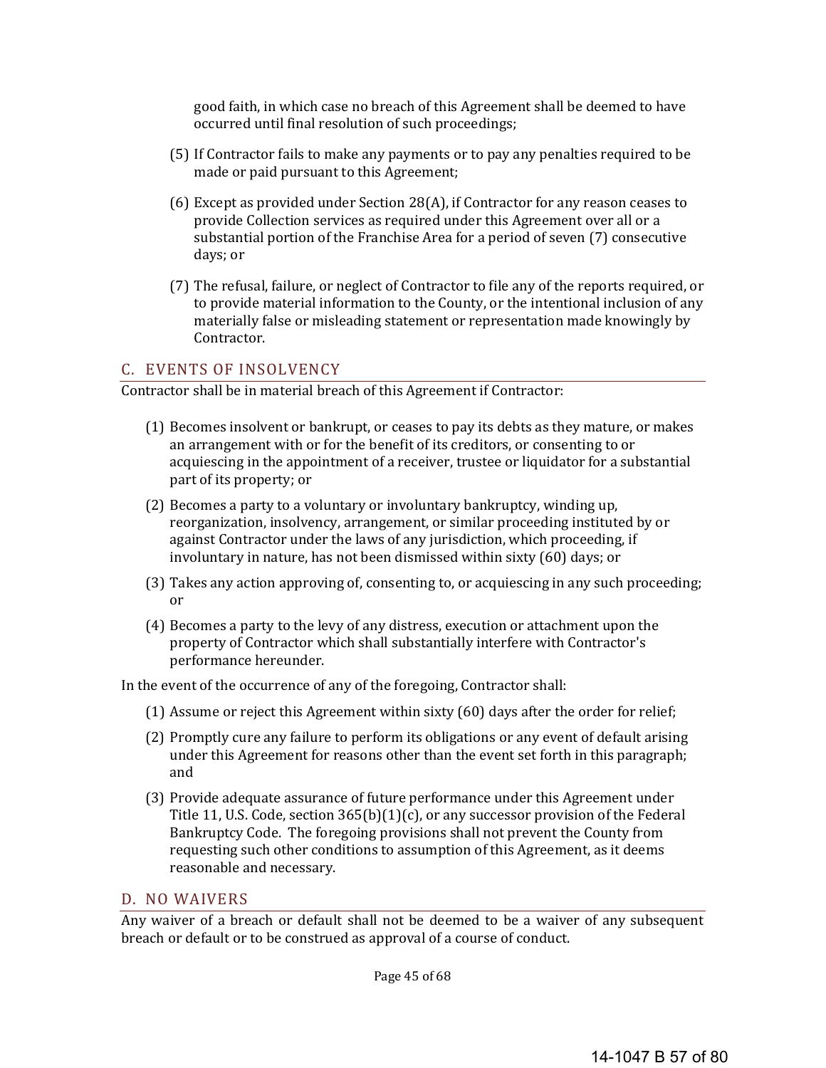good faith, in which case no breach of this Agreement shall be deemed to have occurred until final resolution of such proceedings;

(5) If Contractor fails to make any payments or to pay any penalties required to be made or paid pursuant to this Agreement;

(6) Except as provided under Section 28(A), if Contractor for any reason ceases to provide Collection services as required under this Agreement over all or a substantial portion of the Franchise Area for a period of seven (7) consecutive days; or

(7) The refusal, failure, or neglect of Contractor to file any of the reports required, or to provide material information to the County, or the intentional inclusion of any materially false or misleading statement or representation made knowingly by Contractor.

## C. EVENTS OF INSOLVENCY

Contractor shall be in material breach of this Agreement if Contractor:

(1) Becomes insolvent or bankrupt, or ceases to pay its debts as they mature, or makes an arrangement with or for the benefit of its creditors, or consenting to or acquiescing in the appointment of a receiver, trustee or liquidator for a substantial part of its property; or

(2) Becomes a party to a voluntary or involuntary bankruptcy, winding up, reorganization, insolvency, arrangement, or similar proceeding instituted by or against Contractor under the laws of any jurisdiction, which proceeding, if involuntary in nature, has not been dismissed within sixty (60) days; or

(3) Takes any action approving of, consenting to, or acquiescing in any such proceeding; or

(4) Becomes a party to the levy of any distress, execution or attachment upon the property of Contractor which shall substantially interfere with Contractor's performance hereunder.

In the event of the occurrence of any of the foregoing, Contractor shall:

(1) Assume or reject this Agreement within sixty (60) days after the order for relief;

(2) Promptly cure any failure to perform its obligations or any event of default arising under this Agreement for reasons other than the event set forth in this paragraph; and

(3) Provide adequate assurance of future performance under this Agreement under Title 11, U.S. Code, section 365(b)(1)(c), or any successor provision of the Federal Bankruptcy Code. The foregoing provisions shall not prevent the County from requesting such other conditions to assumption of this Agreement, as it deems reasonable and necessary.

## D. NO WAIVERS

Any waiver of a breach or default shall not be deemed to be a waiver of any subsequent breach or default or to be construed as approval of a course of conduct.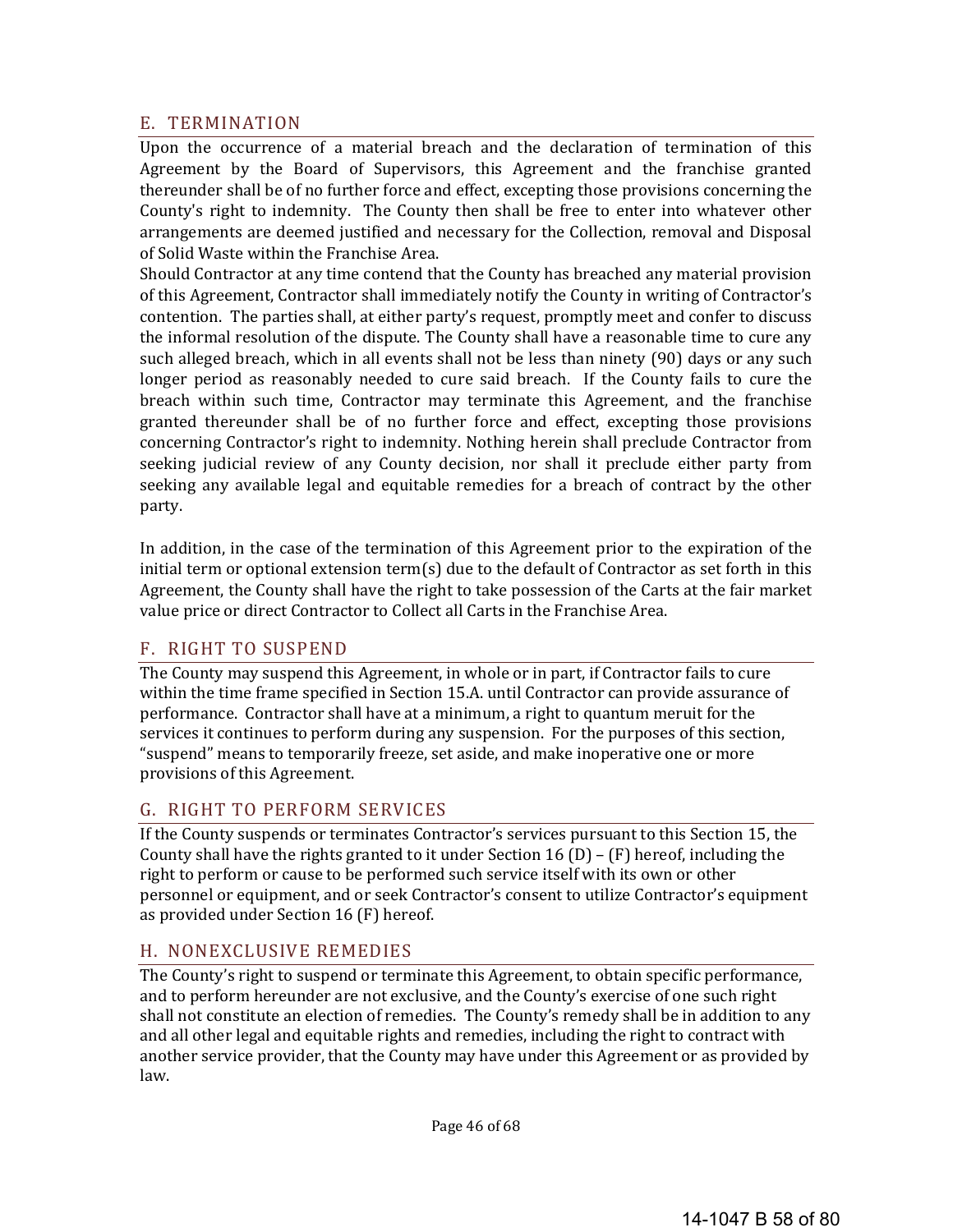## E. TERMINATION

Upon the occurrence of a material breach and the declaration of termination of this Agreement by the Board of Supervisors, this Agreement and the franchise granted thereunder shall be of no further force and effect, excepting those provisions concerning the County's right to indemnity. The County then shall be free to enter into whatever other arrangements are deemed justified and necessary for the Collection, removal and Disposal of Solid Waste within the Franchise Area.

Should Contractor at any time contend that the County has breached any material provision of this Agreement, Contractor shall immediately notify the County in writing of Contractor's contention. The parties shall, at either party's request, promptly meet and confer to discuss the informal resolution of the dispute. The County shall have a reasonable time to cure any such alleged breach, which in all events shall not be less than ninety (90) days or any such longer period as reasonably needed to cure said breach. If the County fails to cure the breach within such time, Contractor may terminate this Agreement, and the franchise granted thereunder shall be of no further force and effect, excepting those provisions concerning Contractor's right to indemnity. Nothing herein shall preclude Contractor from seeking judicial review of any County decision, nor shall it preclude either party from seeking any available legal and equitable remedies for a breach of contract by the other party.

In addition, in the case of the termination of this Agreement prior to the expiration of the initial term or optional extension term(s) due to the default of Contractor as set forth in this Agreement, the County shall have the right to take possession of the Carts at the fair market value price or direct Contractor to Collect all Carts in the Franchise Area.

## F. RIGHT TO SUSPEND

The County may suspend this Agreement, in whole or in part, if Contractor fails to cure within the time frame specified in Section 15.A. until Contractor can provide assurance of performance. Contractor shall have at a minimum, a right to quantum meruit for the services it continues to perform during any suspension. For the purposes of this section, "suspend" means to temporarily freeze, set aside, and make inoperative one or more provisions of this Agreement.

## G. RIGHT TO PERFORM SERVICES

If the County suspends or terminates Contractor's services pursuant to this Section 15, the County shall have the rights granted to it under Section 16 (D) – (F) hereof, including the right to perform or cause to be performed such service itself with its own or other personnel or equipment, and or seek Contractor's consent to utilize Contractor's equipment as provided under Section 16 (F) hereof.

## H. NONEXCLUSIVE REMEDIES

The County's right to suspend or terminate this Agreement, to obtain specific performance, and to perform hereunder are not exclusive, and the County's exercise of one such right shall not constitute an election of remedies. The County's remedy shall be in addition to any and all other legal and equitable rights and remedies, including the right to contract with another service provider, that the County may have under this Agreement or as provided by law.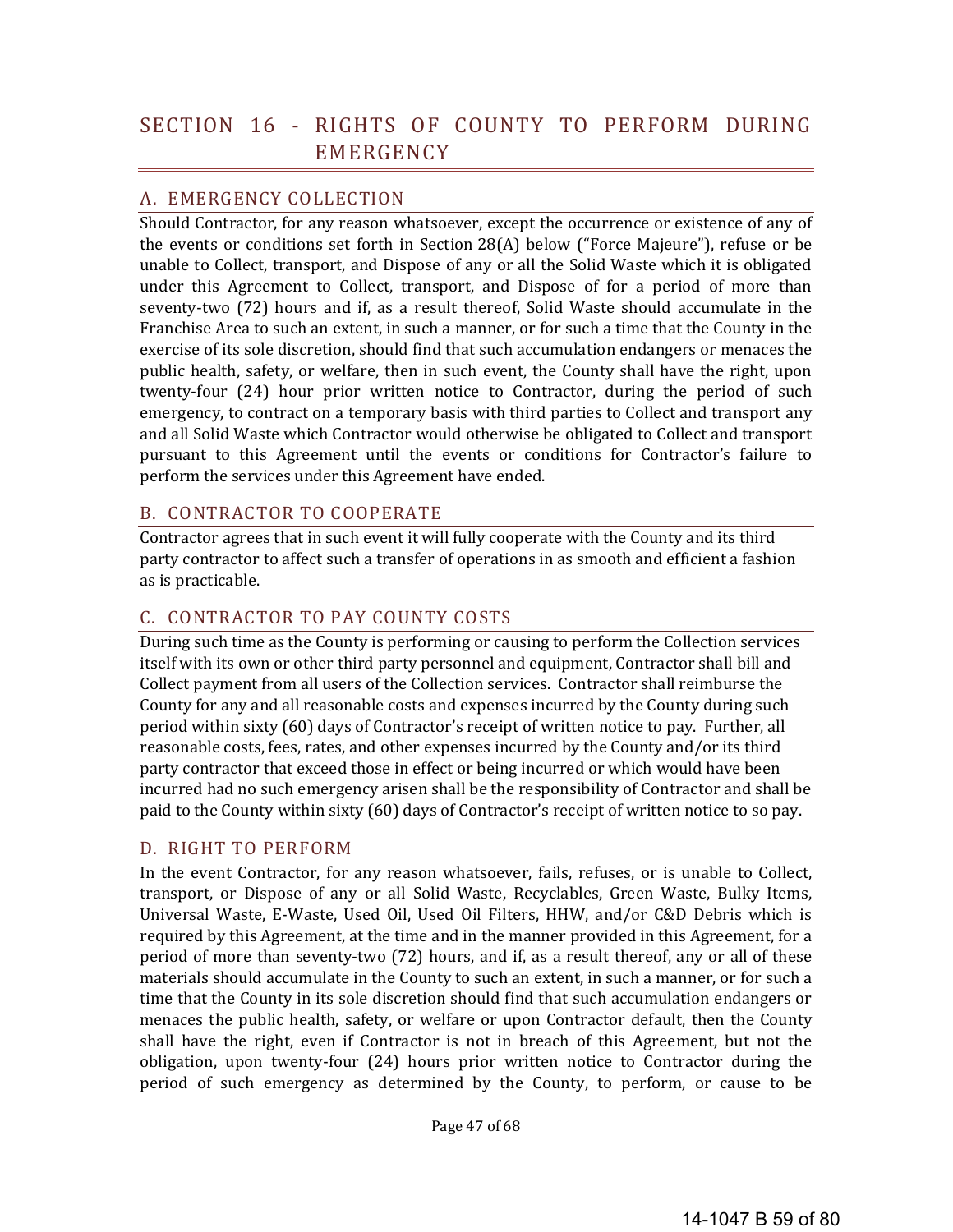# SECTION 16 - RIGHTS OF COUNTY TO PERFORM DURING EMERGENCY

## A. EMERGENCY COLLECTION

Should Contractor, for any reason whatsoever, except the occurrence or existence of any of the events or conditions set forth in Section 28(A) below ("Force Majeure"), refuse or be unable to Collect, transport, and Dispose of any or all the Solid Waste which it is obligated under this Agreement to Collect, transport, and Dispose of for a period of more than seventy-two (72) hours and if, as a result thereof, Solid Waste should accumulate in the Franchise Area to such an extent, in such a manner, or for such a time that the County in the exercise of its sole discretion, should find that such accumulation endangers or menaces the public health, safety, or welfare, then in such event, the County shall have the right, upon twenty-four (24) hour prior written notice to Contractor, during the period of such emergency, to contract on a temporary basis with third parties to Collect and transport any and all Solid Waste which Contractor would otherwise be obligated to Collect and transport pursuant to this Agreement until the events or conditions for Contractor's failure to perform the services under this Agreement have ended.

## B. CONTRACTOR TO COOPERATE

Contractor agrees that in such event it will fully cooperate with the County and its third party contractor to affect such a transfer of operations in as smooth and efficient a fashion as is practicable.

## C. CONTRACTOR TO PAY COUNTY COSTS

During such time as the County is performing or causing to perform the Collection services itself with its own or other third party personnel and equipment, Contractor shall bill and Collect payment from all users of the Collection services. Contractor shall reimburse the County for any and all reasonable costs and expenses incurred by the County during such period within sixty (60) days of Contractor's receipt of written notice to pay. Further, all reasonable costs, fees, rates, and other expenses incurred by the County and/or its third party contractor that exceed those in effect or being incurred or which would have been incurred had no such emergency arisen shall be the responsibility of Contractor and shall be paid to the County within sixty (60) days of Contractor's receipt of written notice to so pay.

## D. RIGHT TO PERFORM

In the event Contractor, for any reason whatsoever, fails, refuses, or is unable to Collect, transport, or Dispose of any or all Solid Waste, Recyclables, Green Waste, Bulky Items, Universal Waste, E-Waste, Used Oil, Used Oil Filters, HHW, and/or C&D Debris which is required by this Agreement, at the time and in the manner provided in this Agreement, for a period of more than seventy-two (72) hours, and if, as a result thereof, any or all of these materials should accumulate in the County to such an extent, in such a manner, or for such a time that the County in its sole discretion should find that such accumulation endangers or menaces the public health, safety, or welfare or upon Contractor default, then the County shall have the right, even if Contractor is not in breach of this Agreement, but not the obligation, upon twenty-four (24) hours prior written notice to Contractor during the period of such emergency as determined by the County, to perform, or cause to be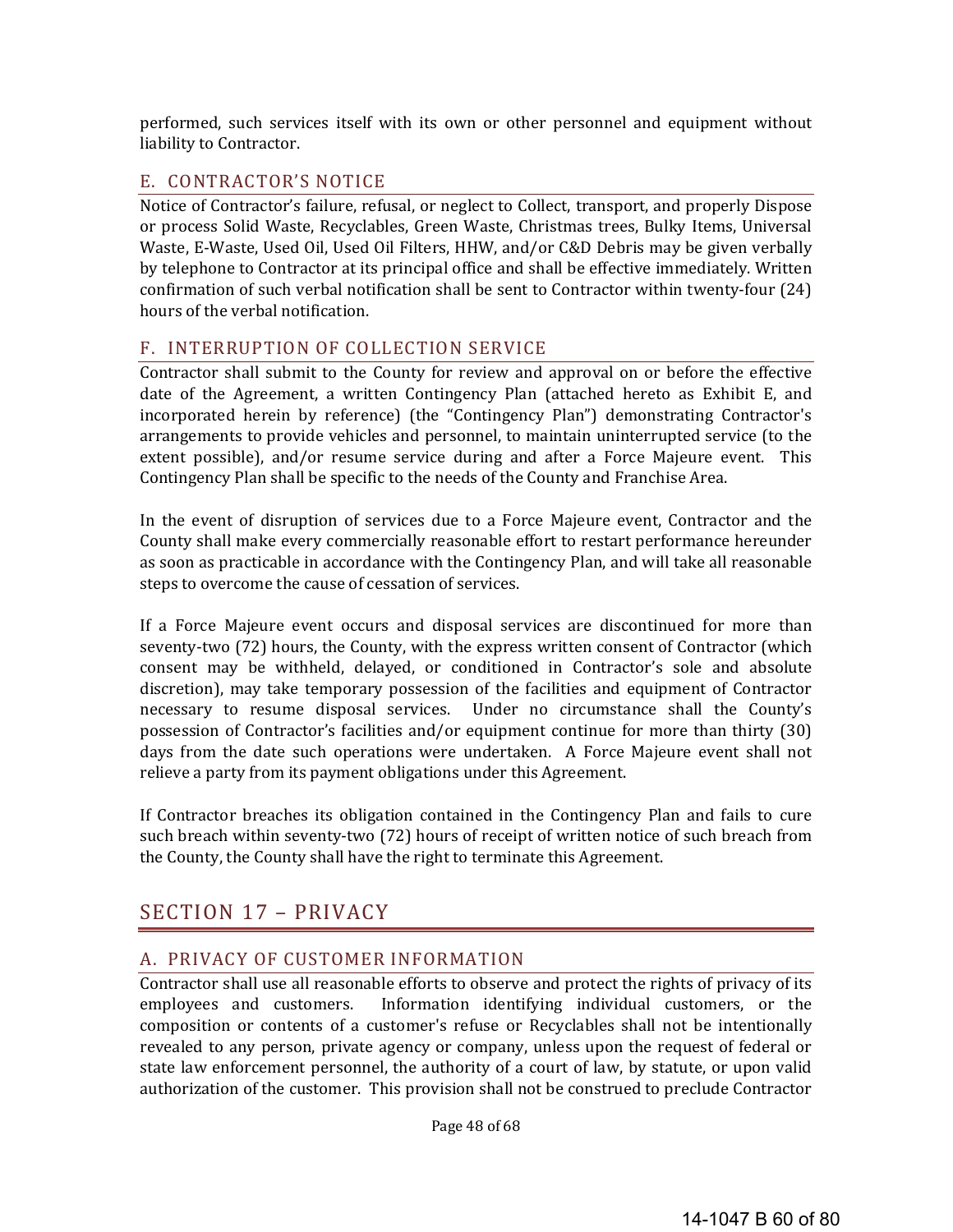performed, such services itself with its own or other personnel and equipment without liability to Contractor.

### E. CONTRACTOR'S NOTICE

Notice of Contractor's failure, refusal, or neglect to Collect, transport, and properly Dispose or process Solid Waste, Recyclables, Green Waste, Christmas trees, Bulky Items, Universal Waste, E-Waste, Used Oil, Used Oil Filters, HHW, and/or C&D Debris may be given verbally by telephone to Contractor at its principal office and shall be effective immediately. Written confirmation of such verbal notification shall be sent to Contractor within twenty-four (24) hours of the verbal notification.

### F. INTERRUPTION OF COLLECTION SERVICE

Contractor shall submit to the County for review and approval on or before the effective date of the Agreement, a written Contingency Plan (attached hereto as Exhibit E, and incorporated herein by reference) (the "Contingency Plan") demonstrating Contractor's arrangements to provide vehicles and personnel, to maintain uninterrupted service (to the extent possible), and/or resume service during and after a Force Majeure event. This Contingency Plan shall be specific to the needs of the County and Franchise Area.

In the event of disruption of services due to a Force Majeure event, Contractor and the County shall make every commercially reasonable effort to restart performance hereunder as soon as practicable in accordance with the Contingency Plan, and will take all reasonable steps to overcome the cause of cessation of services.

If a Force Majeure event occurs and disposal services are discontinued for more than seventy-two (72) hours, the County, with the express written consent of Contractor (which consent may be withheld, delayed, or conditioned in Contractor's sole and absolute discretion), may take temporary possession of the facilities and equipment of Contractor necessary to resume disposal services. Under no circumstance shall the County's possession of Contractor's facilities and/or equipment continue for more than thirty (30) days from the date such operations were undertaken. A Force Majeure event shall not relieve a party from its payment obligations under this Agreement.

If Contractor breaches its obligation contained in the Contingency Plan and fails to cure such breach within seventy-two (72) hours of receipt of written notice of such breach from the County, the County shall have the right to terminate this Agreement.

## SECTION 17 – PRIVACY

### A. PRIVACY OF CUSTOMER INFORMATION

Contractor shall use all reasonable efforts to observe and protect the rights of privacy of its employees and customers. Information identifying individual customers, or the composition or contents of a customer's refuse or Recyclables shall not be intentionally revealed to any person, private agency or company, unless upon the request of federal or state law enforcement personnel, the authority of a court of law, by statute, or upon valid authorization of the customer. This provision shall not be construed to preclude Contractor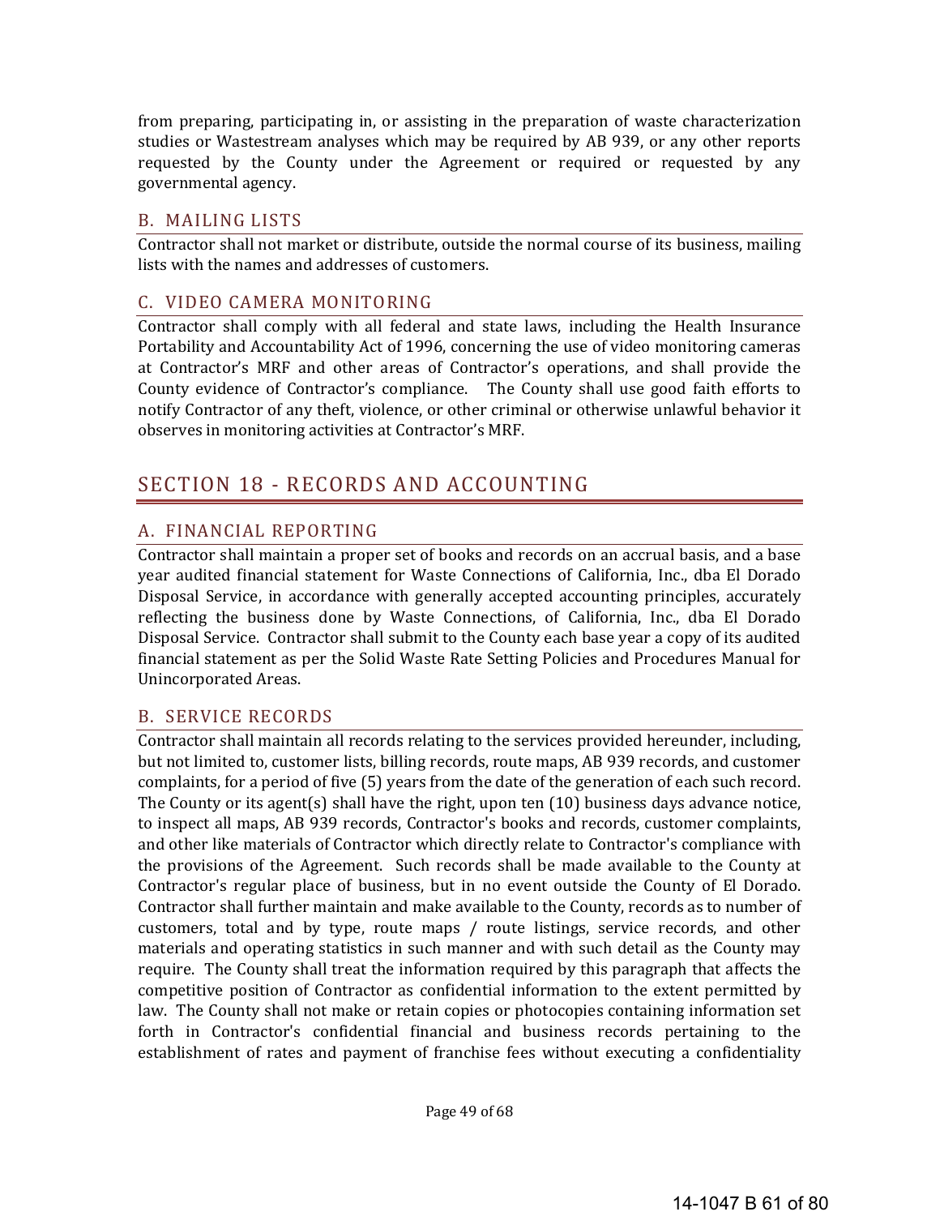from preparing, participating in, or assisting in the preparation of waste characterization studies or Wastestream analyses which may be required by AB 939, or any other reports requested by the County under the Agreement or required or requested by any governmental agency.

### B. MAILING LISTS

Contractor shall not market or distribute, outside the normal course of its business, mailing lists with the names and addresses of customers.

### C. VIDEO CAMERA MONITORING

Contractor shall comply with all federal and state laws, including the Health Insurance Portability and Accountability Act of 1996, concerning the use of video monitoring cameras at Contractor's MRF and other areas of Contractor's operations, and shall provide the County evidence of Contractor's compliance. The County shall use good faith efforts to notify Contractor of any theft, violence, or other criminal or otherwise unlawful behavior it observes in monitoring activities at Contractor's MRF.

## SECTION 18 - RECORDS AND ACCOUNTING

### A. FINANCIAL REPORTING

Contractor shall maintain a proper set of books and records on an accrual basis, and a base year audited financial statement for Waste Connections of California, Inc., dba El Dorado Disposal Service, in accordance with generally accepted accounting principles, accurately reflecting the business done by Waste Connections, of California, Inc., dba El Dorado Disposal Service. Contractor shall submit to the County each base year a copy of its audited financial statement as per the Solid Waste Rate Setting Policies and Procedures Manual for Unincorporated Areas.

### B. SERVICE RECORDS

Contractor shall maintain all records relating to the services provided hereunder, including, but not limited to, customer lists, billing records, route maps, AB 939 records, and customer complaints, for a period of five (5) years from the date of the generation of each such record. The County or its agent(s) shall have the right, upon ten (10) business days advance notice, to inspect all maps, AB 939 records, Contractor's books and records, customer complaints, and other like materials of Contractor which directly relate to Contractor's compliance with the provisions of the Agreement. Such records shall be made available to the County at Contractor's regular place of business, but in no event outside the County of El Dorado. Contractor shall further maintain and make available to the County, records as to number of customers, total and by type, route maps / route listings, service records, and other materials and operating statistics in such manner and with such detail as the County may require. The County shall treat the information required by this paragraph that affects the competitive position of Contractor as confidential information to the extent permitted by law. The County shall not make or retain copies or photocopies containing information set forth in Contractor's confidential financial and business records pertaining to the establishment of rates and payment of franchise fees without executing a confidentiality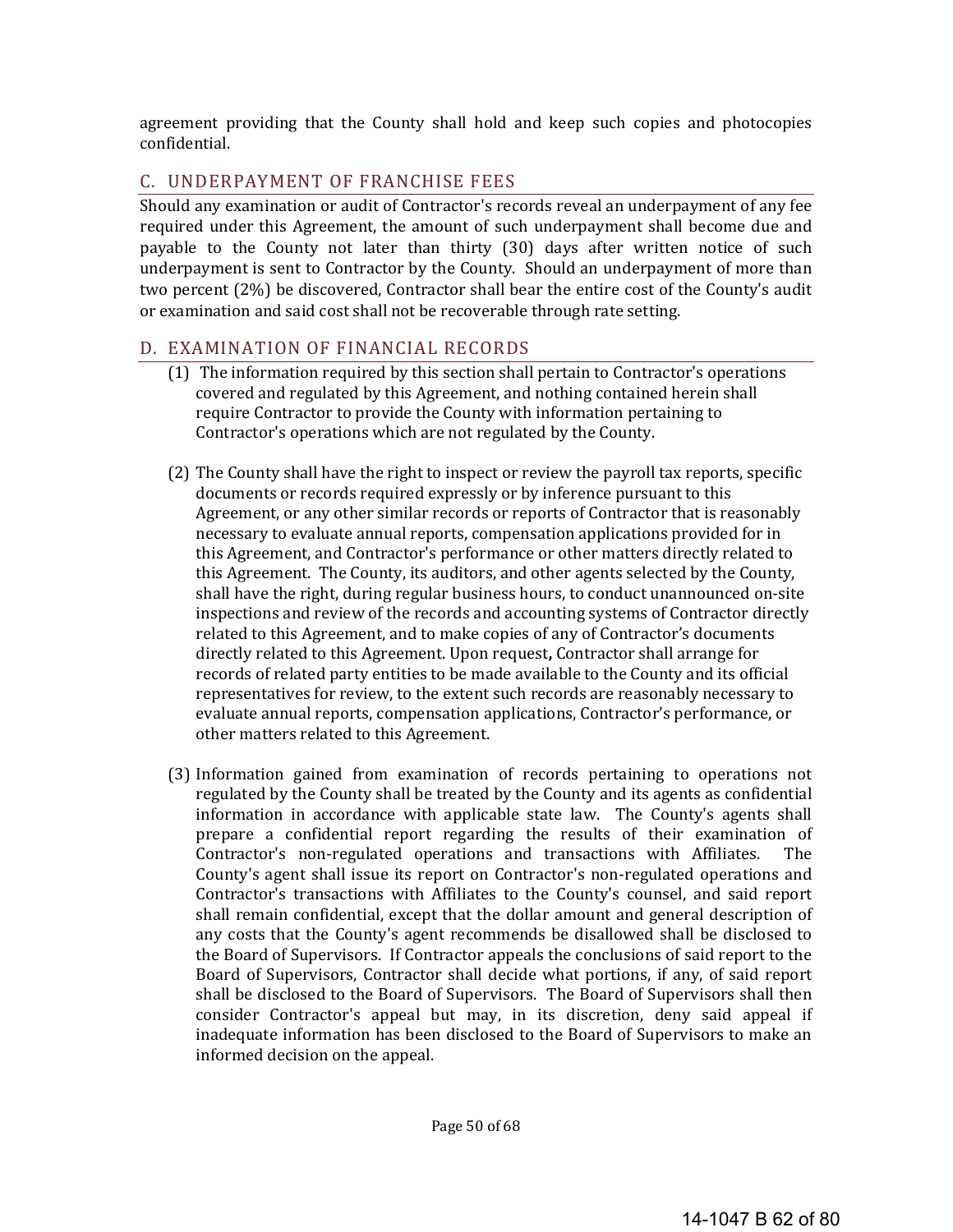agreement providing that the County shall hold and keep such copies and photocopies confidential.

## C. UNDERPAYMENT OF FRANCHISE FEES

Should any examination or audit of Contractor's records reveal an underpayment of any fee required under this Agreement, the amount of such underpayment shall become due and payable to the County not later than thirty (30) days after written notice of such underpayment is sent to Contractor by the County. Should an underpayment of more than two percent (2%) be discovered, Contractor shall bear the entire cost of the County's audit or examination and said cost shall not be recoverable through rate setting.

## D. EXAMINATION OF FINANCIAL RECORDS

(1) The information required by this section shall pertain to Contractor's operations covered and regulated by this Agreement, and nothing contained herein shall require Contractor to provide the County with information pertaining to Contractor's operations which are not regulated by the County.

(2) The County shall have the right to inspect or review the payroll tax reports, specific documents or records required expressly or by inference pursuant to this Agreement, or any other similar records or reports of Contractor that is reasonably necessary to evaluate annual reports, compensation applications provided for in this Agreement, and Contractor's performance or other matters directly related to this Agreement. The County, its auditors, and other agents selected by the County, shall have the right, during regular business hours, to conduct unannounced on-site inspections and review of the records and accounting systems of Contractor directly related to this Agreement, and to make copies of any of Contractor's documents directly related to this Agreement. Upon request**,** Contractor shall arrange for records of related party entities to be made available to the County and its official representatives for review, to the extent such records are reasonably necessary to evaluate annual reports, compensation applications, Contractor's performance, or other matters related to this Agreement.

(3) Information gained from examination of records pertaining to operations not regulated by the County shall be treated by the County and its agents as confidential information in accordance with applicable state law. The County's agents shall prepare a confidential report regarding the results of their examination of Contractor's non-regulated operations and transactions with Affiliates. The County's agent shall issue its report on Contractor's non-regulated operations and Contractor's transactions with Affiliates to the County's counsel, and said report shall remain confidential, except that the dollar amount and general description of any costs that the County's agent recommends be disallowed shall be disclosed to the Board of Supervisors. If Contractor appeals the conclusions of said report to the Board of Supervisors, Contractor shall decide what portions, if any, of said report shall be disclosed to the Board of Supervisors. The Board of Supervisors shall then consider Contractor's appeal but may, in its discretion, deny said appeal if inadequate information has been disclosed to the Board of Supervisors to make an informed decision on the appeal.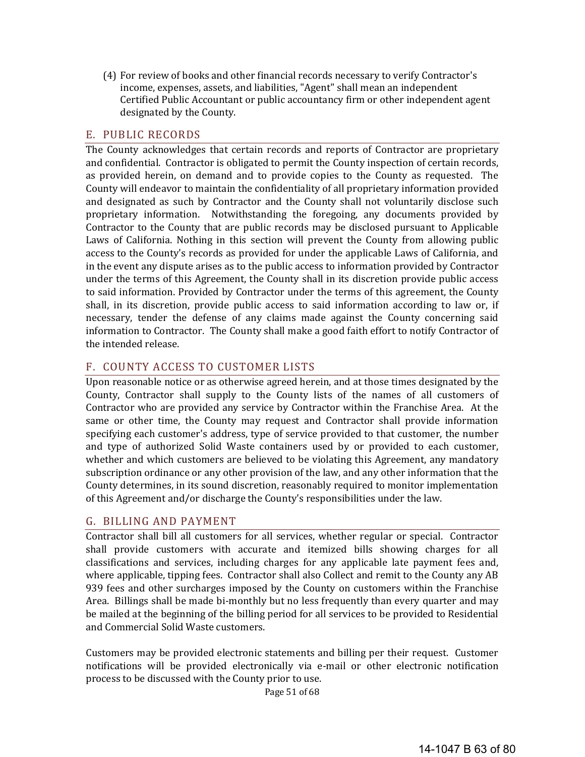(4) For review of books and other financial records necessary to verify Contractor's income, expenses, assets, and liabilities, "Agent" shall mean an independent Certified Public Accountant or public accountancy firm or other independent agent designated by the County.

## E. PUBLIC RECORDS

The County acknowledges that certain records and reports of Contractor are proprietary and confidential. Contractor is obligated to permit the County inspection of certain records, as provided herein, on demand and to provide copies to the County as requested. The County will endeavor to maintain the confidentiality of all proprietary information provided and designated as such by Contractor and the County shall not voluntarily disclose such proprietary information. Notwithstanding the foregoing, any documents provided by Contractor to the County that are public records may be disclosed pursuant to Applicable Laws of California. Nothing in this section will prevent the County from allowing public access to the County's records as provided for under the applicable Laws of California, and in the event any dispute arises as to the public access to information provided by Contractor under the terms of this Agreement, the County shall in its discretion provide public access to said information. Provided by Contractor under the terms of this agreement, the County shall, in its discretion, provide public access to said information according to law or, if necessary, tender the defense of any claims made against the County concerning said information to Contractor. The County shall make a good faith effort to notify Contractor of the intended release.

## F. COUNTY ACCESS TO CUSTOMER LISTS

Upon reasonable notice or as otherwise agreed herein, and at those times designated by the County, Contractor shall supply to the County lists of the names of all customers of Contractor who are provided any service by Contractor within the Franchise Area. At the same or other time, the County may request and Contractor shall provide information specifying each customer's address, type of service provided to that customer, the number and type of authorized Solid Waste containers used by or provided to each customer, whether and which customers are believed to be violating this Agreement, any mandatory subscription ordinance or any other provision of the law, and any other information that the County determines, in its sound discretion, reasonably required to monitor implementation of this Agreement and/or discharge the County's responsibilities under the law.

## G. BILLING AND PAYMENT

Contractor shall bill all customers for all services, whether regular or special. Contractor shall provide customers with accurate and itemized bills showing charges for all classifications and services, including charges for any applicable late payment fees and, where applicable, tipping fees. Contractor shall also Collect and remit to the County any AB 939 fees and other surcharges imposed by the County on customers within the Franchise Area. Billings shall be made bi-monthly but no less frequently than every quarter and may be mailed at the beginning of the billing period for all services to be provided to Residential and Commercial Solid Waste customers.

Customers may be provided electronic statements and billing per their request. Customer notifications will be provided electronically via e-mail or other electronic notification process to be discussed with the County prior to use.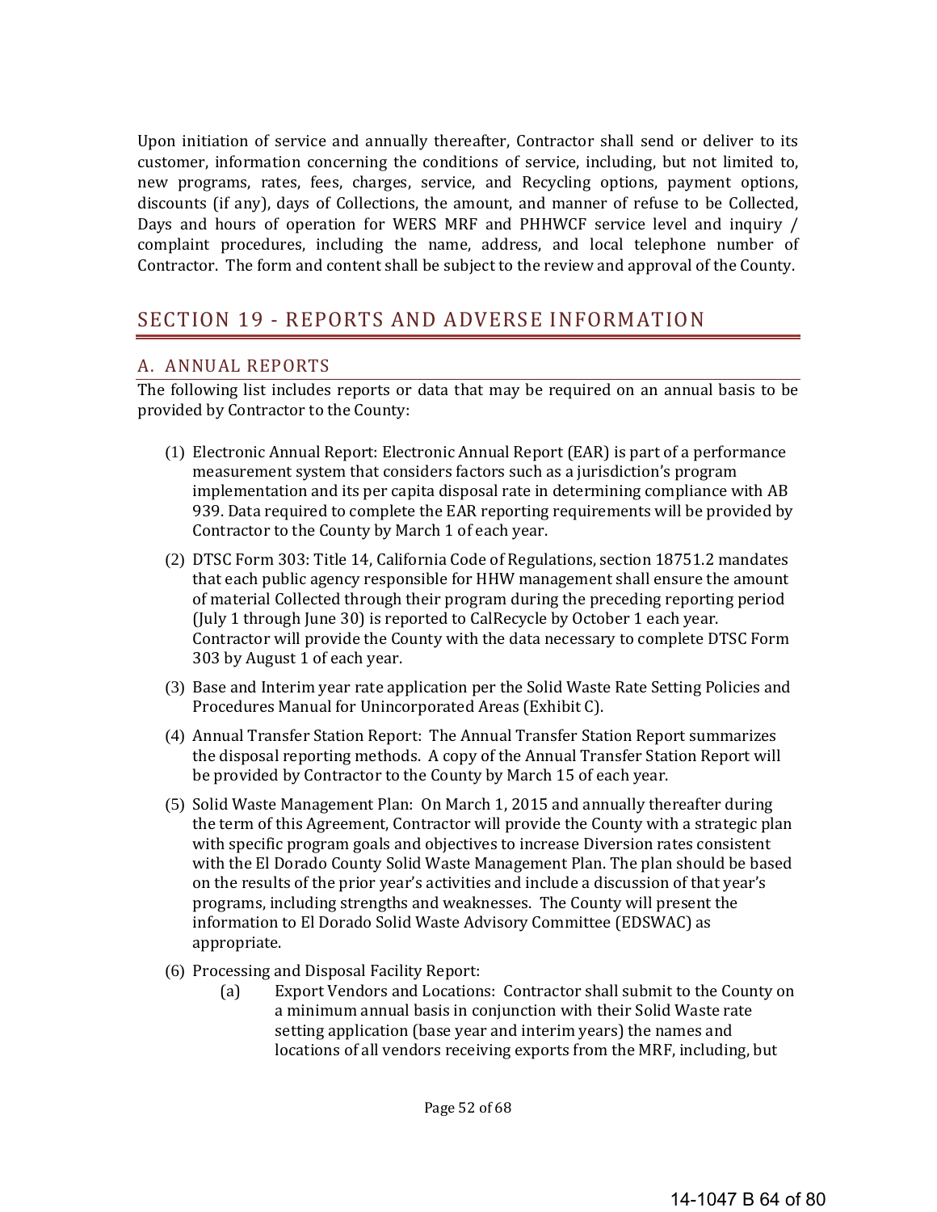Upon initiation of service and annually thereafter, Contractor shall send or deliver to its customer, information concerning the conditions of service, including, but not limited to, new programs, rates, fees, charges, service, and Recycling options, payment options, discounts (if any), days of Collections, the amount, and manner of refuse to be Collected, Days and hours of operation for WERS MRF and PHHWCF service level and inquiry / complaint procedures, including the name, address, and local telephone number of Contractor. The form and content shall be subject to the review and approval of the County.

## SECTION 19 - REPORTS AND ADVERSE INFORMATION

### A. ANNUAL REPORTS

The following list includes reports or data that may be required on an annual basis to be provided by Contractor to the County:

(1) Electronic Annual Report: Electronic Annual Report (EAR) is part of a performance measurement system that considers factors such as a jurisdiction's program implementation and its per capita disposal rate in determining compliance with AB 939. Data required to complete the EAR reporting requirements will be provided by Contractor to the County by March 1 of each year.

(2) DTSC Form 303: Title 14, California Code of Regulations, section 18751.2 mandates that each public agency responsible for HHW management shall ensure the amount of material Collected through their program during the preceding reporting period (July 1 through June 30) is reported to CalRecycle by October 1 each year. Contractor will provide the County with the data necessary to complete DTSC Form 303 by August 1 of each year.

(3) Base and Interim year rate application per the Solid Waste Rate Setting Policies and Procedures Manual for Unincorporated Areas (Exhibit C).

(4) Annual Transfer Station Report: The Annual Transfer Station Report summarizes the disposal reporting methods. A copy of the Annual Transfer Station Report will be provided by Contractor to the County by March 15 of each year.

(5) Solid Waste Management Plan: On March 1, 2015 and annually thereafter during the term of this Agreement, Contractor will provide the County with a strategic plan with specific program goals and objectives to increase Diversion rates consistent with the El Dorado County Solid Waste Management Plan. The plan should be based on the results of the prior year's activities and include a discussion of that year's programs, including strengths and weaknesses. The County will present the information to El Dorado Solid Waste Advisory Committee (EDSWAC) as appropriate.

(6) Processing and Disposal Facility Report:

   (a) Export Vendors and Locations: Contractor shall submit to the County on a minimum annual basis in conjunction with their Solid Waste rate setting application (base year and interim years) the names and locations of all vendors receiving exports from the MRF, including, but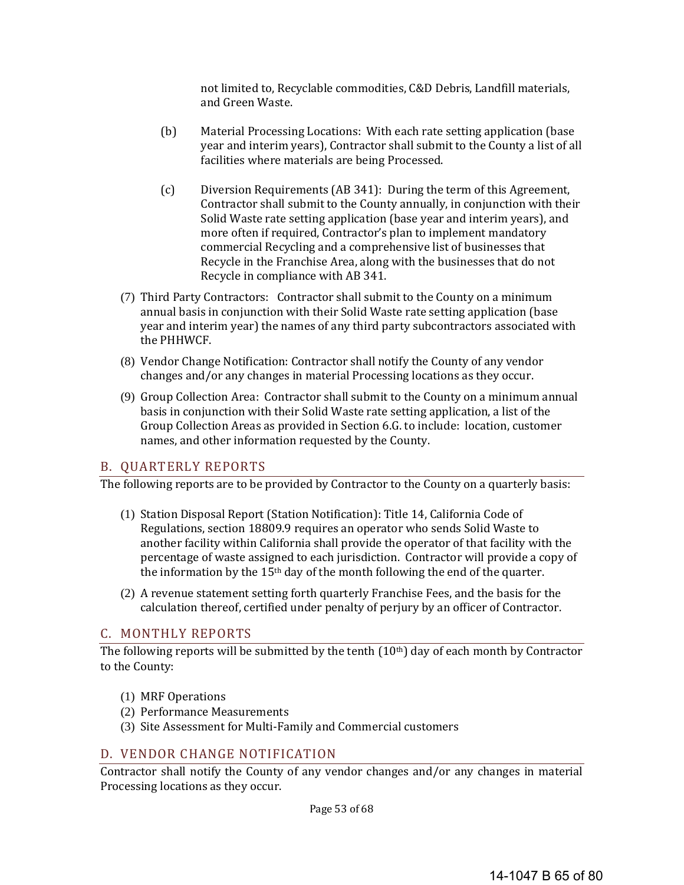not limited to, Recyclable commodities, C&D Debris, Landfill materials, and Green Waste.

(b) Material Processing Locations: With each rate setting application (base year and interim years), Contractor shall submit to the County a list of all facilities where materials are being Processed.

(c) Diversion Requirements (AB 341): During the term of this Agreement, Contractor shall submit to the County annually, in conjunction with their Solid Waste rate setting application (base year and interim years), and more often if required, Contractor's plan to implement mandatory commercial Recycling and a comprehensive list of businesses that Recycle in the Franchise Area, along with the businesses that do not Recycle in compliance with AB 341.

(7) Third Party Contractors: Contractor shall submit to the County on a minimum annual basis in conjunction with their Solid Waste rate setting application (base year and interim year) the names of any third party subcontractors associated with the PHHWCF.

(8) Vendor Change Notification: Contractor shall notify the County of any vendor changes and/or any changes in material Processing locations as they occur.

(9) Group Collection Area: Contractor shall submit to the County on a minimum annual basis in conjunction with their Solid Waste rate setting application, a list of the Group Collection Areas as provided in Section 6.G. to include: location, customer names, and other information requested by the County.

## B. QUARTERLY REPORTS

The following reports are to be provided by Contractor to the County on a quarterly basis:

(1) Station Disposal Report (Station Notification): Title 14, California Code of Regulations, section 18809.9 requires an operator who sends Solid Waste to another facility within California shall provide the operator of that facility with the percentage of waste assigned to each jurisdiction. Contractor will provide a copy of the information by the 15th day of the month following the end of the quarter.

(2) A revenue statement setting forth quarterly Franchise Fees, and the basis for the calculation thereof, certified under penalty of perjury by an officer of Contractor.

## C. MONTHLY REPORTS

The following reports will be submitted by the tenth (10th) day of each month by Contractor to the County:

(1) MRF Operations
(2) Performance Measurements
(3) Site Assessment for Multi-Family and Commercial customers

## D. VENDOR CHANGE NOTIFICATION

Contractor shall notify the County of any vendor changes and/or any changes in material Processing locations as they occur.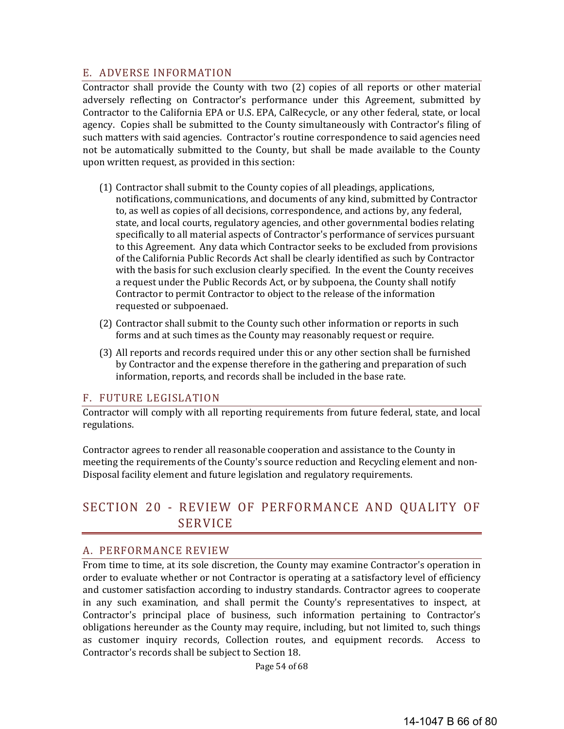### E. ADVERSE INFORMATION

Contractor shall provide the County with two (2) copies of all reports or other material adversely reflecting on Contractor's performance under this Agreement, submitted by Contractor to the California EPA or U.S. EPA, CalRecycle, or any other federal, state, or local agency. Copies shall be submitted to the County simultaneously with Contractor's filing of such matters with said agencies. Contractor's routine correspondence to said agencies need not be automatically submitted to the County, but shall be made available to the County upon written request, as provided in this section:

(1) Contractor shall submit to the County copies of all pleadings, applications, notifications, communications, and documents of any kind, submitted by Contractor to, as well as copies of all decisions, correspondence, and actions by, any federal, state, and local courts, regulatory agencies, and other governmental bodies relating specifically to all material aspects of Contractor's performance of services pursuant to this Agreement. Any data which Contractor seeks to be excluded from provisions of the California Public Records Act shall be clearly identified as such by Contractor with the basis for such exclusion clearly specified. In the event the County receives a request under the Public Records Act, or by subpoena, the County shall notify Contractor to permit Contractor to object to the release of the information requested or subpoenaed.

(2) Contractor shall submit to the County such other information or reports in such forms and at such times as the County may reasonably request or require.

(3) All reports and records required under this or any other section shall be furnished by Contractor and the expense therefore in the gathering and preparation of such information, reports, and records shall be included in the base rate.

### F. FUTURE LEGISLATION

Contractor will comply with all reporting requirements from future federal, state, and local regulations.

Contractor agrees to render all reasonable cooperation and assistance to the County in meeting the requirements of the County's source reduction and Recycling element and non-Disposal facility element and future legislation and regulatory requirements.

## SECTION 20 - REVIEW OF PERFORMANCE AND QUALITY OF SERVICE

### A. PERFORMANCE REVIEW

From time to time, at its sole discretion, the County may examine Contractor's operation in order to evaluate whether or not Contractor is operating at a satisfactory level of efficiency and customer satisfaction according to industry standards. Contractor agrees to cooperate in any such examination, and shall permit the County's representatives to inspect, at Contractor's principal place of business, such information pertaining to Contractor's obligations hereunder as the County may require, including, but not limited to, such things as customer inquiry records, Collection routes, and equipment records. Access to Contractor's records shall be subject to Section 18.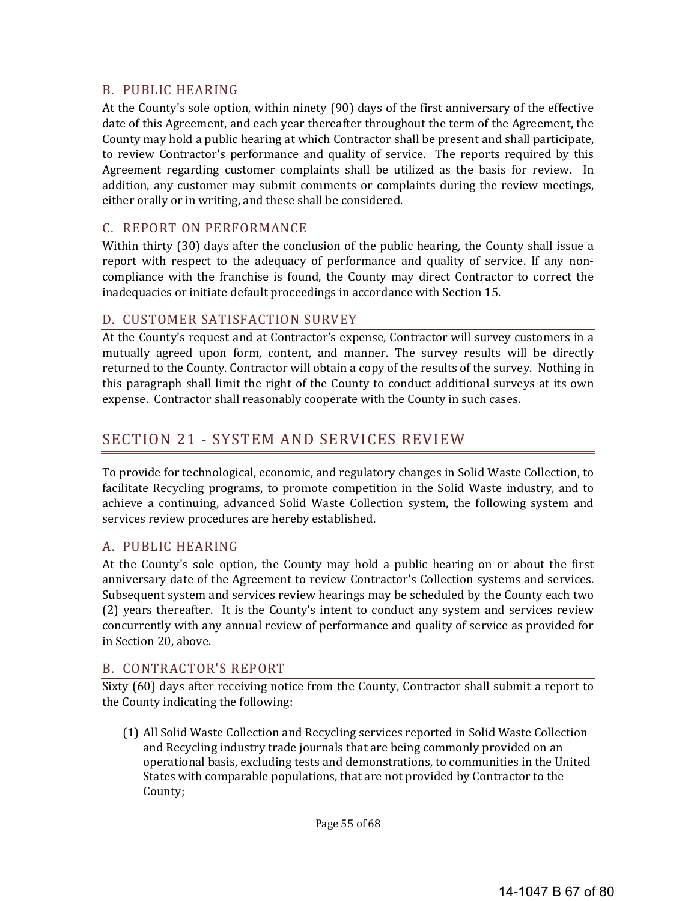### B. PUBLIC HEARING

At the County's sole option, within ninety (90) days of the first anniversary of the effective date of this Agreement, and each year thereafter throughout the term of the Agreement, the County may hold a public hearing at which Contractor shall be present and shall participate, to review Contractor's performance and quality of service. The reports required by this Agreement regarding customer complaints shall be utilized as the basis for review. In addition, any customer may submit comments or complaints during the review meetings, either orally or in writing, and these shall be considered.

### C. REPORT ON PERFORMANCE

Within thirty (30) days after the conclusion of the public hearing, the County shall issue a report with respect to the adequacy of performance and quality of service. If any non-compliance with the franchise is found, the County may direct Contractor to correct the inadequacies or initiate default proceedings in accordance with Section 15.

### D. CUSTOMER SATISFACTION SURVEY

At the County's request and at Contractor's expense, Contractor will survey customers in a mutually agreed upon form, content, and manner. The survey results will be directly returned to the County. Contractor will obtain a copy of the results of the survey. Nothing in this paragraph shall limit the right of the County to conduct additional surveys at its own expense. Contractor shall reasonably cooperate with the County in such cases.

## SECTION 21 - SYSTEM AND SERVICES REVIEW

To provide for technological, economic, and regulatory changes in Solid Waste Collection, to facilitate Recycling programs, to promote competition in the Solid Waste industry, and to achieve a continuing, advanced Solid Waste Collection system, the following system and services review procedures are hereby established.

### A. PUBLIC HEARING

At the County's sole option, the County may hold a public hearing on or about the first anniversary date of the Agreement to review Contractor's Collection systems and services. Subsequent system and services review hearings may be scheduled by the County each two (2) years thereafter. It is the County's intent to conduct any system and services review concurrently with any annual review of performance and quality of service as provided for in Section 20, above.

### B. CONTRACTOR'S REPORT

Sixty (60) days after receiving notice from the County, Contractor shall submit a report to the County indicating the following:

(1) All Solid Waste Collection and Recycling services reported in Solid Waste Collection and Recycling industry trade journals that are being commonly provided on an operational basis, excluding tests and demonstrations, to communities in the United States with comparable populations, that are not provided by Contractor to the County;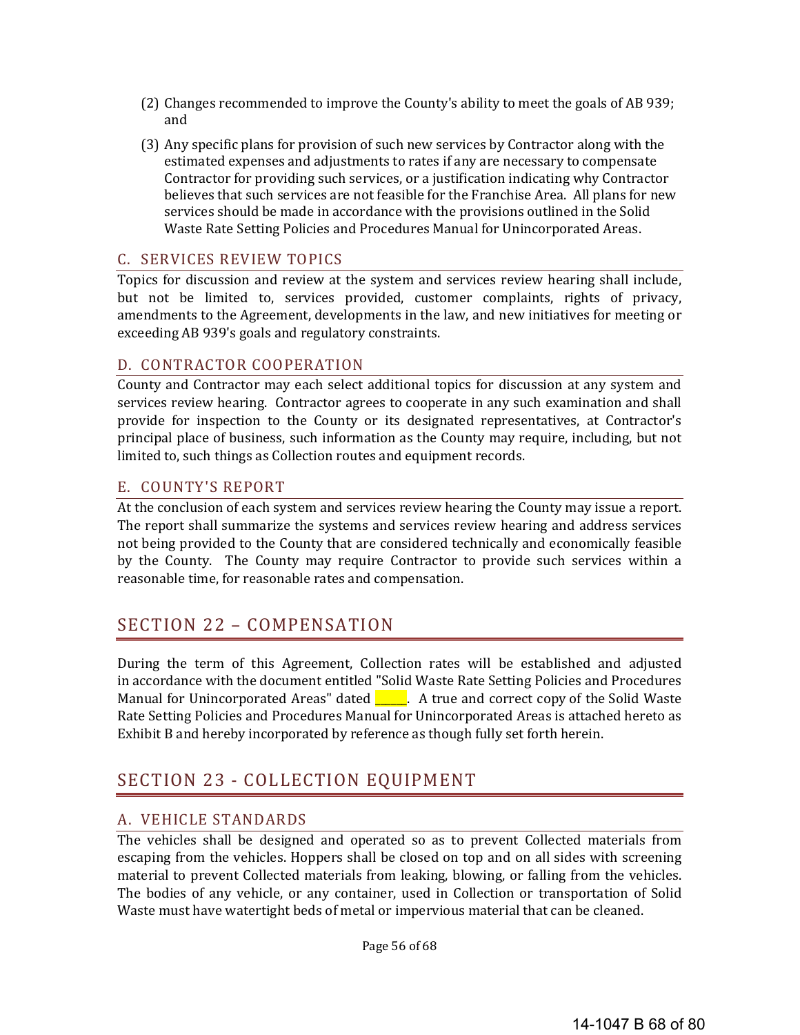(2) Changes recommended to improve the County's ability to meet the goals of AB 939; and

(3) Any specific plans for provision of such new services by Contractor along with the estimated expenses and adjustments to rates if any are necessary to compensate Contractor for providing such services, or a justification indicating why Contractor believes that such services are not feasible for the Franchise Area. All plans for new services should be made in accordance with the provisions outlined in the Solid Waste Rate Setting Policies and Procedures Manual for Unincorporated Areas.

### C. SERVICES REVIEW TOPICS

Topics for discussion and review at the system and services review hearing shall include, but not be limited to, services provided, customer complaints, rights of privacy, amendments to the Agreement, developments in the law, and new initiatives for meeting or exceeding AB 939's goals and regulatory constraints.

### D. CONTRACTOR COOPERATION

County and Contractor may each select additional topics for discussion at any system and services review hearing. Contractor agrees to cooperate in any such examination and shall provide for inspection to the County or its designated representatives, at Contractor's principal place of business, such information as the County may require, including, but not limited to, such things as Collection routes and equipment records.

### E. COUNTY'S REPORT

At the conclusion of each system and services review hearing the County may issue a report. The report shall summarize the systems and services review hearing and address services not being provided to the County that are considered technically and economically feasible by the County. The County may require Contractor to provide such services within a reasonable time, for reasonable rates and compensation.

## SECTION 22 – COMPENSATION

During the term of this Agreement, Collection rates will be established and adjusted in accordance with the document entitled "Solid Waste Rate Setting Policies and Procedures Manual for Unincorporated Areas" dated _____. A true and correct copy of the Solid Waste Rate Setting Policies and Procedures Manual for Unincorporated Areas is attached hereto as Exhibit B and hereby incorporated by reference as though fully set forth herein.

## SECTION 23 - COLLECTION EQUIPMENT

### A. VEHICLE STANDARDS

The vehicles shall be designed and operated so as to prevent Collected materials from escaping from the vehicles. Hoppers shall be closed on top and on all sides with screening material to prevent Collected materials from leaking, blowing, or falling from the vehicles. The bodies of any vehicle, or any container, used in Collection or transportation of Solid Waste must have watertight beds of metal or impervious material that can be cleaned.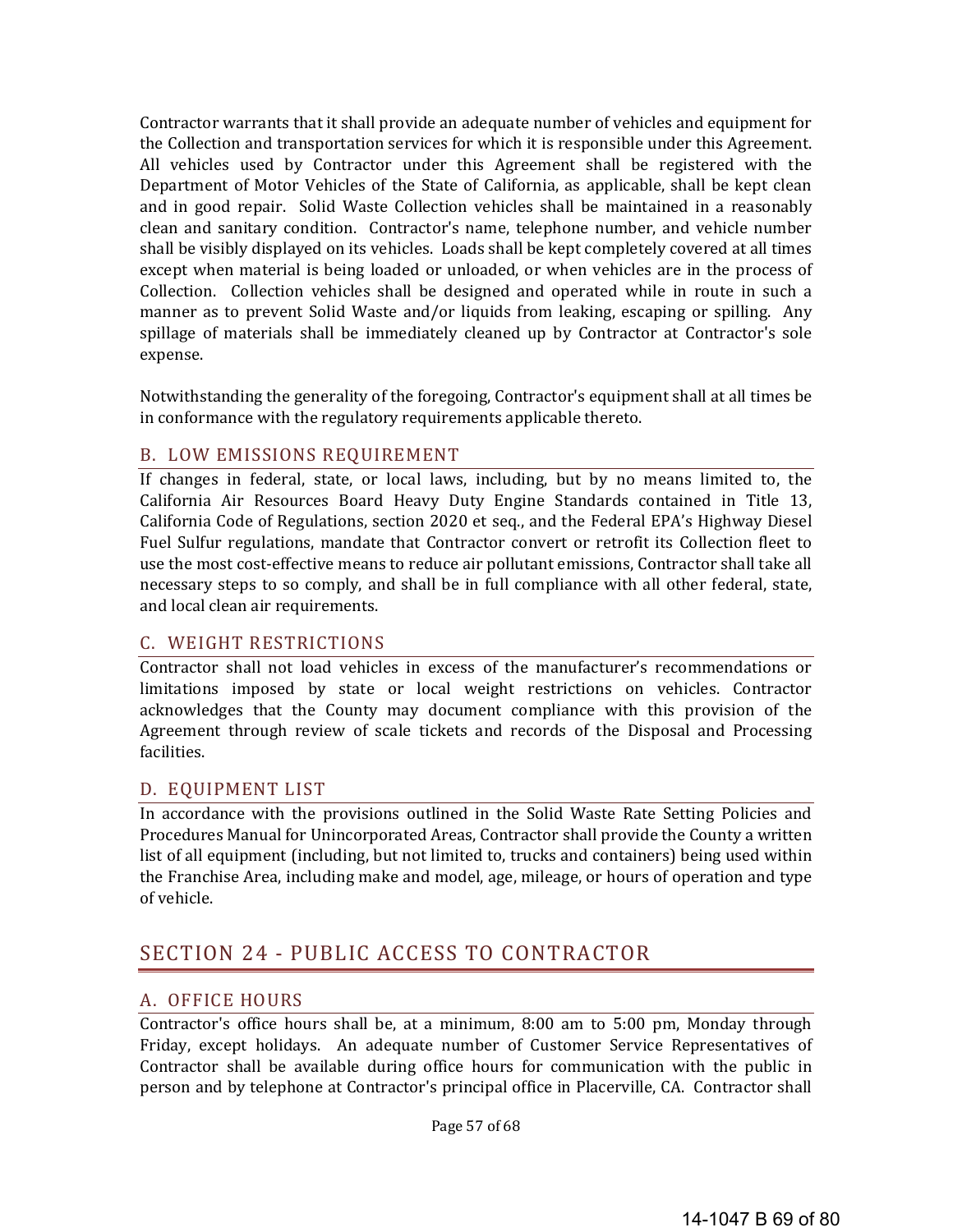Contractor warrants that it shall provide an adequate number of vehicles and equipment for the Collection and transportation services for which it is responsible under this Agreement. All vehicles used by Contractor under this Agreement shall be registered with the Department of Motor Vehicles of the State of California, as applicable, shall be kept clean and in good repair. Solid Waste Collection vehicles shall be maintained in a reasonably clean and sanitary condition. Contractor's name, telephone number, and vehicle number shall be visibly displayed on its vehicles. Loads shall be kept completely covered at all times except when material is being loaded or unloaded, or when vehicles are in the process of Collection. Collection vehicles shall be designed and operated while in route in such a manner as to prevent Solid Waste and/or liquids from leaking, escaping or spilling. Any spillage of materials shall be immediately cleaned up by Contractor at Contractor's sole expense.

Notwithstanding the generality of the foregoing, Contractor's equipment shall at all times be in conformance with the regulatory requirements applicable thereto.

### B. LOW EMISSIONS REQUIREMENT

If changes in federal, state, or local laws, including, but by no means limited to, the California Air Resources Board Heavy Duty Engine Standards contained in Title 13, California Code of Regulations, section 2020 et seq., and the Federal EPA's Highway Diesel Fuel Sulfur regulations, mandate that Contractor convert or retrofit its Collection fleet to use the most cost-effective means to reduce air pollutant emissions, Contractor shall take all necessary steps to so comply, and shall be in full compliance with all other federal, state, and local clean air requirements.

### C. WEIGHT RESTRICTIONS

Contractor shall not load vehicles in excess of the manufacturer's recommendations or limitations imposed by state or local weight restrictions on vehicles. Contractor acknowledges that the County may document compliance with this provision of the Agreement through review of scale tickets and records of the Disposal and Processing facilities.

### D. EQUIPMENT LIST

In accordance with the provisions outlined in the Solid Waste Rate Setting Policies and Procedures Manual for Unincorporated Areas, Contractor shall provide the County a written list of all equipment (including, but not limited to, trucks and containers) being used within the Franchise Area, including make and model, age, mileage, or hours of operation and type of vehicle.

## SECTION 24 - PUBLIC ACCESS TO CONTRACTOR

### A. OFFICE HOURS

Contractor's office hours shall be, at a minimum, 8:00 am to 5:00 pm, Monday through Friday, except holidays. An adequate number of Customer Service Representatives of Contractor shall be available during office hours for communication with the public in person and by telephone at Contractor's principal office in Placerville, CA. Contractor shall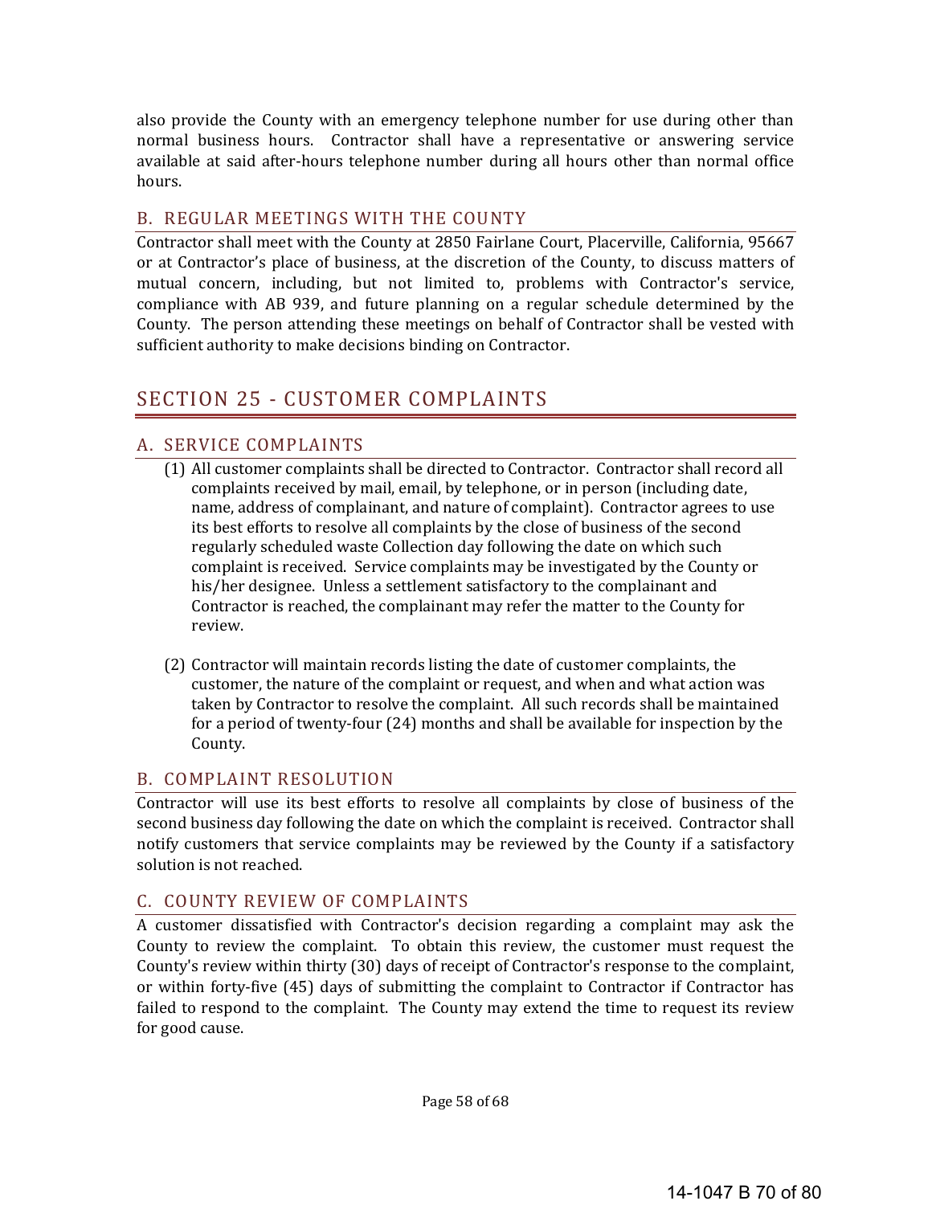also provide the County with an emergency telephone number for use during other than normal business hours. Contractor shall have a representative or answering service available at said after-hours telephone number during all hours other than normal office hours.

### B. REGULAR MEETINGS WITH THE COUNTY

Contractor shall meet with the County at 2850 Fairlane Court, Placerville, California, 95667 or at Contractor's place of business, at the discretion of the County, to discuss matters of mutual concern, including, but not limited to, problems with Contractor's service, compliance with AB 939, and future planning on a regular schedule determined by the County. The person attending these meetings on behalf of Contractor shall be vested with sufficient authority to make decisions binding on Contractor.

## SECTION 25 - CUSTOMER COMPLAINTS

### A. SERVICE COMPLAINTS

(1) All customer complaints shall be directed to Contractor. Contractor shall record all complaints received by mail, email, by telephone, or in person (including date, name, address of complainant, and nature of complaint). Contractor agrees to use its best efforts to resolve all complaints by the close of business of the second regularly scheduled waste Collection day following the date on which such complaint is received. Service complaints may be investigated by the County or his/her designee. Unless a settlement satisfactory to the complainant and Contractor is reached, the complainant may refer the matter to the County for review.

(2) Contractor will maintain records listing the date of customer complaints, the customer, the nature of the complaint or request, and when and what action was taken by Contractor to resolve the complaint. All such records shall be maintained for a period of twenty-four (24) months and shall be available for inspection by the County.

### B. COMPLAINT RESOLUTION

Contractor will use its best efforts to resolve all complaints by close of business of the second business day following the date on which the complaint is received. Contractor shall notify customers that service complaints may be reviewed by the County if a satisfactory solution is not reached.

### C. COUNTY REVIEW OF COMPLAINTS

A customer dissatisfied with Contractor's decision regarding a complaint may ask the County to review the complaint. To obtain this review, the customer must request the County's review within thirty (30) days of receipt of Contractor's response to the complaint, or within forty-five (45) days of submitting the complaint to Contractor if Contractor has failed to respond to the complaint. The County may extend the time to request its review for good cause.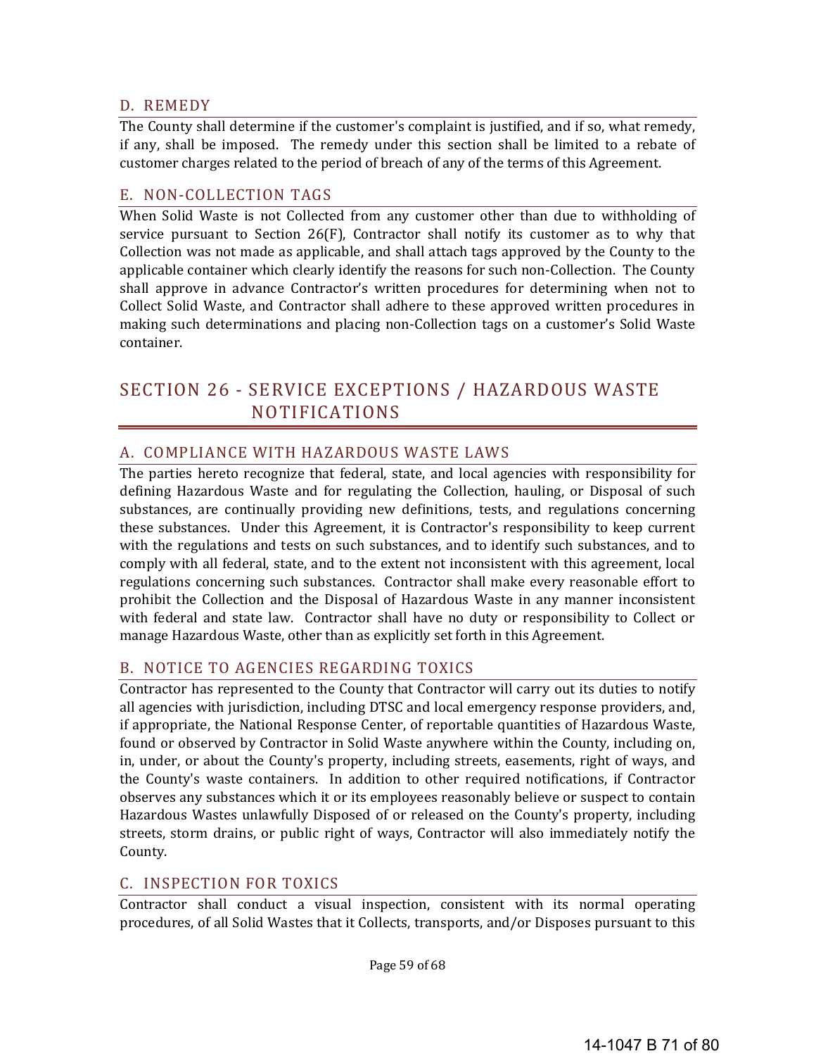### D. REMEDY

The County shall determine if the customer's complaint is justified, and if so, what remedy, if any, shall be imposed. The remedy under this section shall be limited to a rebate of customer charges related to the period of breach of any of the terms of this Agreement.

### E. NON-COLLECTION TAGS

When Solid Waste is not Collected from any customer other than due to withholding of service pursuant to Section 26(F), Contractor shall notify its customer as to why that Collection was not made as applicable, and shall attach tags approved by the County to the applicable container which clearly identify the reasons for such non-Collection. The County shall approve in advance Contractor's written procedures for determining when not to Collect Solid Waste, and Contractor shall adhere to these approved written procedures in making such determinations and placing non-Collection tags on a customer's Solid Waste container.

## SECTION 26 - SERVICE EXCEPTIONS / HAZARDOUS WASTE NOTIFICATIONS

### A. COMPLIANCE WITH HAZARDOUS WASTE LAWS

The parties hereto recognize that federal, state, and local agencies with responsibility for defining Hazardous Waste and for regulating the Collection, hauling, or Disposal of such substances, are continually providing new definitions, tests, and regulations concerning these substances. Under this Agreement, it is Contractor's responsibility to keep current with the regulations and tests on such substances, and to identify such substances, and to comply with all federal, state, and to the extent not inconsistent with this agreement, local regulations concerning such substances. Contractor shall make every reasonable effort to prohibit the Collection and the Disposal of Hazardous Waste in any manner inconsistent with federal and state law. Contractor shall have no duty or responsibility to Collect or manage Hazardous Waste, other than as explicitly set forth in this Agreement.

### B. NOTICE TO AGENCIES REGARDING TOXICS

Contractor has represented to the County that Contractor will carry out its duties to notify all agencies with jurisdiction, including DTSC and local emergency response providers, and, if appropriate, the National Response Center, of reportable quantities of Hazardous Waste, found or observed by Contractor in Solid Waste anywhere within the County, including on, in, under, or about the County's property, including streets, easements, right of ways, and the County's waste containers. In addition to other required notifications, if Contractor observes any substances which it or its employees reasonably believe or suspect to contain Hazardous Wastes unlawfully Disposed of or released on the County's property, including streets, storm drains, or public right of ways, Contractor will also immediately notify the County.

### C. INSPECTION FOR TOXICS

Contractor shall conduct a visual inspection, consistent with its normal operating procedures, of all Solid Wastes that it Collects, transports, and/or Disposes pursuant to this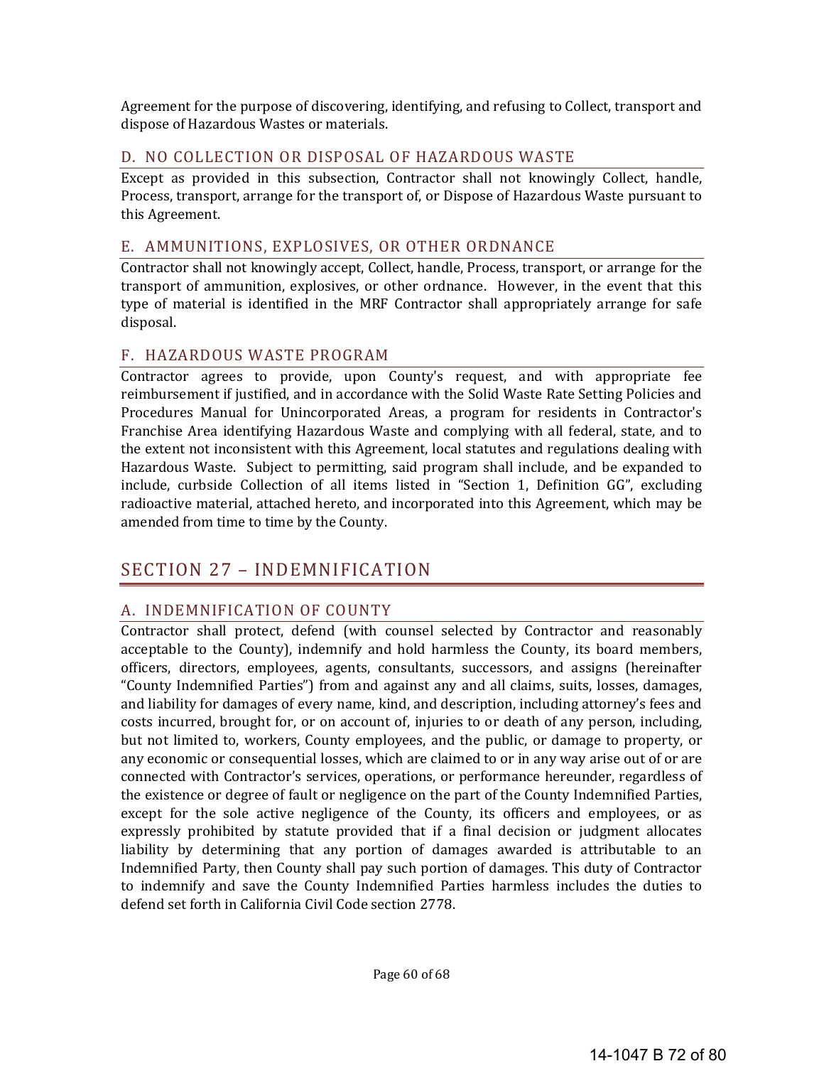Agreement for the purpose of discovering, identifying, and refusing to Collect, transport and dispose of Hazardous Wastes or materials.

### D. NO COLLECTION OR DISPOSAL OF HAZARDOUS WASTE

Except as provided in this subsection, Contractor shall not knowingly Collect, handle, Process, transport, arrange for the transport of, or Dispose of Hazardous Waste pursuant to this Agreement.

### E. AMMUNITIONS, EXPLOSIVES, OR OTHER ORDNANCE

Contractor shall not knowingly accept, Collect, handle, Process, transport, or arrange for the transport of ammunition, explosives, or other ordnance. However, in the event that this type of material is identified in the MRF Contractor shall appropriately arrange for safe disposal.

### F. HAZARDOUS WASTE PROGRAM

Contractor agrees to provide, upon County's request, and with appropriate fee reimbursement if justified, and in accordance with the Solid Waste Rate Setting Policies and Procedures Manual for Unincorporated Areas, a program for residents in Contractor's Franchise Area identifying Hazardous Waste and complying with all federal, state, and to the extent not inconsistent with this Agreement, local statutes and regulations dealing with Hazardous Waste. Subject to permitting, said program shall include, and be expanded to include, curbside Collection of all items listed in "Section 1, Definition GG", excluding radioactive material, attached hereto, and incorporated into this Agreement, which may be amended from time to time by the County.

## SECTION 27 – INDEMNIFICATION

### A. INDEMNIFICATION OF COUNTY

Contractor shall protect, defend (with counsel selected by Contractor and reasonably acceptable to the County), indemnify and hold harmless the County, its board members, officers, directors, employees, agents, consultants, successors, and assigns (hereinafter "County Indemnified Parties") from and against any and all claims, suits, losses, damages, and liability for damages of every name, kind, and description, including attorney's fees and costs incurred, brought for, or on account of, injuries to or death of any person, including, but not limited to, workers, County employees, and the public, or damage to property, or any economic or consequential losses, which are claimed to or in any way arise out of or are connected with Contractor's services, operations, or performance hereunder, regardless of the existence or degree of fault or negligence on the part of the County Indemnified Parties, except for the sole active negligence of the County, its officers and employees, or as expressly prohibited by statute provided that if a final decision or judgment allocates liability by determining that any portion of damages awarded is attributable to an Indemnified Party, then County shall pay such portion of damages. This duty of Contractor to indemnify and save the County Indemnified Parties harmless includes the duties to defend set forth in California Civil Code section 2778.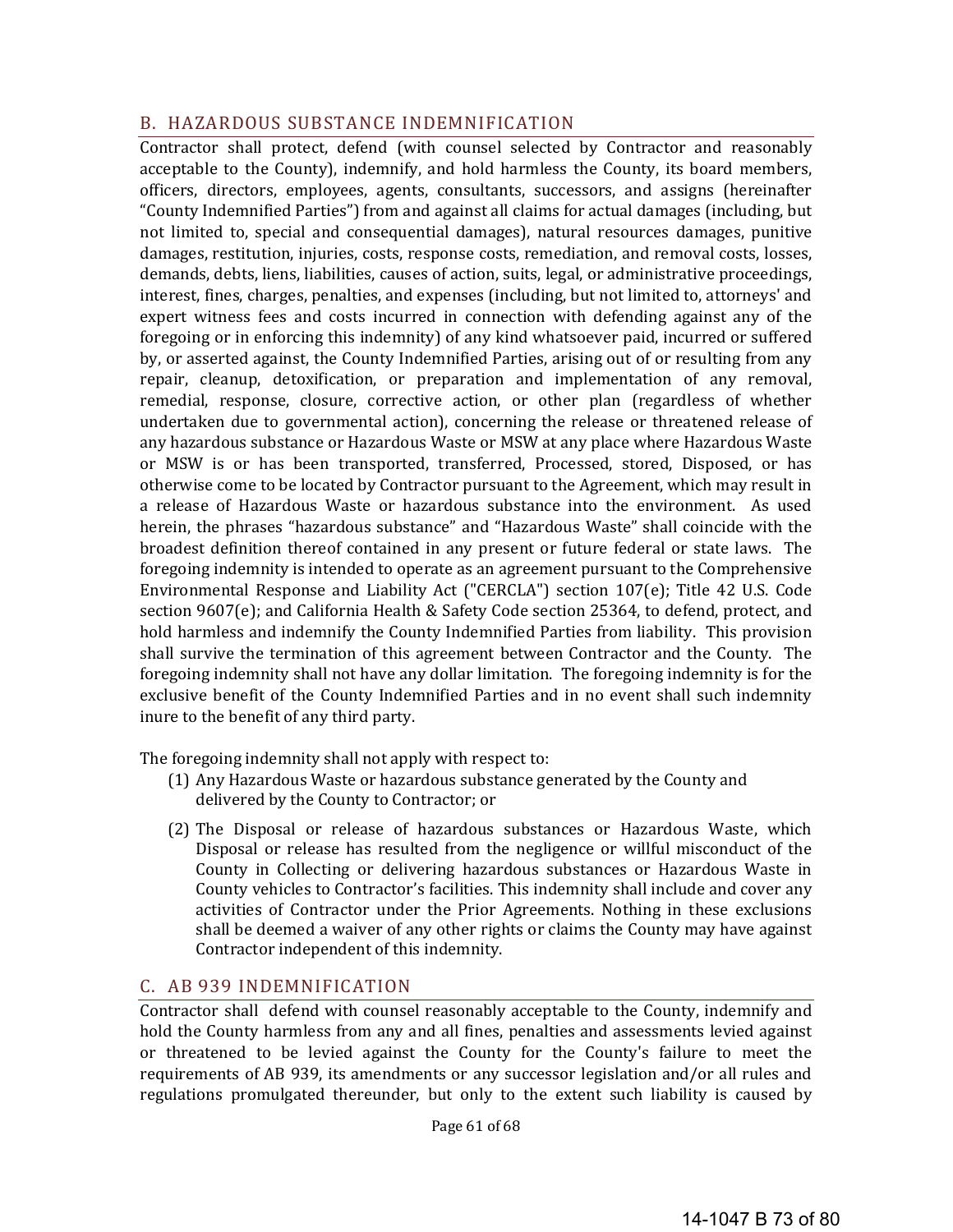## B. HAZARDOUS SUBSTANCE INDEMNIFICATION

Contractor shall protect, defend (with counsel selected by Contractor and reasonably acceptable to the County), indemnify, and hold harmless the County, its board members, officers, directors, employees, agents, consultants, successors, and assigns (hereinafter "County Indemnified Parties") from and against all claims for actual damages (including, but not limited to, special and consequential damages), natural resources damages, punitive damages, restitution, injuries, costs, response costs, remediation, and removal costs, losses, demands, debts, liens, liabilities, causes of action, suits, legal, or administrative proceedings, interest, fines, charges, penalties, and expenses (including, but not limited to, attorneys' and expert witness fees and costs incurred in connection with defending against any of the foregoing or in enforcing this indemnity) of any kind whatsoever paid, incurred or suffered by, or asserted against, the County Indemnified Parties, arising out of or resulting from any repair, cleanup, detoxification, or preparation and implementation of any removal, remedial, response, closure, corrective action, or other plan (regardless of whether undertaken due to governmental action), concerning the release or threatened release of any hazardous substance or Hazardous Waste or MSW at any place where Hazardous Waste or MSW is or has been transported, transferred, Processed, stored, Disposed, or has otherwise come to be located by Contractor pursuant to the Agreement, which may result in a release of Hazardous Waste or hazardous substance into the environment. As used herein, the phrases "hazardous substance" and "Hazardous Waste" shall coincide with the broadest definition thereof contained in any present or future federal or state laws. The foregoing indemnity is intended to operate as an agreement pursuant to the Comprehensive Environmental Response and Liability Act ("CERCLA") section 107(e); Title 42 U.S. Code section 9607(e); and California Health & Safety Code section 25364, to defend, protect, and hold harmless and indemnify the County Indemnified Parties from liability. This provision shall survive the termination of this agreement between Contractor and the County. The foregoing indemnity shall not have any dollar limitation. The foregoing indemnity is for the exclusive benefit of the County Indemnified Parties and in no event shall such indemnity inure to the benefit of any third party.

The foregoing indemnity shall not apply with respect to:

(1) Any Hazardous Waste or hazardous substance generated by the County and delivered by the County to Contractor; or

(2) The Disposal or release of hazardous substances or Hazardous Waste, which Disposal or release has resulted from the negligence or willful misconduct of the County in Collecting or delivering hazardous substances or Hazardous Waste in County vehicles to Contractor's facilities. This indemnity shall include and cover any activities of Contractor under the Prior Agreements. Nothing in these exclusions shall be deemed a waiver of any other rights or claims the County may have against Contractor independent of this indemnity.

## C. AB 939 INDEMNIFICATION

Contractor shall defend with counsel reasonably acceptable to the County, indemnify and hold the County harmless from any and all fines, penalties and assessments levied against or threatened to be levied against the County for the County's failure to meet the requirements of AB 939, its amendments or any successor legislation and/or all rules and regulations promulgated thereunder, but only to the extent such liability is caused by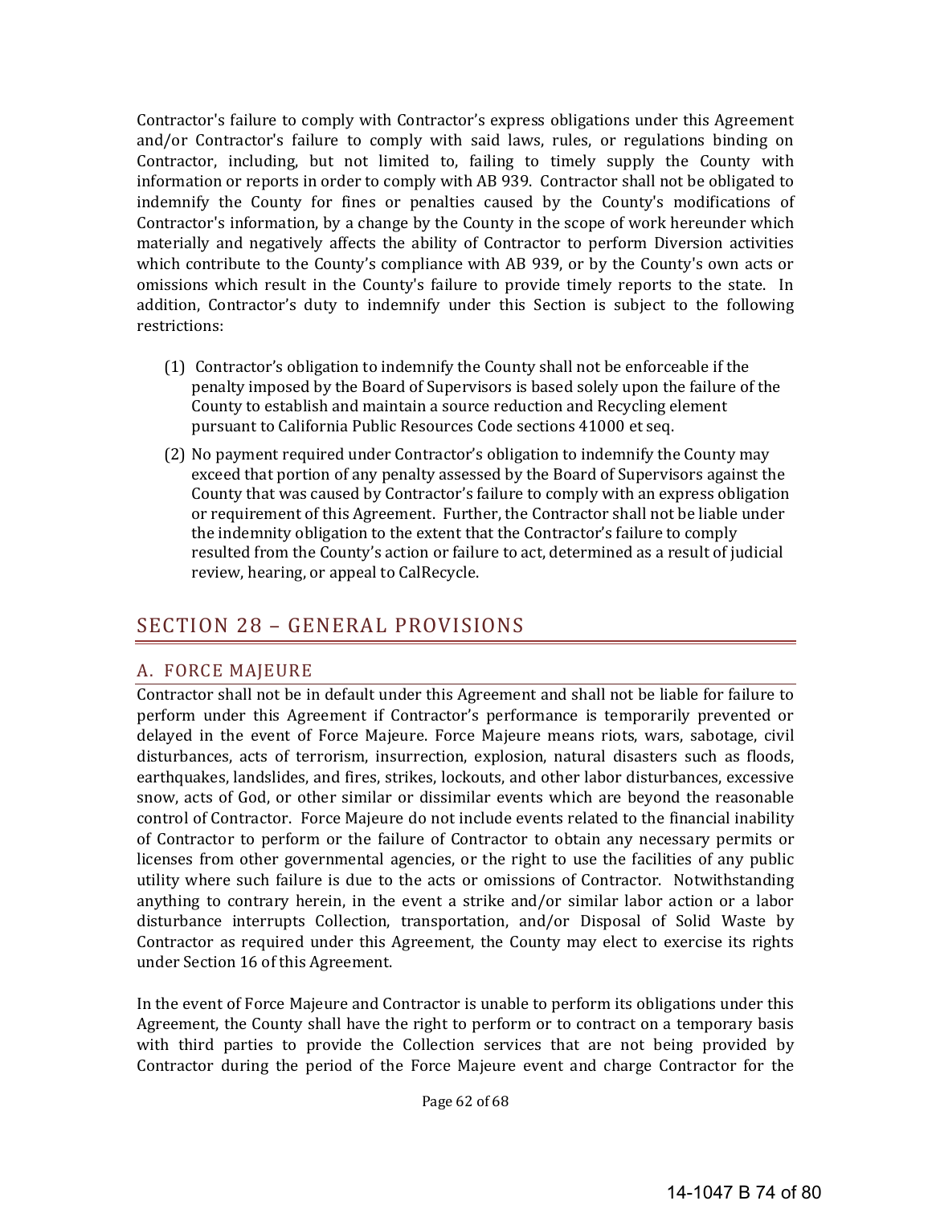Contractor's failure to comply with Contractor's express obligations under this Agreement and/or Contractor's failure to comply with said laws, rules, or regulations binding on Contractor, including, but not limited to, failing to timely supply the County with information or reports in order to comply with AB 939. Contractor shall not be obligated to indemnify the County for fines or penalties caused by the County's modifications of Contractor's information, by a change by the County in the scope of work hereunder which materially and negatively affects the ability of Contractor to perform Diversion activities which contribute to the County's compliance with AB 939, or by the County's own acts or omissions which result in the County's failure to provide timely reports to the state. In addition, Contractor's duty to indemnify under this Section is subject to the following restrictions:

(1) Contractor's obligation to indemnify the County shall not be enforceable if the penalty imposed by the Board of Supervisors is based solely upon the failure of the County to establish and maintain a source reduction and Recycling element pursuant to California Public Resources Code sections 41000 et seq.

(2) No payment required under Contractor's obligation to indemnify the County may exceed that portion of any penalty assessed by the Board of Supervisors against the County that was caused by Contractor's failure to comply with an express obligation or requirement of this Agreement. Further, the Contractor shall not be liable under the indemnity obligation to the extent that the Contractor's failure to comply resulted from the County's action or failure to act, determined as a result of judicial review, hearing, or appeal to CalRecycle.

## SECTION 28 – GENERAL PROVISIONS

### A. FORCE MAJEURE

Contractor shall not be in default under this Agreement and shall not be liable for failure to perform under this Agreement if Contractor's performance is temporarily prevented or delayed in the event of Force Majeure. Force Majeure means riots, wars, sabotage, civil disturbances, acts of terrorism, insurrection, explosion, natural disasters such as floods, earthquakes, landslides, and fires, strikes, lockouts, and other labor disturbances, excessive snow, acts of God, or other similar or dissimilar events which are beyond the reasonable control of Contractor. Force Majeure do not include events related to the financial inability of Contractor to perform or the failure of Contractor to obtain any necessary permits or licenses from other governmental agencies, or the right to use the facilities of any public utility where such failure is due to the acts or omissions of Contractor. Notwithstanding anything to contrary herein, in the event a strike and/or similar labor action or a labor disturbance interrupts Collection, transportation, and/or Disposal of Solid Waste by Contractor as required under this Agreement, the County may elect to exercise its rights under Section 16 of this Agreement.

In the event of Force Majeure and Contractor is unable to perform its obligations under this Agreement, the County shall have the right to perform or to contract on a temporary basis with third parties to provide the Collection services that are not being provided by Contractor during the period of the Force Majeure event and charge Contractor for the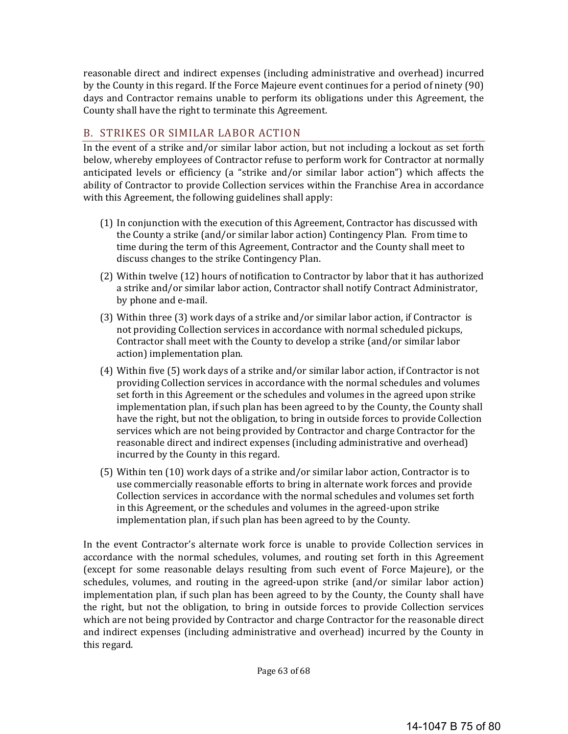reasonable direct and indirect expenses (including administrative and overhead) incurred by the County in this regard. If the Force Majeure event continues for a period of ninety (90) days and Contractor remains unable to perform its obligations under this Agreement, the County shall have the right to terminate this Agreement.

## B. STRIKES OR SIMILAR LABOR ACTION

In the event of a strike and/or similar labor action, but not including a lockout as set forth below, whereby employees of Contractor refuse to perform work for Contractor at normally anticipated levels or efficiency (a "strike and/or similar labor action") which affects the ability of Contractor to provide Collection services within the Franchise Area in accordance with this Agreement, the following guidelines shall apply:

(1) In conjunction with the execution of this Agreement, Contractor has discussed with the County a strike (and/or similar labor action) Contingency Plan. From time to time during the term of this Agreement, Contractor and the County shall meet to discuss changes to the strike Contingency Plan.

(2) Within twelve (12) hours of notification to Contractor by labor that it has authorized a strike and/or similar labor action, Contractor shall notify Contract Administrator, by phone and e-mail.

(3) Within three (3) work days of a strike and/or similar labor action, if Contractor is not providing Collection services in accordance with normal scheduled pickups, Contractor shall meet with the County to develop a strike (and/or similar labor action) implementation plan.

(4) Within five (5) work days of a strike and/or similar labor action, if Contractor is not providing Collection services in accordance with the normal schedules and volumes set forth in this Agreement or the schedules and volumes in the agreed upon strike implementation plan, if such plan has been agreed to by the County, the County shall have the right, but not the obligation, to bring in outside forces to provide Collection services which are not being provided by Contractor and charge Contractor for the reasonable direct and indirect expenses (including administrative and overhead) incurred by the County in this regard.

(5) Within ten (10) work days of a strike and/or similar labor action, Contractor is to use commercially reasonable efforts to bring in alternate work forces and provide Collection services in accordance with the normal schedules and volumes set forth in this Agreement, or the schedules and volumes in the agreed-upon strike implementation plan, if such plan has been agreed to by the County.

In the event Contractor's alternate work force is unable to provide Collection services in accordance with the normal schedules, volumes, and routing set forth in this Agreement (except for some reasonable delays resulting from such event of Force Majeure), or the schedules, volumes, and routing in the agreed-upon strike (and/or similar labor action) implementation plan, if such plan has been agreed to by the County, the County shall have the right, but not the obligation, to bring in outside forces to provide Collection services which are not being provided by Contractor and charge Contractor for the reasonable direct and indirect expenses (including administrative and overhead) incurred by the County in this regard.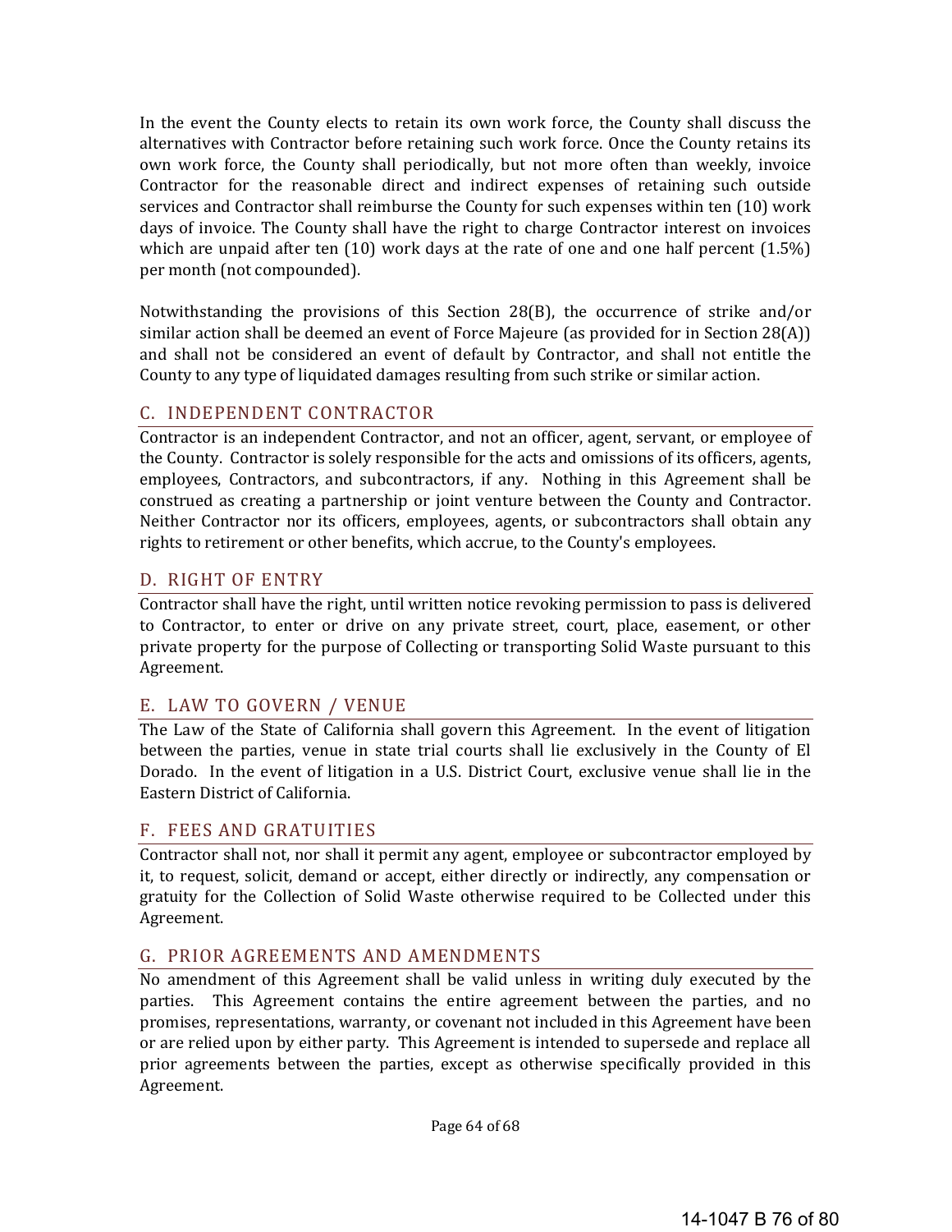In the event the County elects to retain its own work force, the County shall discuss the alternatives with Contractor before retaining such work force. Once the County retains its own work force, the County shall periodically, but not more often than weekly, invoice Contractor for the reasonable direct and indirect expenses of retaining such outside services and Contractor shall reimburse the County for such expenses within ten (10) work days of invoice. The County shall have the right to charge Contractor interest on invoices which are unpaid after ten (10) work days at the rate of one and one half percent (1.5%) per month (not compounded).

Notwithstanding the provisions of this Section 28(B), the occurrence of strike and/or similar action shall be deemed an event of Force Majeure (as provided for in Section 28(A)) and shall not be considered an event of default by Contractor, and shall not entitle the County to any type of liquidated damages resulting from such strike or similar action.

## C. INDEPENDENT CONTRACTOR

Contractor is an independent Contractor, and not an officer, agent, servant, or employee of the County. Contractor is solely responsible for the acts and omissions of its officers, agents, employees, Contractors, and subcontractors, if any. Nothing in this Agreement shall be construed as creating a partnership or joint venture between the County and Contractor. Neither Contractor nor its officers, employees, agents, or subcontractors shall obtain any rights to retirement or other benefits, which accrue, to the County's employees.

## D. RIGHT OF ENTRY

Contractor shall have the right, until written notice revoking permission to pass is delivered to Contractor, to enter or drive on any private street, court, place, easement, or other private property for the purpose of Collecting or transporting Solid Waste pursuant to this Agreement.

## E. LAW TO GOVERN / VENUE

The Law of the State of California shall govern this Agreement. In the event of litigation between the parties, venue in state trial courts shall lie exclusively in the County of El Dorado. In the event of litigation in a U.S. District Court, exclusive venue shall lie in the Eastern District of California.

## F. FEES AND GRATUITIES

Contractor shall not, nor shall it permit any agent, employee or subcontractor employed by it, to request, solicit, demand or accept, either directly or indirectly, any compensation or gratuity for the Collection of Solid Waste otherwise required to be Collected under this Agreement.

## G. PRIOR AGREEMENTS AND AMENDMENTS

No amendment of this Agreement shall be valid unless in writing duly executed by the parties. This Agreement contains the entire agreement between the parties, and no promises, representations, warranty, or covenant not included in this Agreement have been or are relied upon by either party. This Agreement is intended to supersede and replace all prior agreements between the parties, except as otherwise specifically provided in this Agreement.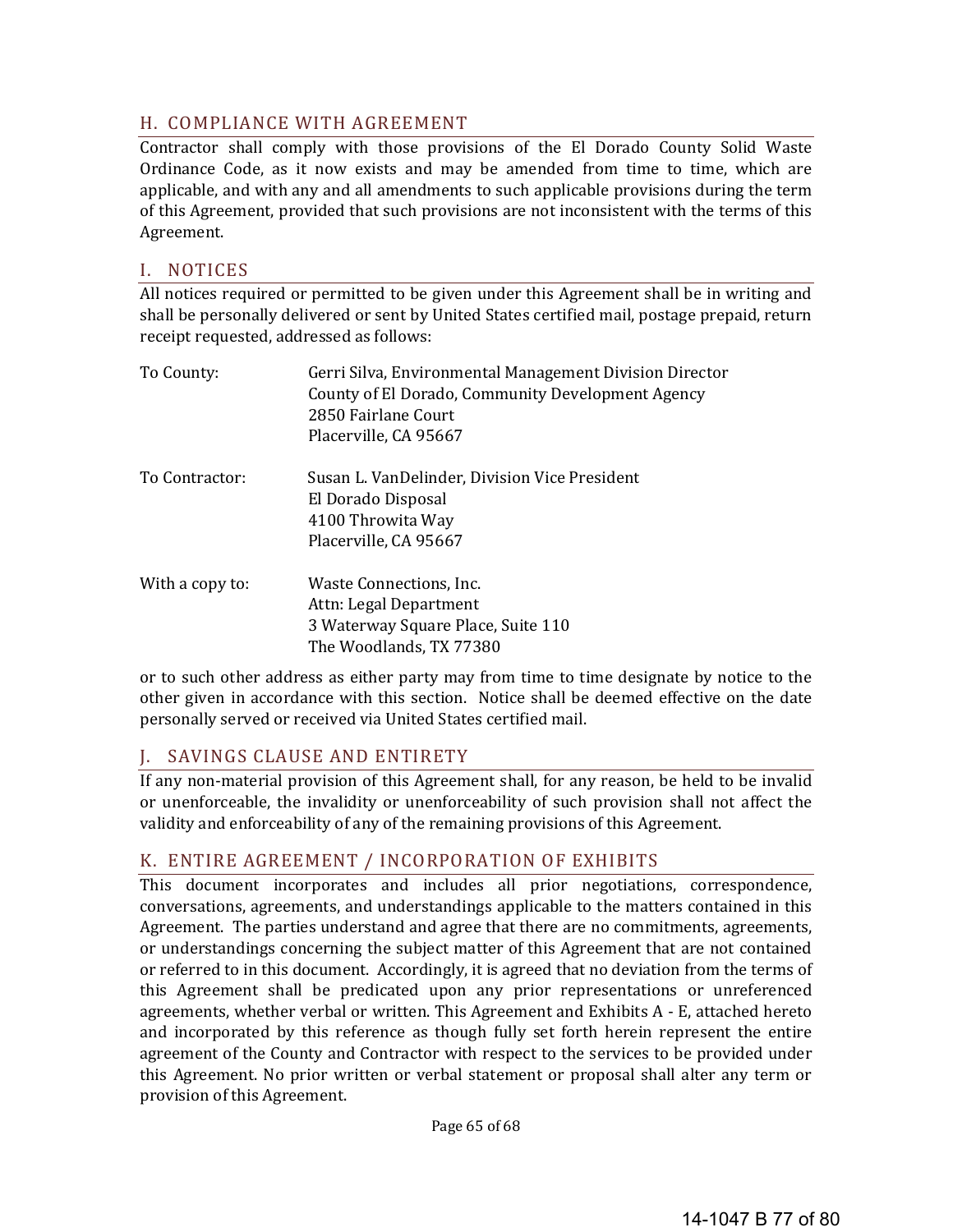## H. COMPLIANCE WITH AGREEMENT

Contractor shall comply with those provisions of the El Dorado County Solid Waste Ordinance Code, as it now exists and may be amended from time to time, which are applicable, and with any and all amendments to such applicable provisions during the term of this Agreement, provided that such provisions are not inconsistent with the terms of this Agreement.

## I. NOTICES

All notices required or permitted to be given under this Agreement shall be in writing and shall be personally delivered or sent by United States certified mail, postage prepaid, return receipt requested, addressed as follows:

To County:

Gerri Silva, Environmental Management Division Director
County of El Dorado, Community Development Agency
2850 Fairlane Court
Placerville, CA 95667

To Contractor:

Susan L. VanDelinder, Division Vice President
El Dorado Disposal
4100 Throwita Way
Placerville, CA 95667

With a copy to:

Waste Connections, Inc.
Attn: Legal Department
3 Waterway Square Place, Suite 110
The Woodlands, TX 77380

or to such other address as either party may from time to time designate by notice to the other given in accordance with this section. Notice shall be deemed effective on the date personally served or received via United States certified mail.

## J. SAVINGS CLAUSE AND ENTIRETY

If any non-material provision of this Agreement shall, for any reason, be held to be invalid or unenforceable, the invalidity or unenforceability of such provision shall not affect the validity and enforceability of any of the remaining provisions of this Agreement.

## K. ENTIRE AGREEMENT / INCORPORATION OF EXHIBITS

This document incorporates and includes all prior negotiations, correspondence, conversations, agreements, and understandings applicable to the matters contained in this Agreement. The parties understand and agree that there are no commitments, agreements, or understandings concerning the subject matter of this Agreement that are not contained or referred to in this document. Accordingly, it is agreed that no deviation from the terms of this Agreement shall be predicated upon any prior representations or unreferenced agreements, whether verbal or written. This Agreement and Exhibits A - E, attached hereto and incorporated by this reference as though fully set forth herein represent the entire agreement of the County and Contractor with respect to the services to be provided under this Agreement. No prior written or verbal statement or proposal shall alter any term or provision of this Agreement.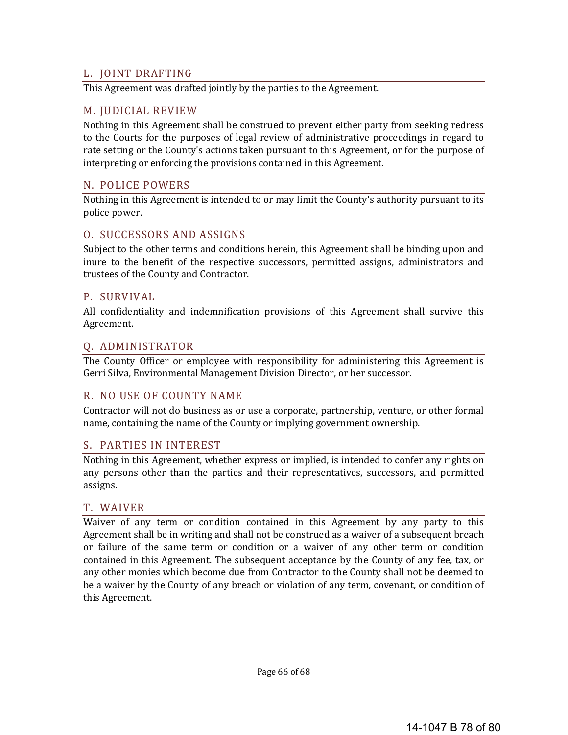## L. JOINT DRAFTING

This Agreement was drafted jointly by the parties to the Agreement.

## M. JUDICIAL REVIEW

Nothing in this Agreement shall be construed to prevent either party from seeking redress to the Courts for the purposes of legal review of administrative proceedings in regard to rate setting or the County's actions taken pursuant to this Agreement, or for the purpose of interpreting or enforcing the provisions contained in this Agreement.

## N. POLICE POWERS

Nothing in this Agreement is intended to or may limit the County's authority pursuant to its police power.

## O. SUCCESSORS AND ASSIGNS

Subject to the other terms and conditions herein, this Agreement shall be binding upon and inure to the benefit of the respective successors, permitted assigns, administrators and trustees of the County and Contractor.

## P. SURVIVAL

All confidentiality and indemnification provisions of this Agreement shall survive this Agreement.

## Q. ADMINISTRATOR

The County Officer or employee with responsibility for administering this Agreement is Gerri Silva, Environmental Management Division Director, or her successor.

## R. NO USE OF COUNTY NAME

Contractor will not do business as or use a corporate, partnership, venture, or other formal name, containing the name of the County or implying government ownership.

## S. PARTIES IN INTEREST

Nothing in this Agreement, whether express or implied, is intended to confer any rights on any persons other than the parties and their representatives, successors, and permitted assigns.

## T. WAIVER

Waiver of any term or condition contained in this Agreement by any party to this Agreement shall be in writing and shall not be construed as a waiver of a subsequent breach or failure of the same term or condition or a waiver of any other term or condition contained in this Agreement. The subsequent acceptance by the County of any fee, tax, or any other monies which become due from Contractor to the County shall not be deemed to be a waiver by the County of any breach or violation of any term, covenant, or condition of this Agreement.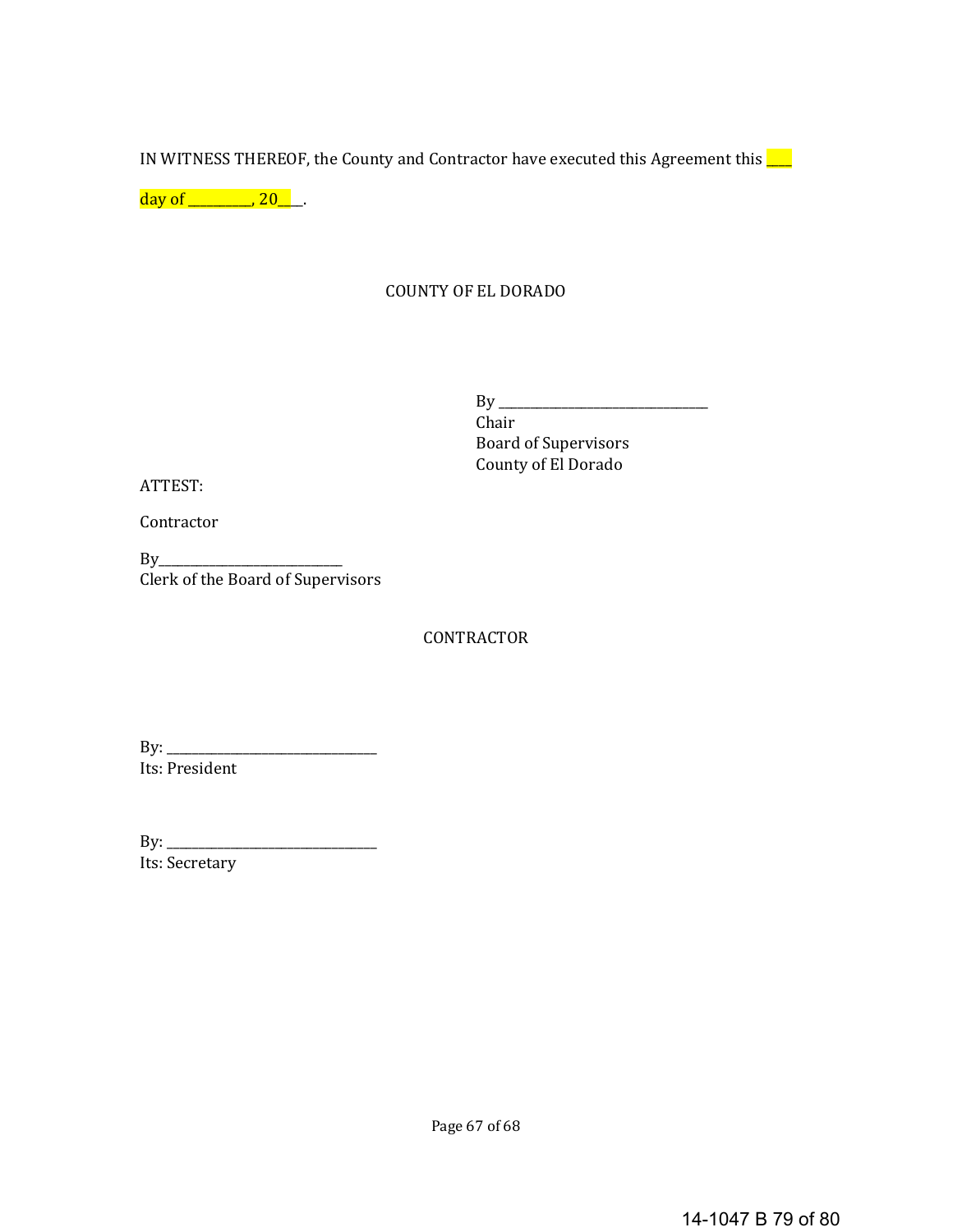IN WITNESS THEREOF, the County and Contractor have executed this Agreement this ___ day of _________, 20___.

COUNTY OF EL DORADO

By ________________________________
Chair
Board of Supervisors
County of El Dorado

ATTEST:

Contractor

By____________________________
Clerk of the Board of Supervisors

CONTRACTOR

By: ________________________________
Its: President

By: ________________________________
Its: Secretary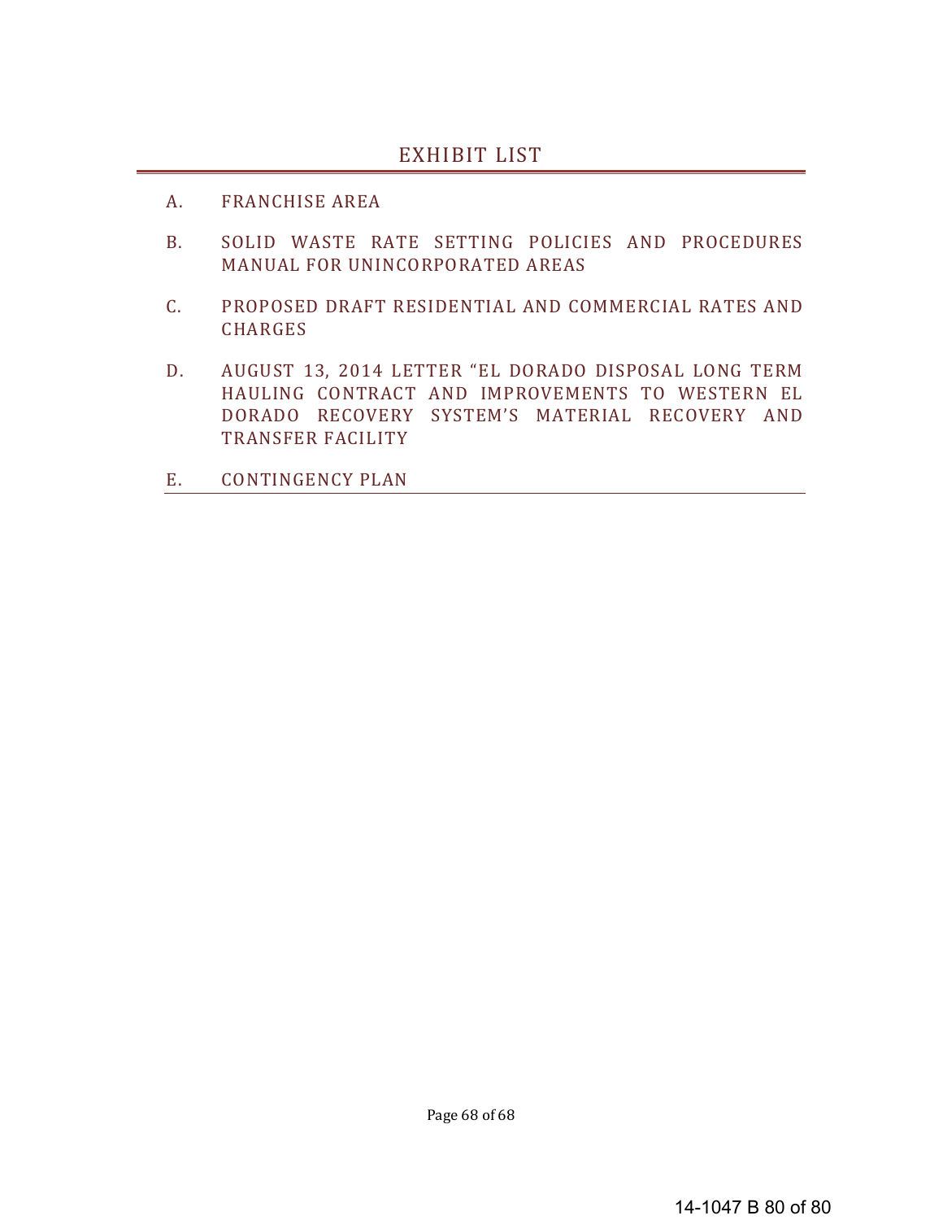# EXHIBIT LIST

A. FRANCHISE AREA

B. SOLID WASTE RATE SETTING POLICIES AND PROCEDURES MANUAL FOR UNINCORPORATED AREAS

C. PROPOSED DRAFT RESIDENTIAL AND COMMERCIAL RATES AND CHARGES

D. AUGUST 13, 2014 LETTER "EL DORADO DISPOSAL LONG TERM HAULING CONTRACT AND IMPROVEMENTS TO WESTERN EL DORADO RECOVERY SYSTEM'S MATERIAL RECOVERY AND TRANSFER FACILITY

E. CONTINGENCY PLAN